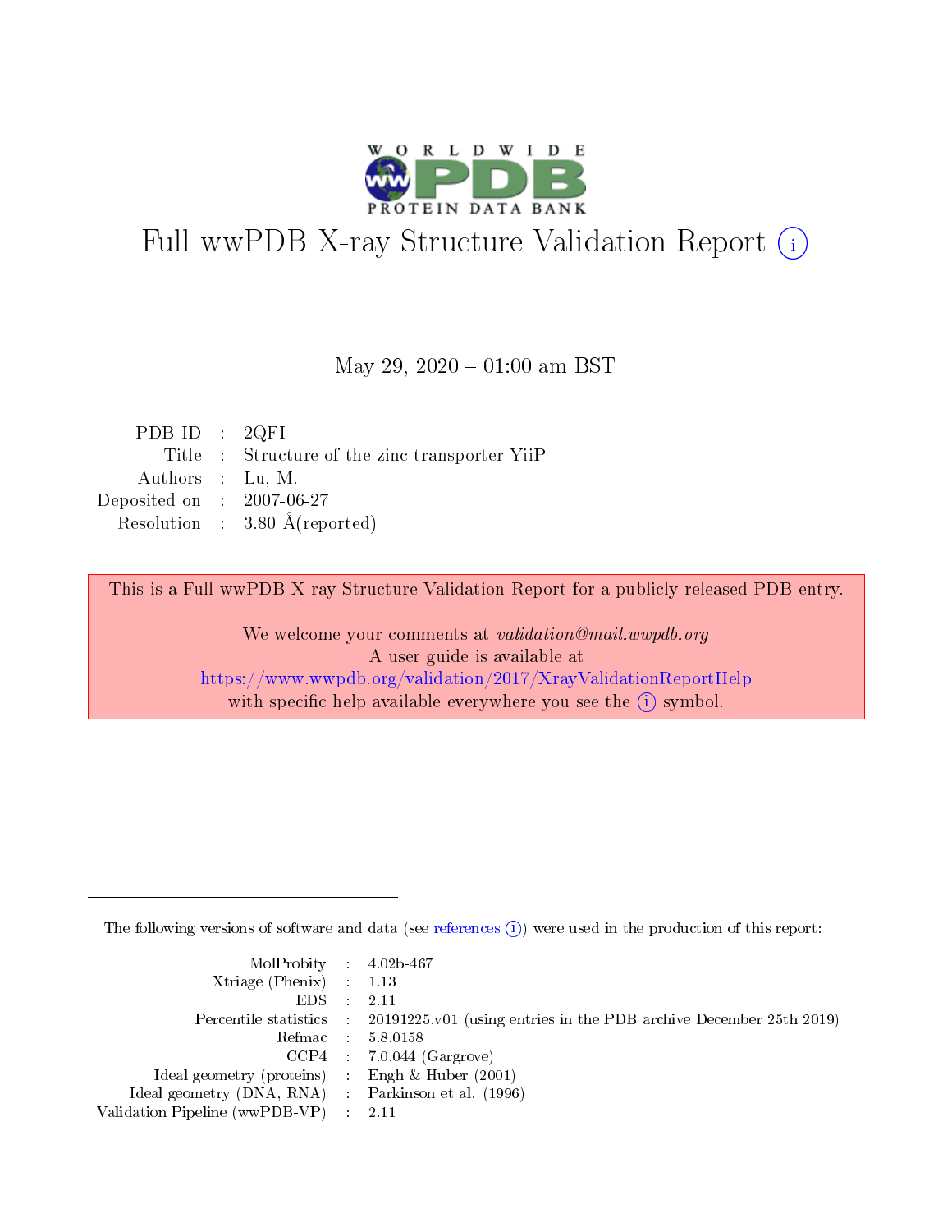# Full wwPDB X-ray Structure Validation Report (i)

May 29, 2020 – 01:00 am BST

| | | |
|---|---|---|
| PDB ID | : | 2QFI |
| Title | : | Structure of the zinc transporter YiiP |
| Authors | : | Lu, M. |
| Deposited on | : | 2007-06-27 |
| Resolution | : | 3.80 Å(reported) |

This is a Full wwPDB X-ray Structure Validation Report for a publicly released PDB entry.

We welcome your comments at *validation@mail.wwpdb.org*
A user guide is available at
https://www.wwpdb.org/validation/2017/XrayValidationReportHelp
with specific help available everywhere you see the (i) symbol.

---

The following versions of software and data (see references (i)) were used in the production of this report:

| | | |
|---|---|---|
| MolProbity | : | 4.02b-467 |
| Xtriage (Phenix) | : | 1.13 |
| EDS | : | 2.11 |
| Percentile statistics | : | 20191225.v01 (using entries in the PDB archive December 25th 2019) |
| Refmac | : | 5.8.0158 |
| CCP4 | : | 7.0.044 (Gargrove) |
| Ideal geometry (proteins) | : | Engh & Huber (2001) |
| Ideal geometry (DNA, RNA) | : | Parkinson et al. (1996) |
| Validation Pipeline (wwPDB-VP) | : | 2.11 |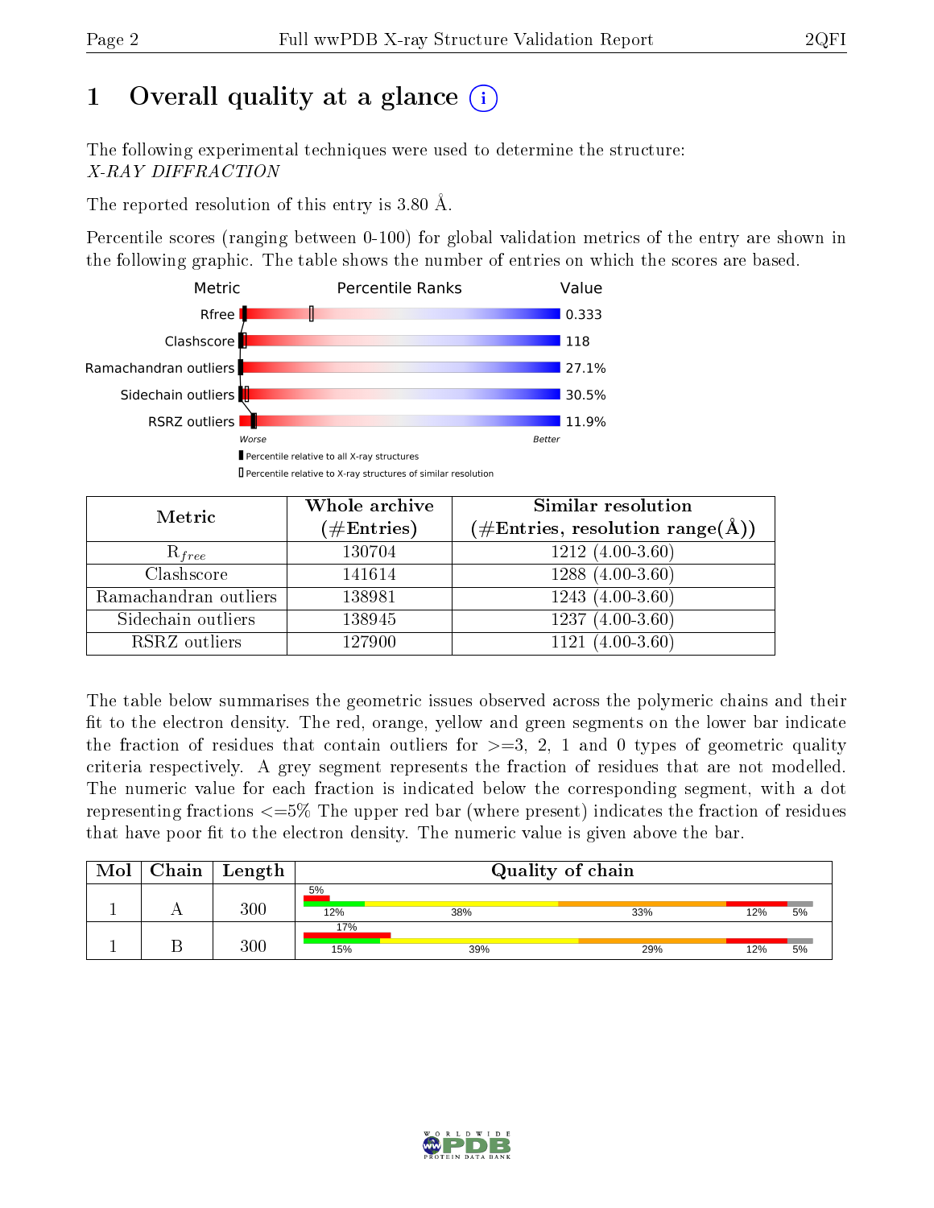# 1 Overall quality at a glance (i)

The following experimental techniques were used to determine the structure:
*X-RAY DIFFRACTION*

The reported resolution of this entry is 3.80 Å.

Percentile scores (ranging between 0-100) for global validation metrics of the entry are shown in the following graphic. The table shows the number of entries on which the scores are based.

| Metric | Value |
|---|---|
| Rfree | 0.333 |
| Clashscore | 118 |
| Ramachandran outliers | 27.1% |
| Sidechain outliers | 30.5% |
| RSRZ outliers | 11.9% |

Worse ← Percentile Ranks → Better

▮ Percentile relative to all X-ray structures
▯ Percentile relative to X-ray structures of similar resolution

| Metric | Whole archive (#Entries) | Similar resolution (#Entries, resolution range(Å)) |
|---|---|---|
| $R_{free}$ | 130704 | 1212 (4.00-3.60) |
| Clashscore | 141614 | 1288 (4.00-3.60) |
| Ramachandran outliers | 138981 | 1243 (4.00-3.60) |
| Sidechain outliers | 138945 | 1237 (4.00-3.60) |
| RSRZ outliers | 127900 | 1121 (4.00-3.60) |

The table below summarises the geometric issues observed across the polymeric chains and their fit to the electron density. The red, orange, yellow and green segments on the lower bar indicate the fraction of residues that contain outliers for >=3, 2, 1 and 0 types of geometric quality criteria respectively. A grey segment represents the fraction of residues that are not modelled. The numeric value for each fraction is indicated below the corresponding segment, with a dot representing fractions <=5% The upper red bar (where present) indicates the fraction of residues that have poor fit to the electron density. The numeric value is given above the bar.

| Mol | Chain | Length | Quality of chain |
|---|---|---|---|
| 1 | A | 300 | 5% (poor fit); 12%, 38%, 33%, 12%, 5% |
| 1 | B | 300 | 17% (poor fit); 15%, 39%, 29%, 12%, 5% |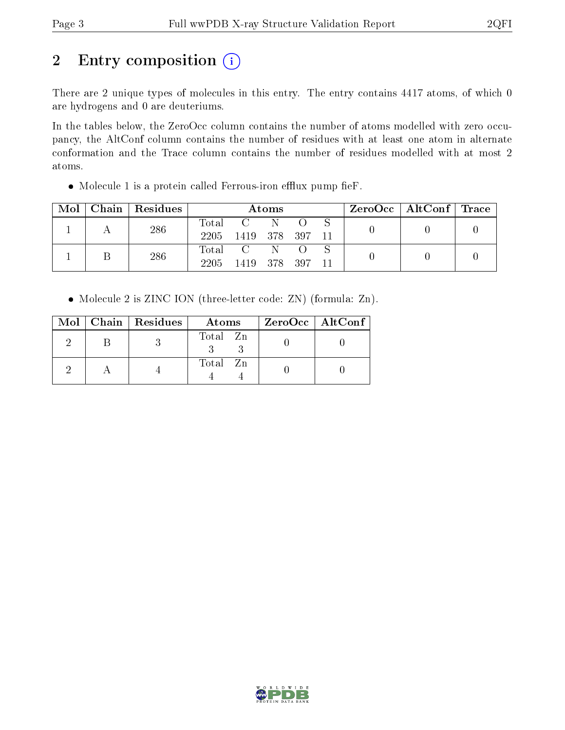# 2 Entry composition (i)

There are 2 unique types of molecules in this entry. The entry contains 4417 atoms, of which 0 are hydrogens and 0 are deuteriums.

In the tables below, the ZeroOcc column contains the number of atoms modelled with zero occupancy, the AltConf column contains the number of residues with at least one atom in alternate conformation and the Trace column contains the number of residues modelled with at most 2 atoms.

- Molecule 1 is a protein called Ferrous-iron efflux pump fieF.

| Mol | Chain | Residues | Atoms | | | | | ZeroOcc | AltConf | Trace |
|---|---|---|---|---|---|---|---|---|---|---|
| 1 | A | 286 | Total<br>2205 | C<br>1419 | N<br>378 | O<br>397 | S<br>11 | 0 | 0 | 0 |
| 1 | B | 286 | Total<br>2205 | C<br>1419 | N<br>378 | O<br>397 | S<br>11 | 0 | 0 | 0 |

- Molecule 2 is ZINC ION (three-letter code: ZN) (formula: Zn).

| Mol | Chain | Residues | Atoms | | ZeroOcc | AltConf |
|---|---|---|---|---|---|---|
| 2 | B | 3 | Total<br>3 | Zn<br>3 | 0 | 0 |
| 2 | A | 4 | Total<br>4 | Zn<br>4 | 0 | 0 |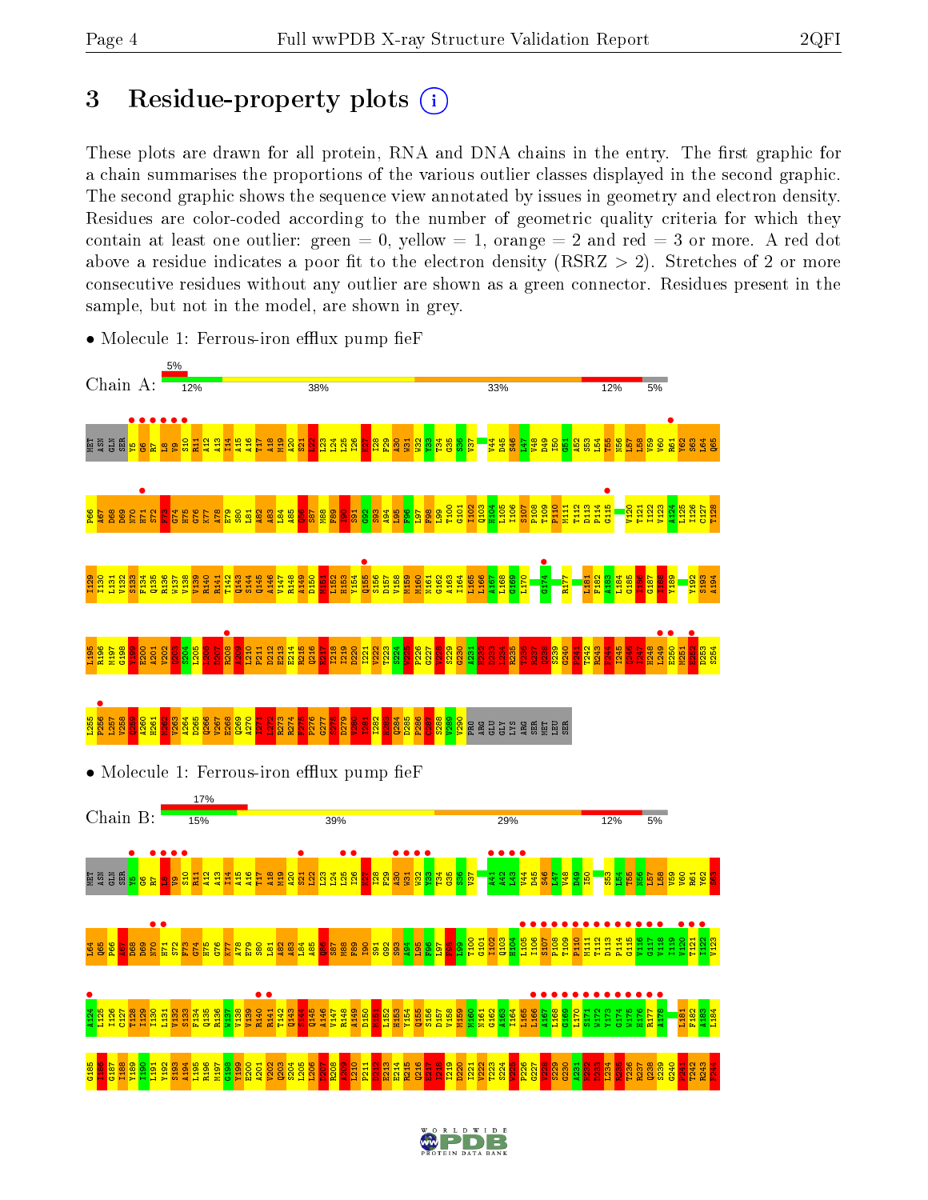# 3 Residue-property plots

These plots are drawn for all protein, RNA and DNA chains in the entry. The first graphic for a chain summarises the proportions of the various outlier classes displayed in the second graphic. The second graphic shows the sequence view annotated by issues in geometry and electron density. Residues are color-coded according to the number of geometric quality criteria for which they contain at least one outlier: green = 0, yellow = 1, orange = 2 and red = 3 or more. A red dot above a residue indicates a poor fit to the electron density (RSRZ > 2). Stretches of 2 or more consecutive residues without any outlier are shown as a green connector. Residues present in the sample, but not in the model, are shown in grey.

- Molecule 1: Ferrous-iron efflux pump fieF

Chain A: 5% | 12% | 38% | 33% | 12% | 5%

- Molecule 1: Ferrous-iron efflux pump fieF

Chain B: 17% | 15% | 39% | 29% | 12% | 5%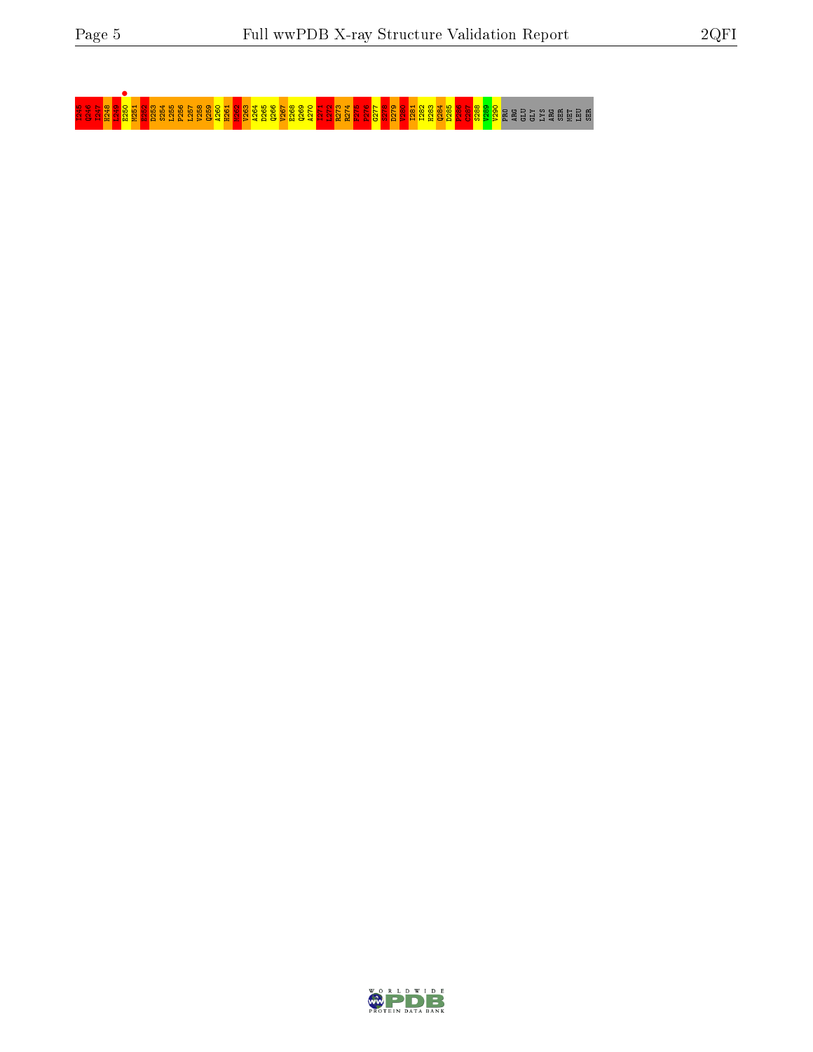I245 Q246 I247 H248 L249 E250 M251 E252 D253 S254 L255 P256 L257 V258 Q259 A260 H261 M262 V263 A264 D265 Q266 V267 E268 Q269 A270 I271 L272 R273 R274 P275 P276 G277 S278 D279 V280 I281 I282 H283 Q284 D285 P286 C287 S288 V289 V290 PRO ARG GLU GLY LYS ARG SER MET LEU SER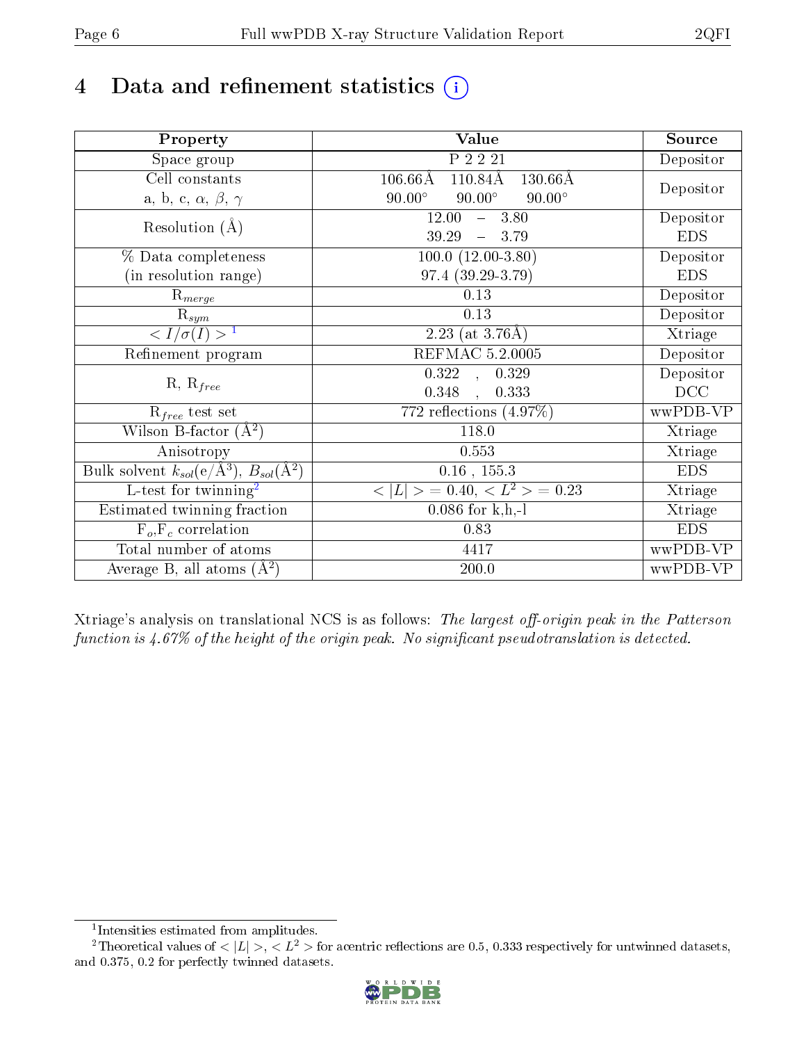# 4 Data and refinement statistics

| Property | Value | Source |
|---|---|---|
| Space group | P 2 2 21 | Depositor |
| Cell constants<br>a, b, c, $\alpha$, $\beta$, $\gamma$ | 106.66Å 110.84Å 130.66Å<br>90.00° 90.00° 90.00° | Depositor |
| Resolution (Å) | 12.00 – 3.80<br>39.29 – 3.79 | Depositor<br>EDS |
| % Data completeness<br>(in resolution range) | 100.0 (12.00-3.80)<br>97.4 (39.29-3.79) | Depositor<br>EDS |
| $R_{merge}$ | 0.13 | Depositor |
| $R_{sym}$ | 0.13 | Depositor |
| $< I/\sigma(I) >$ [1] | 2.23 (at 3.76Å) | Xtriage |
| Refinement program | REFMAC 5.2.0005 | Depositor |
| R, $R_{free}$ | 0.322 , 0.329<br>0.348 , 0.333 | Depositor<br>DCC |
| $R_{free}$ test set | 772 reflections (4.97%) | wwPDB-VP |
| Wilson B-factor (Å$^2$) | 118.0 | Xtriage |
| Anisotropy | 0.553 | Xtriage |
| Bulk solvent $k_{sol}$(e/Å$^3$), $B_{sol}$(Å$^2$) | 0.16 , 155.3 | EDS |
| L-test for twinning[2] | $< \|L\| > = 0.40$, $< L^2 > = 0.23$ | Xtriage |
| Estimated twinning fraction | 0.086 for k,h,-l | Xtriage |
| $F_o$,$F_c$ correlation | 0.83 | EDS |
| Total number of atoms | 4417 | wwPDB-VP |
| Average B, all atoms (Å$^2$) | 200.0 | wwPDB-VP |

Xtriage's analysis on translational NCS is as follows: *The largest off-origin peak in the Patterson function is 4.67% of the height of the origin peak. No significant pseudotranslation is detected.*

[1] Intensities estimated from amplitudes.

[2] Theoretical values of $< |L| >$, $< L^2 >$ for acentric reflections are 0.5, 0.333 respectively for untwinned datasets, and 0.375, 0.2 for perfectly twinned datasets.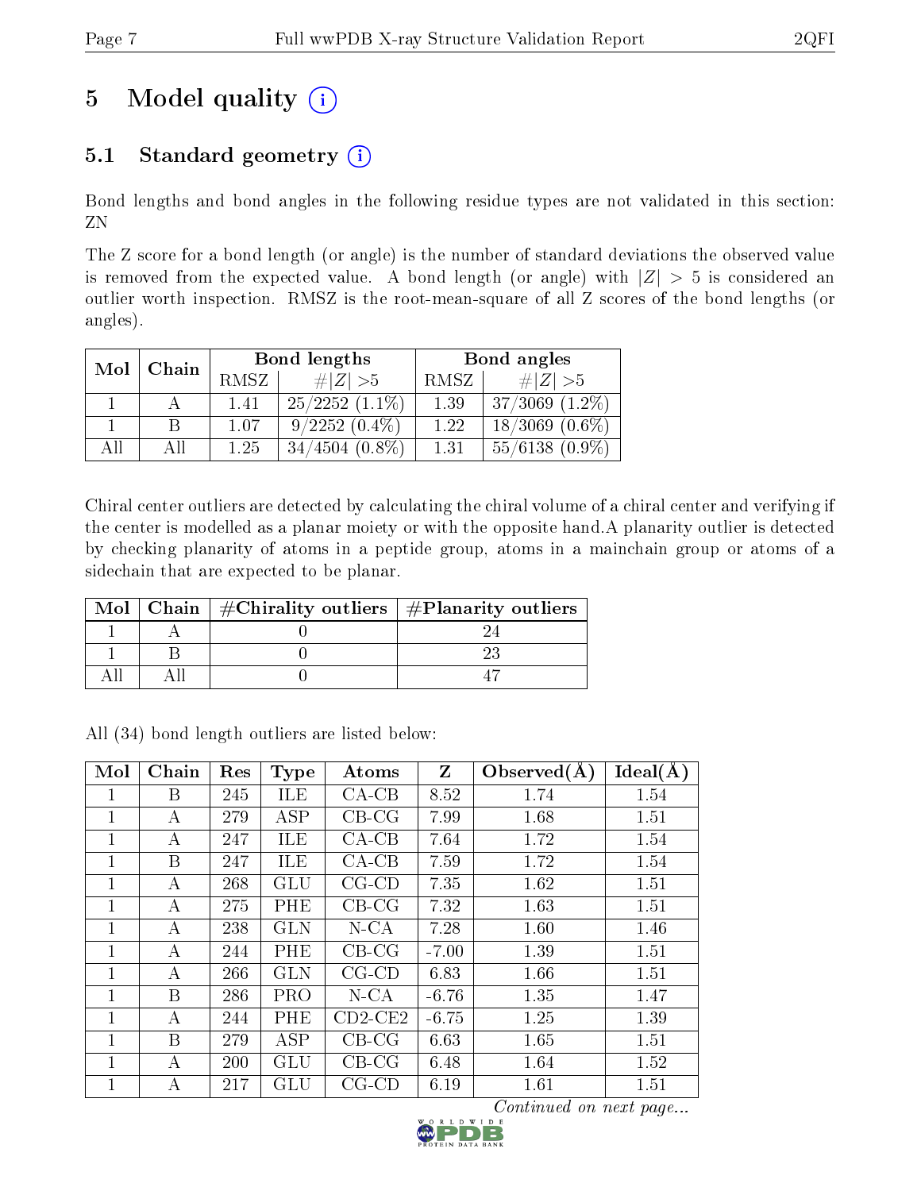# 5 Model quality (i)

## 5.1 Standard geometry (i)

Bond lengths and bond angles in the following residue types are not validated in this section: ZN

The Z score for a bond length (or angle) is the number of standard deviations the observed value is removed from the expected value. A bond length (or angle) with $|Z| > 5$ is considered an outlier worth inspection. RMSZ is the root-mean-square of all Z scores of the bond lengths (or angles).

| Mol | Chain | Bond lengths | | Bond angles | |
|---|---|---|---|---|---|
| | | RMSZ | #\|Z\| >5 | RMSZ | #\|Z\| >5 |
| 1 | A | 1.41 | 25/2252 (1.1%) | 1.39 | 37/3069 (1.2%) |
| 1 | B | 1.07 | 9/2252 (0.4%) | 1.22 | 18/3069 (0.6%) |
| All | All | 1.25 | 34/4504 (0.8%) | 1.31 | 55/6138 (0.9%) |

Chiral center outliers are detected by calculating the chiral volume of a chiral center and verifying if the center is modelled as a planar moiety or with the opposite hand.A planarity outlier is detected by checking planarity of atoms in a peptide group, atoms in a mainchain group or atoms of a sidechain that are expected to be planar.

| Mol | Chain | #Chirality outliers | #Planarity outliers |
|---|---|---|---|
| 1 | A | 0 | 24 |
| 1 | B | 0 | 23 |
| All | All | 0 | 47 |

All (34) bond length outliers are listed below:

| Mol | Chain | Res | Type | Atoms | Z | Observed(Å) | Ideal(Å) |
|---|---|---|---|---|---|---|---|
| 1 | B | 245 | ILE | CA-CB | 8.52 | 1.74 | 1.54 |
| 1 | A | 279 | ASP | CB-CG | 7.99 | 1.68 | 1.51 |
| 1 | A | 247 | ILE | CA-CB | 7.64 | 1.72 | 1.54 |
| 1 | B | 247 | ILE | CA-CB | 7.59 | 1.72 | 1.54 |
| 1 | A | 268 | GLU | CG-CD | 7.35 | 1.62 | 1.51 |
| 1 | A | 275 | PHE | CB-CG | 7.32 | 1.63 | 1.51 |
| 1 | A | 238 | GLN | N-CA | 7.28 | 1.60 | 1.46 |
| 1 | A | 244 | PHE | CB-CG | -7.00 | 1.39 | 1.51 |
| 1 | A | 266 | GLN | CG-CD | 6.83 | 1.66 | 1.51 |
| 1 | B | 286 | PRO | N-CA | -6.76 | 1.35 | 1.47 |
| 1 | A | 244 | PHE | CD2-CE2 | -6.75 | 1.25 | 1.39 |
| 1 | B | 279 | ASP | CB-CG | 6.63 | 1.65 | 1.51 |
| 1 | A | 200 | GLU | CB-CG | 6.48 | 1.64 | 1.52 |
| 1 | A | 217 | GLU | CG-CD | 6.19 | 1.61 | 1.51 |

*Continued on next page...*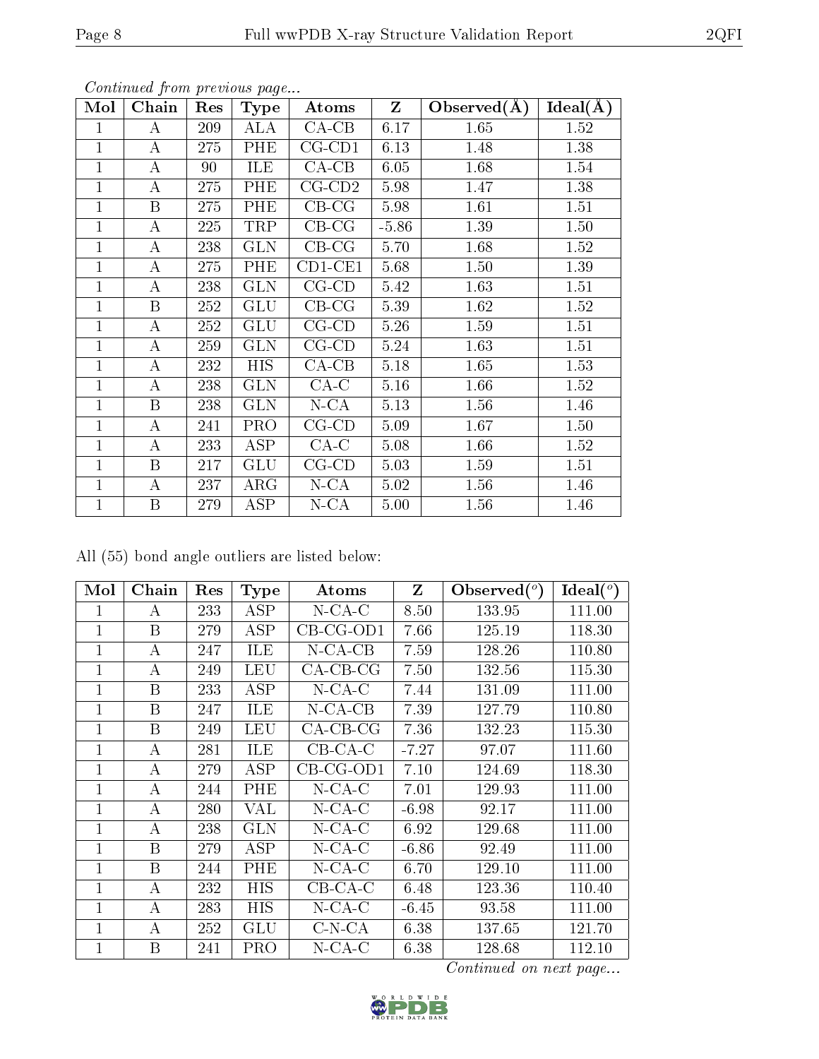*Continued from previous page...*

| Mol | Chain | Res | Type | Atoms | Z | Observed(Å) | Ideal(Å) |
|---|---|---|---|---|---|---|---|
| 1 | A | 209 | ALA | CA-CB | 6.17 | 1.65 | 1.52 |
| 1 | A | 275 | PHE | CG-CD1 | 6.13 | 1.48 | 1.38 |
| 1 | A | 90 | ILE | CA-CB | 6.05 | 1.68 | 1.54 |
| 1 | A | 275 | PHE | CG-CD2 | 5.98 | 1.47 | 1.38 |
| 1 | B | 275 | PHE | CB-CG | 5.98 | 1.61 | 1.51 |
| 1 | A | 225 | TRP | CB-CG | -5.86 | 1.39 | 1.50 |
| 1 | A | 238 | GLN | CB-CG | 5.70 | 1.68 | 1.52 |
| 1 | A | 275 | PHE | CD1-CE1 | 5.68 | 1.50 | 1.39 |
| 1 | A | 238 | GLN | CG-CD | 5.42 | 1.63 | 1.51 |
| 1 | B | 252 | GLU | CB-CG | 5.39 | 1.62 | 1.52 |
| 1 | A | 252 | GLU | CG-CD | 5.26 | 1.59 | 1.51 |
| 1 | A | 259 | GLN | CG-CD | 5.24 | 1.63 | 1.51 |
| 1 | A | 232 | HIS | CA-CB | 5.18 | 1.65 | 1.53 |
| 1 | A | 238 | GLN | CA-C | 5.16 | 1.66 | 1.52 |
| 1 | B | 238 | GLN | N-CA | 5.13 | 1.56 | 1.46 |
| 1 | A | 241 | PRO | CG-CD | 5.09 | 1.67 | 1.50 |
| 1 | A | 233 | ASP | CA-C | 5.08 | 1.66 | 1.52 |
| 1 | B | 217 | GLU | CG-CD | 5.03 | 1.59 | 1.51 |
| 1 | A | 237 | ARG | N-CA | 5.02 | 1.56 | 1.46 |
| 1 | B | 279 | ASP | N-CA | 5.00 | 1.56 | 1.46 |

All (55) bond angle outliers are listed below:

| Mol | Chain | Res | Type | Atoms | Z | Observed(°) | Ideal(°) |
|---|---|---|---|---|---|---|---|
| 1 | A | 233 | ASP | N-CA-C | 8.50 | 133.95 | 111.00 |
| 1 | B | 279 | ASP | CB-CG-OD1 | 7.66 | 125.19 | 118.30 |
| 1 | A | 247 | ILE | N-CA-CB | 7.59 | 128.26 | 110.80 |
| 1 | A | 249 | LEU | CA-CB-CG | 7.50 | 132.56 | 115.30 |
| 1 | B | 233 | ASP | N-CA-C | 7.44 | 131.09 | 111.00 |
| 1 | B | 247 | ILE | N-CA-CB | 7.39 | 127.79 | 110.80 |
| 1 | B | 249 | LEU | CA-CB-CG | 7.36 | 132.23 | 115.30 |
| 1 | A | 281 | ILE | CB-CA-C | -7.27 | 97.07 | 111.60 |
| 1 | A | 279 | ASP | CB-CG-OD1 | 7.10 | 124.69 | 118.30 |
| 1 | A | 244 | PHE | N-CA-C | 7.01 | 129.93 | 111.00 |
| 1 | A | 280 | VAL | N-CA-C | -6.98 | 92.17 | 111.00 |
| 1 | A | 238 | GLN | N-CA-C | 6.92 | 129.68 | 111.00 |
| 1 | B | 279 | ASP | N-CA-C | -6.86 | 92.49 | 111.00 |
| 1 | B | 244 | PHE | N-CA-C | 6.70 | 129.10 | 111.00 |
| 1 | A | 232 | HIS | CB-CA-C | 6.48 | 123.36 | 110.40 |
| 1 | A | 283 | HIS | N-CA-C | -6.45 | 93.58 | 111.00 |
| 1 | A | 252 | GLU | C-N-CA | 6.38 | 137.65 | 121.70 |
| 1 | B | 241 | PRO | N-CA-C | 6.38 | 128.68 | 112.10 |

*Continued on next page...*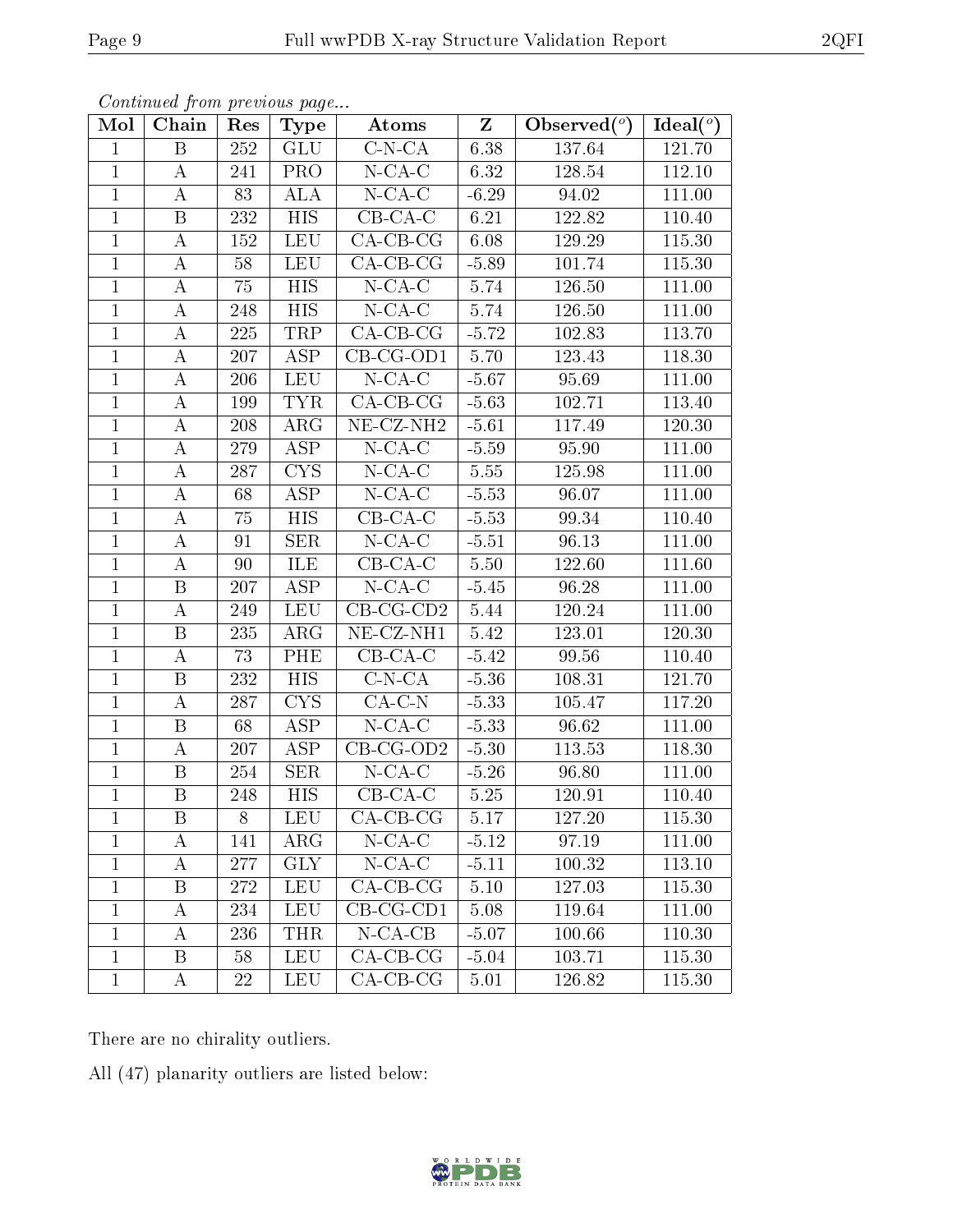*Continued from previous page...*

| Mol | Chain | Res | Type | Atoms | Z | Observed(°) | Ideal(°) |
|---|---|---|---|---|---|---|---|
| 1 | B | 252 | GLU | C-N-CA | 6.38 | 137.64 | 121.70 |
| 1 | A | 241 | PRO | N-CA-C | 6.32 | 128.54 | 112.10 |
| 1 | A | 83 | ALA | N-CA-C | -6.29 | 94.02 | 111.00 |
| 1 | B | 232 | HIS | CB-CA-C | 6.21 | 122.82 | 110.40 |
| 1 | A | 152 | LEU | CA-CB-CG | 6.08 | 129.29 | 115.30 |
| 1 | A | 58 | LEU | CA-CB-CG | -5.89 | 101.74 | 115.30 |
| 1 | A | 75 | HIS | N-CA-C | 5.74 | 126.50 | 111.00 |
| 1 | A | 248 | HIS | N-CA-C | 5.74 | 126.50 | 111.00 |
| 1 | A | 225 | TRP | CA-CB-CG | -5.72 | 102.83 | 113.70 |
| 1 | A | 207 | ASP | CB-CG-OD1 | 5.70 | 123.43 | 118.30 |
| 1 | A | 206 | LEU | N-CA-C | -5.67 | 95.69 | 111.00 |
| 1 | A | 199 | TYR | CA-CB-CG | -5.63 | 102.71 | 113.40 |
| 1 | A | 208 | ARG | NE-CZ-NH2 | -5.61 | 117.49 | 120.30 |
| 1 | A | 279 | ASP | N-CA-C | -5.59 | 95.90 | 111.00 |
| 1 | A | 287 | CYS | N-CA-C | 5.55 | 125.98 | 111.00 |
| 1 | A | 68 | ASP | N-CA-C | -5.53 | 96.07 | 111.00 |
| 1 | A | 75 | HIS | CB-CA-C | -5.53 | 99.34 | 110.40 |
| 1 | A | 91 | SER | N-CA-C | -5.51 | 96.13 | 111.00 |
| 1 | A | 90 | ILE | CB-CA-C | 5.50 | 122.60 | 111.60 |
| 1 | B | 207 | ASP | N-CA-C | -5.45 | 96.28 | 111.00 |
| 1 | A | 249 | LEU | CB-CG-CD2 | 5.44 | 120.24 | 111.00 |
| 1 | B | 235 | ARG | NE-CZ-NH1 | 5.42 | 123.01 | 120.30 |
| 1 | A | 73 | PHE | CB-CA-C | -5.42 | 99.56 | 110.40 |
| 1 | B | 232 | HIS | C-N-CA | -5.36 | 108.31 | 121.70 |
| 1 | A | 287 | CYS | CA-C-N | -5.33 | 105.47 | 117.20 |
| 1 | B | 68 | ASP | N-CA-C | -5.33 | 96.62 | 111.00 |
| 1 | A | 207 | ASP | CB-CG-OD2 | -5.30 | 113.53 | 118.30 |
| 1 | B | 254 | SER | N-CA-C | -5.26 | 96.80 | 111.00 |
| 1 | B | 248 | HIS | CB-CA-C | 5.25 | 120.91 | 110.40 |
| 1 | B | 8 | LEU | CA-CB-CG | 5.17 | 127.20 | 115.30 |
| 1 | A | 141 | ARG | N-CA-C | -5.12 | 97.19 | 111.00 |
| 1 | A | 277 | GLY | N-CA-C | -5.11 | 100.32 | 113.10 |
| 1 | B | 272 | LEU | CA-CB-CG | 5.10 | 127.03 | 115.30 |
| 1 | A | 234 | LEU | CB-CG-CD1 | 5.08 | 119.64 | 111.00 |
| 1 | A | 236 | THR | N-CA-CB | -5.07 | 100.66 | 110.30 |
| 1 | B | 58 | LEU | CA-CB-CG | -5.04 | 103.71 | 115.30 |
| 1 | A | 22 | LEU | CA-CB-CG | 5.01 | 126.82 | 115.30 |

There are no chirality outliers.

All (47) planarity outliers are listed below: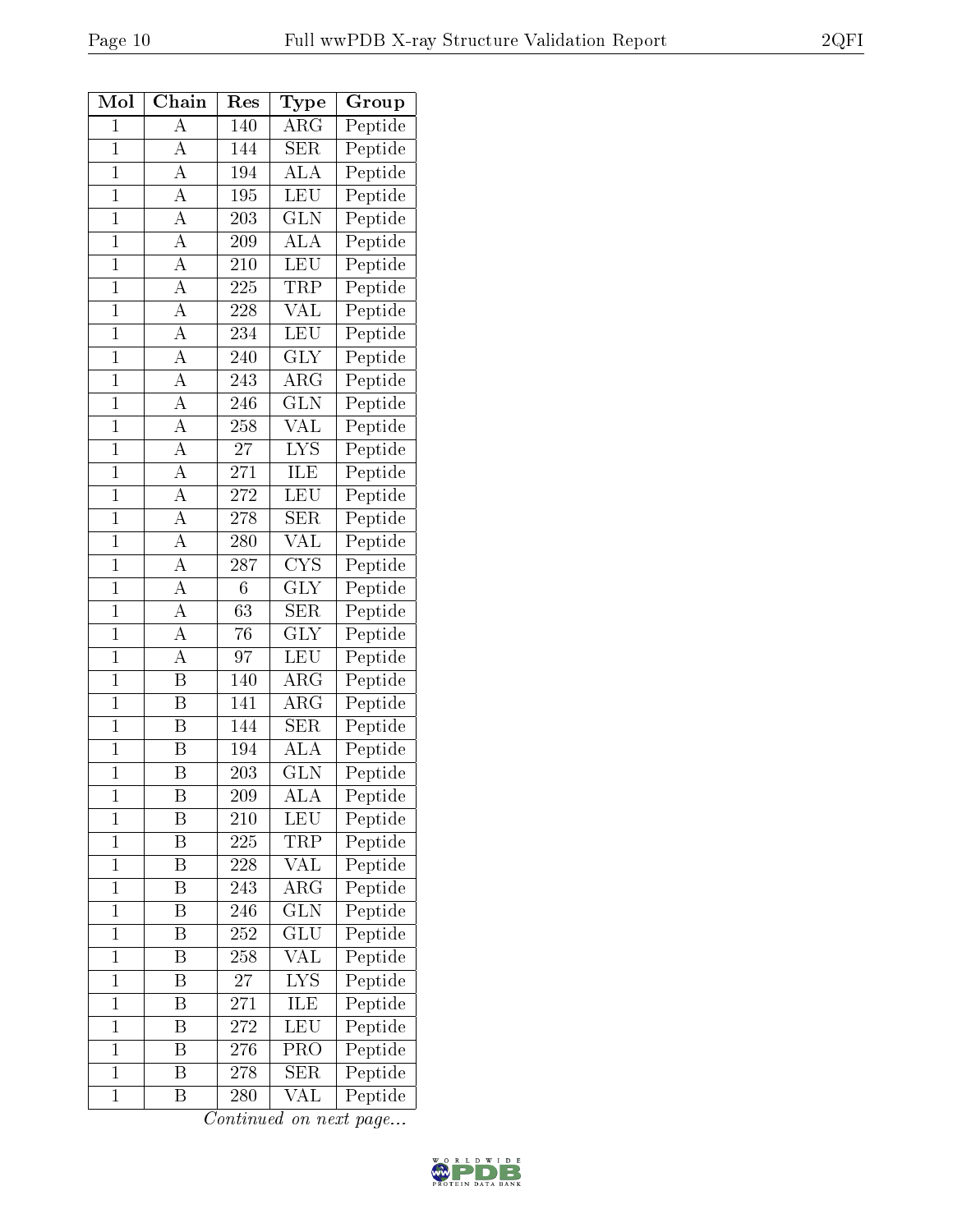| Mol | Chain | Res | Type | Group |
|---|---|---|---|---|
| 1 | A | 140 | ARG | Peptide |
| 1 | A | 144 | SER | Peptide |
| 1 | A | 194 | ALA | Peptide |
| 1 | A | 195 | LEU | Peptide |
| 1 | A | 203 | GLN | Peptide |
| 1 | A | 209 | ALA | Peptide |
| 1 | A | 210 | LEU | Peptide |
| 1 | A | 225 | TRP | Peptide |
| 1 | A | 228 | VAL | Peptide |
| 1 | A | 234 | LEU | Peptide |
| 1 | A | 240 | GLY | Peptide |
| 1 | A | 243 | ARG | Peptide |
| 1 | A | 246 | GLN | Peptide |
| 1 | A | 258 | VAL | Peptide |
| 1 | A | 27 | LYS | Peptide |
| 1 | A | 271 | ILE | Peptide |
| 1 | A | 272 | LEU | Peptide |
| 1 | A | 278 | SER | Peptide |
| 1 | A | 280 | VAL | Peptide |
| 1 | A | 287 | CYS | Peptide |
| 1 | A | 6 | GLY | Peptide |
| 1 | A | 63 | SER | Peptide |
| 1 | A | 76 | GLY | Peptide |
| 1 | A | 97 | LEU | Peptide |
| 1 | B | 140 | ARG | Peptide |
| 1 | B | 141 | ARG | Peptide |
| 1 | B | 144 | SER | Peptide |
| 1 | B | 194 | ALA | Peptide |
| 1 | B | 203 | GLN | Peptide |
| 1 | B | 209 | ALA | Peptide |
| 1 | B | 210 | LEU | Peptide |
| 1 | B | 225 | TRP | Peptide |
| 1 | B | 228 | VAL | Peptide |
| 1 | B | 243 | ARG | Peptide |
| 1 | B | 246 | GLN | Peptide |
| 1 | B | 252 | GLU | Peptide |
| 1 | B | 258 | VAL | Peptide |
| 1 | B | 27 | LYS | Peptide |
| 1 | B | 271 | ILE | Peptide |
| 1 | B | 272 | LEU | Peptide |
| 1 | B | 276 | PRO | Peptide |
| 1 | B | 278 | SER | Peptide |
| 1 | B | 280 | VAL | Peptide |

*Continued on next page...*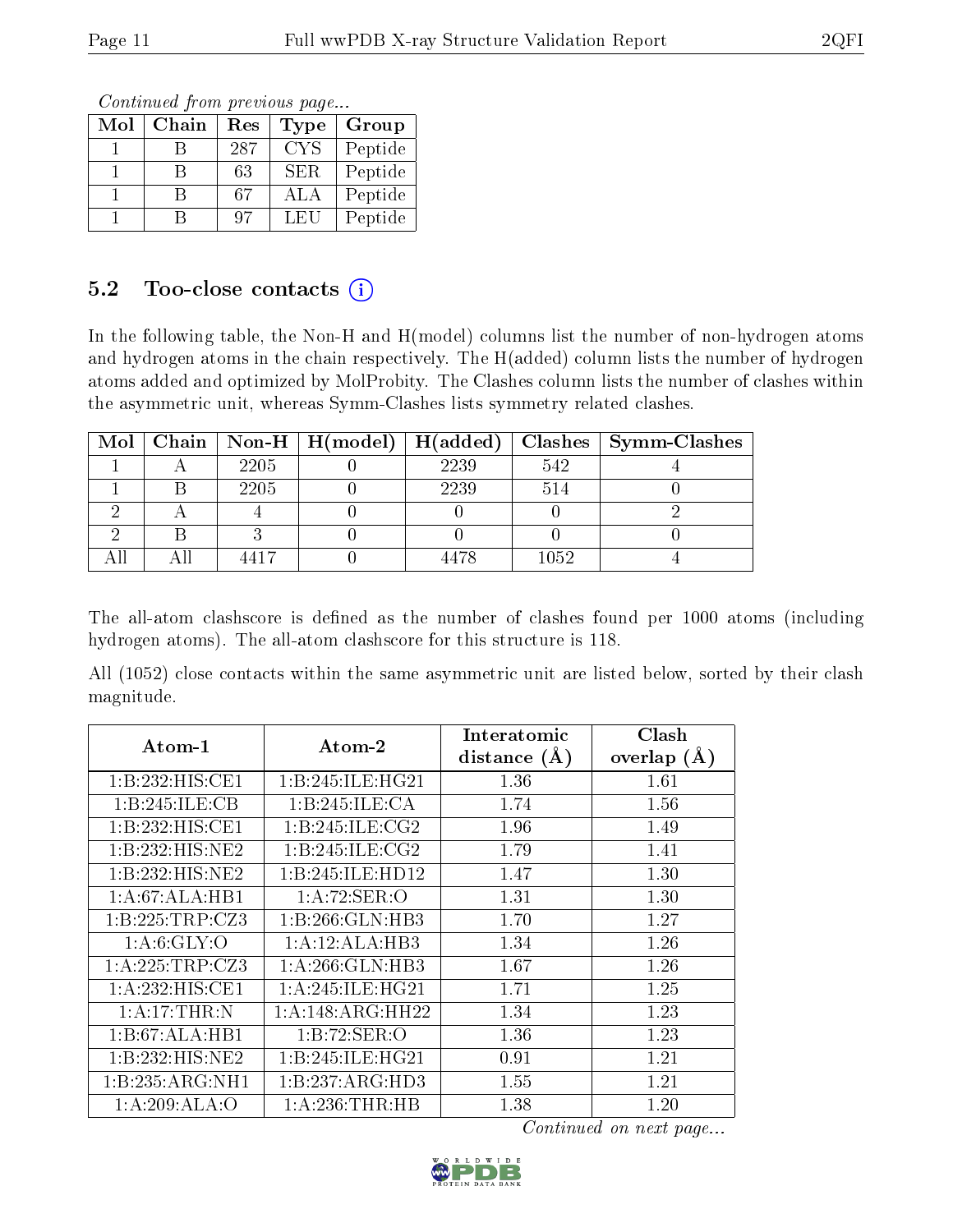*Continued from previous page...*

| Mol | Chain | Res | Type | Group |
|---|---|---|---|---|
| 1 | B | 287 | CYS | Peptide |
| 1 | B | 63 | SER | Peptide |
| 1 | B | 67 | ALA | Peptide |
| 1 | B | 97 | LEU | Peptide |

### 5.2 Too-close contacts (i)

In the following table, the Non-H and H(model) columns list the number of non-hydrogen atoms and hydrogen atoms in the chain respectively. The H(added) column lists the number of hydrogen atoms added and optimized by MolProbity. The Clashes column lists the number of clashes within the asymmetric unit, whereas Symm-Clashes lists symmetry related clashes.

| Mol | Chain | Non-H | H(model) | H(added) | Clashes | Symm-Clashes |
|---|---|---|---|---|---|---|
| 1 | A | 2205 | 0 | 2239 | 542 | 4 |
| 1 | B | 2205 | 0 | 2239 | 514 | 0 |
| 2 | A | 4 | 0 | 0 | 0 | 2 |
| 2 | B | 3 | 0 | 0 | 0 | 0 |
| All | All | 4417 | 0 | 4478 | 1052 | 4 |

The all-atom clashscore is defined as the number of clashes found per 1000 atoms (including hydrogen atoms). The all-atom clashscore for this structure is 118.

All (1052) close contacts within the same asymmetric unit are listed below, sorted by their clash magnitude.

| Atom-1 | Atom-2 | Interatomic distance (Å) | Clash overlap (Å) |
|---|---|---|---|
| 1:B:232:HIS:CE1 | 1:B:245:ILE:HG21 | 1.36 | 1.61 |
| 1:B:245:ILE:CB | 1:B:245:ILE:CA | 1.74 | 1.56 |
| 1:B:232:HIS:CE1 | 1:B:245:ILE:CG2 | 1.96 | 1.49 |
| 1:B:232:HIS:NE2 | 1:B:245:ILE:CG2 | 1.79 | 1.41 |
| 1:B:232:HIS:NE2 | 1:B:245:ILE:HD12 | 1.47 | 1.30 |
| 1:A:67:ALA:HB1 | 1:A:72:SER:O | 1.31 | 1.30 |
| 1:B:225:TRP:CZ3 | 1:B:266:GLN:HB3 | 1.70 | 1.27 |
| 1:A:6:GLY:O | 1:A:12:ALA:HB3 | 1.34 | 1.26 |
| 1:A:225:TRP:CZ3 | 1:A:266:GLN:HB3 | 1.67 | 1.26 |
| 1:A:232:HIS:CE1 | 1:A:245:ILE:HG21 | 1.71 | 1.25 |
| 1:A:17:THR:N | 1:A:148:ARG:HH22 | 1.34 | 1.23 |
| 1:B:67:ALA:HB1 | 1:B:72:SER:O | 1.36 | 1.23 |
| 1:B:232:HIS:NE2 | 1:B:245:ILE:HG21 | 0.91 | 1.21 |
| 1:B:235:ARG:NH1 | 1:B:237:ARG:HD3 | 1.55 | 1.21 |
| 1:A:209:ALA:O | 1:A:236:THR:HB | 1.38 | 1.20 |

*Continued on next page...*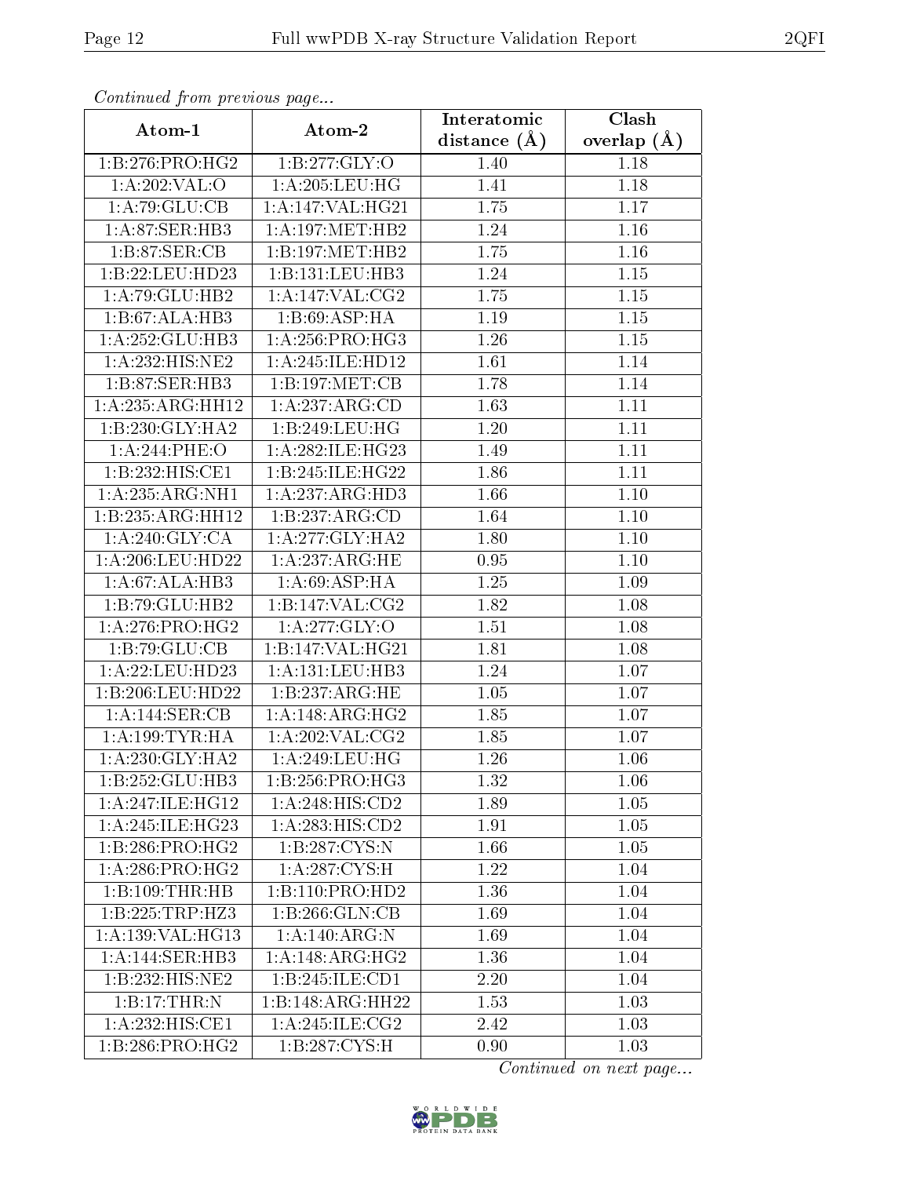*Continued from previous page...*

| Atom-1 | Atom-2 | Interatomic distance (Å) | Clash overlap (Å) |
| --- | --- | --- | --- |
| 1:B:276:PRO:HG2 | 1:B:277:GLY:O | 1.40 | 1.18 |
| 1:A:202:VAL:O | 1:A:205:LEU:HG | 1.41 | 1.18 |
| 1:A:79:GLU:CB | 1:A:147:VAL:HG21 | 1.75 | 1.17 |
| 1:A:87:SER:HB3 | 1:A:197:MET:HB2 | 1.24 | 1.16 |
| 1:B:87:SER:CB | 1:B:197:MET:HB2 | 1.75 | 1.16 |
| 1:B:22:LEU:HD23 | 1:B:131:LEU:HB3 | 1.24 | 1.15 |
| 1:A:79:GLU:HB2 | 1:A:147:VAL:CG2 | 1.75 | 1.15 |
| 1:B:67:ALA:HB3 | 1:B:69:ASP:HA | 1.19 | 1.15 |
| 1:A:252:GLU:HB3 | 1:A:256:PRO:HG3 | 1.26 | 1.15 |
| 1:A:232:HIS:NE2 | 1:A:245:ILE:HD12 | 1.61 | 1.14 |
| 1:B:87:SER:HB3 | 1:B:197:MET:CB | 1.78 | 1.14 |
| 1:A:235:ARG:HH12 | 1:A:237:ARG:CD | 1.63 | 1.11 |
| 1:B:230:GLY:HA2 | 1:B:249:LEU:HG | 1.20 | 1.11 |
| 1:A:244:PHE:O | 1:A:282:ILE:HG23 | 1.49 | 1.11 |
| 1:B:232:HIS:CE1 | 1:B:245:ILE:HG22 | 1.86 | 1.11 |
| 1:A:235:ARG:NH1 | 1:A:237:ARG:HD3 | 1.66 | 1.10 |
| 1:B:235:ARG:HH12 | 1:B:237:ARG:CD | 1.64 | 1.10 |
| 1:A:240:GLY:CA | 1:A:277:GLY:HA2 | 1.80 | 1.10 |
| 1:A:206:LEU:HD22 | 1:A:237:ARG:HE | 0.95 | 1.10 |
| 1:A:67:ALA:HB3 | 1:A:69:ASP:HA | 1.25 | 1.09 |
| 1:B:79:GLU:HB2 | 1:B:147:VAL:CG2 | 1.82 | 1.08 |
| 1:A:276:PRO:HG2 | 1:A:277:GLY:O | 1.51 | 1.08 |
| 1:B:79:GLU:CB | 1:B:147:VAL:HG21 | 1.81 | 1.08 |
| 1:A:22:LEU:HD23 | 1:A:131:LEU:HB3 | 1.24 | 1.07 |
| 1:B:206:LEU:HD22 | 1:B:237:ARG:HE | 1.05 | 1.07 |
| 1:A:144:SER:CB | 1:A:148:ARG:HG2 | 1.85 | 1.07 |
| 1:A:199:TYR:HA | 1:A:202:VAL:CG2 | 1.85 | 1.07 |
| 1:A:230:GLY:HA2 | 1:A:249:LEU:HG | 1.26 | 1.06 |
| 1:B:252:GLU:HB3 | 1:B:256:PRO:HG3 | 1.32 | 1.06 |
| 1:A:247:ILE:HG12 | 1:A:248:HIS:CD2 | 1.89 | 1.05 |
| 1:A:245:ILE:HG23 | 1:A:283:HIS:CD2 | 1.91 | 1.05 |
| 1:B:286:PRO:HG2 | 1:B:287:CYS:N | 1.66 | 1.05 |
| 1:A:286:PRO:HG2 | 1:A:287:CYS:H | 1.22 | 1.04 |
| 1:B:109:THR:HB | 1:B:110:PRO:HD2 | 1.36 | 1.04 |
| 1:B:225:TRP:HZ3 | 1:B:266:GLN:CB | 1.69 | 1.04 |
| 1:A:139:VAL:HG13 | 1:A:140:ARG:N | 1.69 | 1.04 |
| 1:A:144:SER:HB3 | 1:A:148:ARG:HG2 | 1.36 | 1.04 |
| 1:B:232:HIS:NE2 | 1:B:245:ILE:CD1 | 2.20 | 1.04 |
| 1:B:17:THR:N | 1:B:148:ARG:HH22 | 1.53 | 1.03 |
| 1:A:232:HIS:CE1 | 1:A:245:ILE:CG2 | 2.42 | 1.03 |
| 1:B:286:PRO:HG2 | 1:B:287:CYS:H | 0.90 | 1.03 |

*Continued on next page...*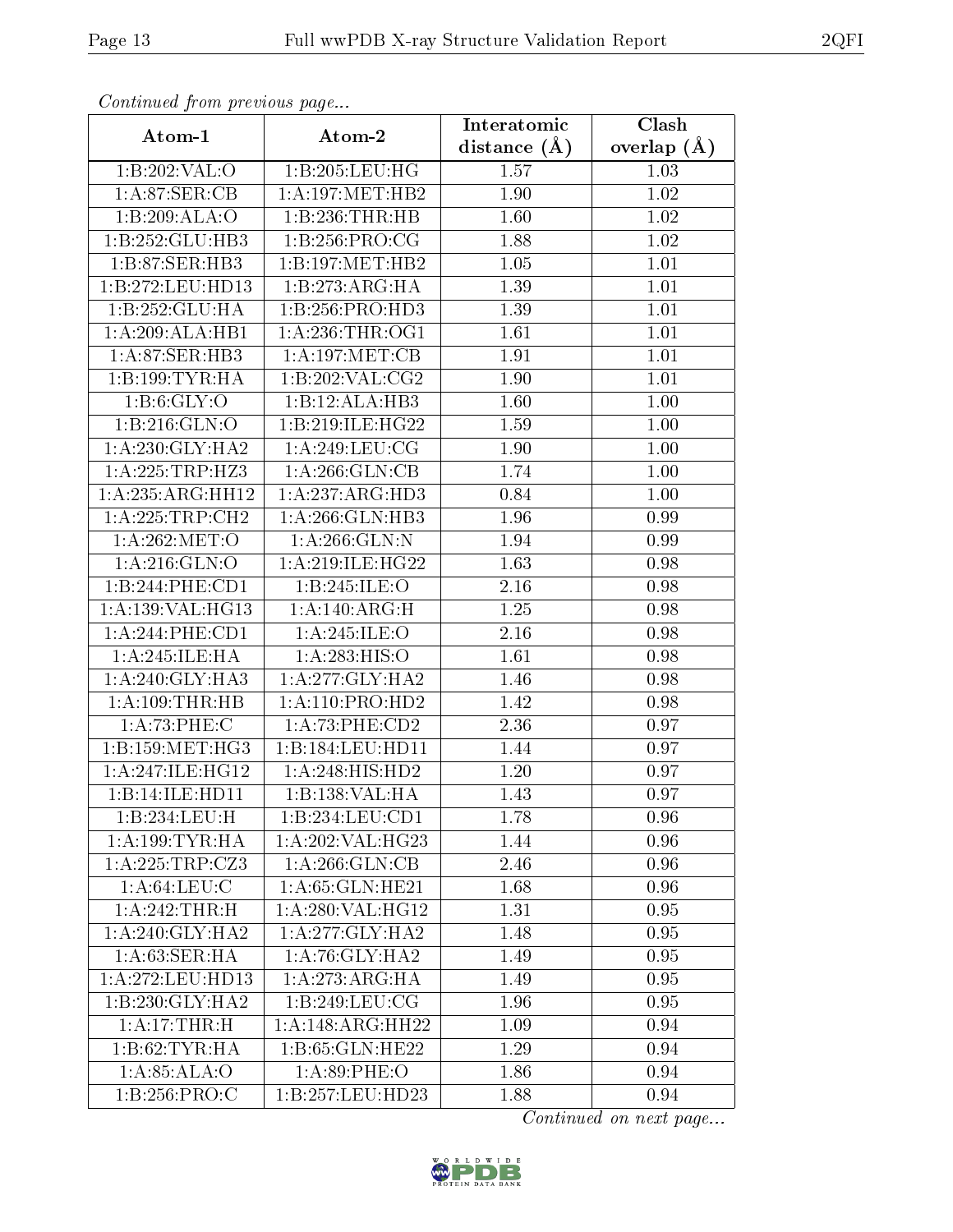*Continued from previous page...*

| Atom-1 | Atom-2 | Interatomic distance (Å) | Clash overlap (Å) |
| --- | --- | --- | --- |
| 1:B:202:VAL:O | 1:B:205:LEU:HG | 1.57 | 1.03 |
| 1:A:87:SER:CB | 1:A:197:MET:HB2 | 1.90 | 1.02 |
| 1:B:209:ALA:O | 1:B:236:THR:HB | 1.60 | 1.02 |
| 1:B:252:GLU:HB3 | 1:B:256:PRO:CG | 1.88 | 1.02 |
| 1:B:87:SER:HB3 | 1:B:197:MET:HB2 | 1.05 | 1.01 |
| 1:B:272:LEU:HD13 | 1:B:273:ARG:HA | 1.39 | 1.01 |
| 1:B:252:GLU:HA | 1:B:256:PRO:HD3 | 1.39 | 1.01 |
| 1:A:209:ALA:HB1 | 1:A:236:THR:OG1 | 1.61 | 1.01 |
| 1:A:87:SER:HB3 | 1:A:197:MET:CB | 1.91 | 1.01 |
| 1:B:199:TYR:HA | 1:B:202:VAL:CG2 | 1.90 | 1.01 |
| 1:B:6:GLY:O | 1:B:12:ALA:HB3 | 1.60 | 1.00 |
| 1:B:216:GLN:O | 1:B:219:ILE:HG22 | 1.59 | 1.00 |
| 1:A:230:GLY:HA2 | 1:A:249:LEU:CG | 1.90 | 1.00 |
| 1:A:225:TRP:HZ3 | 1:A:266:GLN:CB | 1.74 | 1.00 |
| 1:A:235:ARG:HH12 | 1:A:237:ARG:HD3 | 0.84 | 1.00 |
| 1:A:225:TRP:CH2 | 1:A:266:GLN:HB3 | 1.96 | 0.99 |
| 1:A:262:MET:O | 1:A:266:GLN:N | 1.94 | 0.99 |
| 1:A:216:GLN:O | 1:A:219:ILE:HG22 | 1.63 | 0.98 |
| 1:B:244:PHE:CD1 | 1:B:245:ILE:O | 2.16 | 0.98 |
| 1:A:139:VAL:HG13 | 1:A:140:ARG:H | 1.25 | 0.98 |
| 1:A:244:PHE:CD1 | 1:A:245:ILE:O | 2.16 | 0.98 |
| 1:A:245:ILE:HA | 1:A:283:HIS:O | 1.61 | 0.98 |
| 1:A:240:GLY:HA3 | 1:A:277:GLY:HA2 | 1.46 | 0.98 |
| 1:A:109:THR:HB | 1:A:110:PRO:HD2 | 1.42 | 0.98 |
| 1:A:73:PHE:C | 1:A:73:PHE:CD2 | 2.36 | 0.97 |
| 1:B:159:MET:HG3 | 1:B:184:LEU:HD11 | 1.44 | 0.97 |
| 1:A:247:ILE:HG12 | 1:A:248:HIS:HD2 | 1.20 | 0.97 |
| 1:B:14:ILE:HD11 | 1:B:138:VAL:HA | 1.43 | 0.97 |
| 1:B:234:LEU:H | 1:B:234:LEU:CD1 | 1.78 | 0.96 |
| 1:A:199:TYR:HA | 1:A:202:VAL:HG23 | 1.44 | 0.96 |
| 1:A:225:TRP:CZ3 | 1:A:266:GLN:CB | 2.46 | 0.96 |
| 1:A:64:LEU:C | 1:A:65:GLN:HE21 | 1.68 | 0.96 |
| 1:A:242:THR:H | 1:A:280:VAL:HG12 | 1.31 | 0.95 |
| 1:A:240:GLY:HA2 | 1:A:277:GLY:HA2 | 1.48 | 0.95 |
| 1:A:63:SER:HA | 1:A:76:GLY:HA2 | 1.49 | 0.95 |
| 1:A:272:LEU:HD13 | 1:A:273:ARG:HA | 1.49 | 0.95 |
| 1:B:230:GLY:HA2 | 1:B:249:LEU:CG | 1.96 | 0.95 |
| 1:A:17:THR:H | 1:A:148:ARG:HH22 | 1.09 | 0.94 |
| 1:B:62:TYR:HA | 1:B:65:GLN:HE22 | 1.29 | 0.94 |
| 1:A:85:ALA:O | 1:A:89:PHE:O | 1.86 | 0.94 |
| 1:B:256:PRO:C | 1:B:257:LEU:HD23 | 1.88 | 0.94 |

*Continued on next page...*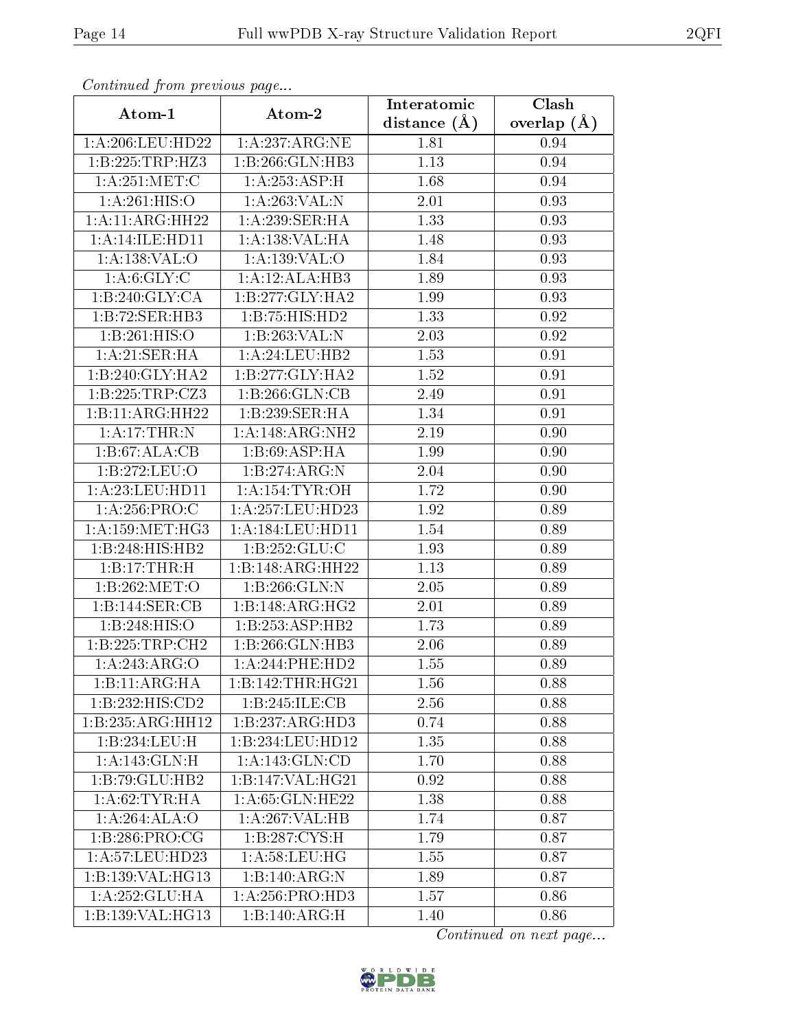*Continued from previous page...*

| Atom-1 | Atom-2 | Interatomic distance (Å) | Clash overlap (Å) |
|---|---|---|---|
| 1:A:206:LEU:HD22 | 1:A:237:ARG:NE | 1.81 | 0.94 |
| 1:B:225:TRP:HZ3 | 1:B:266:GLN:HB3 | 1.13 | 0.94 |
| 1:A:251:MET:C | 1:A:253:ASP:H | 1.68 | 0.94 |
| 1:A:261:HIS:O | 1:A:263:VAL:N | 2.01 | 0.93 |
| 1:A:11:ARG:HH22 | 1:A:239:SER:HA | 1.33 | 0.93 |
| 1:A:14:ILE:HD11 | 1:A:138:VAL:HA | 1.48 | 0.93 |
| 1:A:138:VAL:O | 1:A:139:VAL:O | 1.84 | 0.93 |
| 1:A:6:GLY:C | 1:A:12:ALA:HB3 | 1.89 | 0.93 |
| 1:B:240:GLY:CA | 1:B:277:GLY:HA2 | 1.99 | 0.93 |
| 1:B:72:SER:HB3 | 1:B:75:HIS:HD2 | 1.33 | 0.92 |
| 1:B:261:HIS:O | 1:B:263:VAL:N | 2.03 | 0.92 |
| 1:A:21:SER:HA | 1:A:24:LEU:HB2 | 1.53 | 0.91 |
| 1:B:240:GLY:HA2 | 1:B:277:GLY:HA2 | 1.52 | 0.91 |
| 1:B:225:TRP:CZ3 | 1:B:266:GLN:CB | 2.49 | 0.91 |
| 1:B:11:ARG:HH22 | 1:B:239:SER:HA | 1.34 | 0.91 |
| 1:A:17:THR:N | 1:A:148:ARG:NH2 | 2.19 | 0.90 |
| 1:B:67:ALA:CB | 1:B:69:ASP:HA | 1.99 | 0.90 |
| 1:B:272:LEU:O | 1:B:274:ARG:N | 2.04 | 0.90 |
| 1:A:23:LEU:HD11 | 1:A:154:TYR:OH | 1.72 | 0.90 |
| 1:A:256:PRO:C | 1:A:257:LEU:HD23 | 1.92 | 0.89 |
| 1:A:159:MET:HG3 | 1:A:184:LEU:HD11 | 1.54 | 0.89 |
| 1:B:248:HIS:HB2 | 1:B:252:GLU:C | 1.93 | 0.89 |
| 1:B:17:THR:H | 1:B:148:ARG:HH22 | 1.13 | 0.89 |
| 1:B:262:MET:O | 1:B:266:GLN:N | 2.05 | 0.89 |
| 1:B:144:SER:CB | 1:B:148:ARG:HG2 | 2.01 | 0.89 |
| 1:B:248:HIS:O | 1:B:253:ASP:HB2 | 1.73 | 0.89 |
| 1:B:225:TRP:CH2 | 1:B:266:GLN:HB3 | 2.06 | 0.89 |
| 1:A:243:ARG:O | 1:A:244:PHE:HD2 | 1.55 | 0.89 |
| 1:B:11:ARG:HA | 1:B:142:THR:HG21 | 1.56 | 0.88 |
| 1:B:232:HIS:CD2 | 1:B:245:ILE:CB | 2.56 | 0.88 |
| 1:B:235:ARG:HH12 | 1:B:237:ARG:HD3 | 0.74 | 0.88 |
| 1:B:234:LEU:H | 1:B:234:LEU:HD12 | 1.35 | 0.88 |
| 1:A:143:GLN:H | 1:A:143:GLN:CD | 1.70 | 0.88 |
| 1:B:79:GLU:HB2 | 1:B:147:VAL:HG21 | 0.92 | 0.88 |
| 1:A:62:TYR:HA | 1:A:65:GLN:HE22 | 1.38 | 0.88 |
| 1:A:264:ALA:O | 1:A:267:VAL:HB | 1.74 | 0.87 |
| 1:B:286:PRO:CG | 1:B:287:CYS:H | 1.79 | 0.87 |
| 1:A:57:LEU:HD23 | 1:A:58:LEU:HG | 1.55 | 0.87 |
| 1:B:139:VAL:HG13 | 1:B:140:ARG:N | 1.89 | 0.87 |
| 1:A:252:GLU:HA | 1:A:256:PRO:HD3 | 1.57 | 0.86 |
| 1:B:139:VAL:HG13 | 1:B:140:ARG:H | 1.40 | 0.86 |

*Continued on next page...*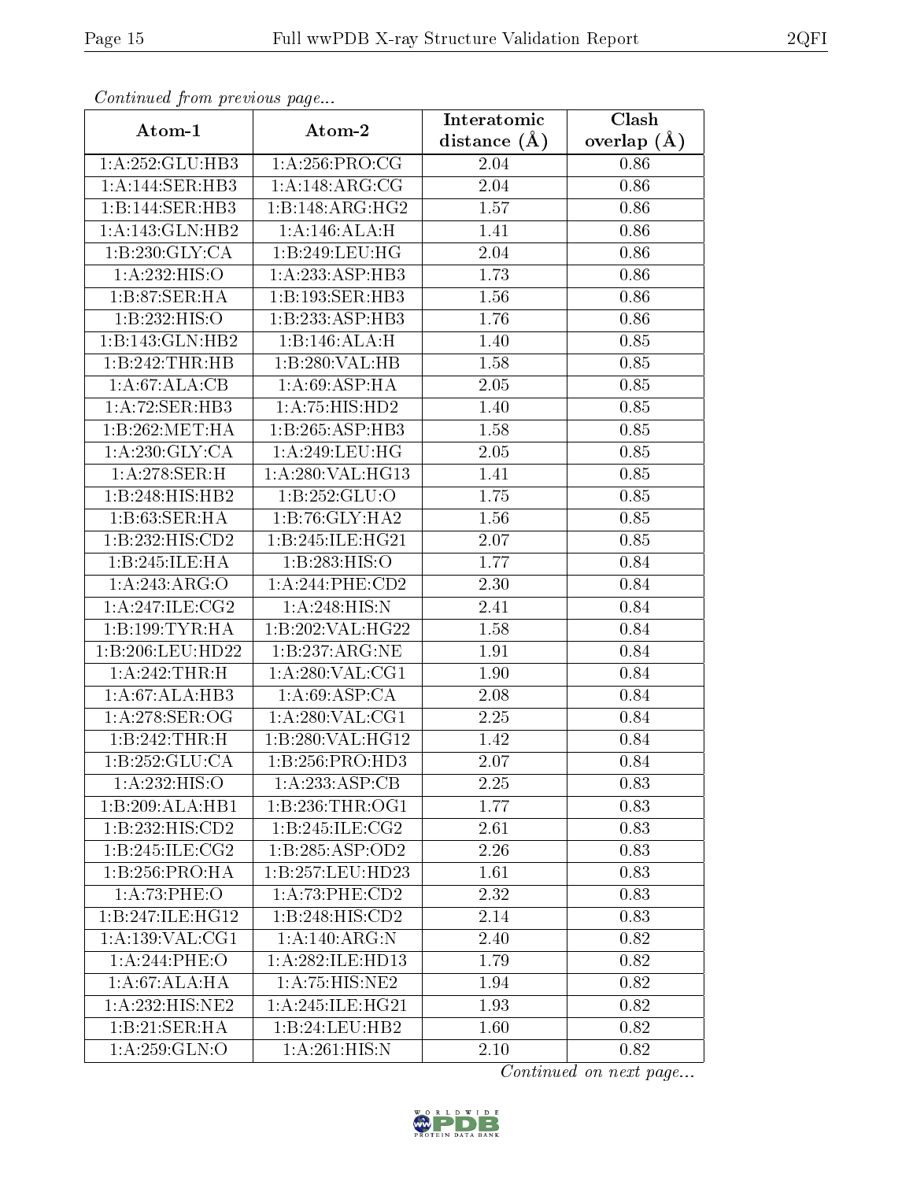*Continued from previous page...*

| Atom-1 | Atom-2 | Interatomic distance (Å) | Clash overlap (Å) |
|---|---|---|---|
| 1:A:252:GLU:HB3 | 1:A:256:PRO:CG | 2.04 | 0.86 |
| 1:A:144:SER:HB3 | 1:A:148:ARG:CG | 2.04 | 0.86 |
| 1:B:144:SER:HB3 | 1:B:148:ARG:HG2 | 1.57 | 0.86 |
| 1:A:143:GLN:HB2 | 1:A:146:ALA:H | 1.41 | 0.86 |
| 1:B:230:GLY:CA | 1:B:249:LEU:HG | 2.04 | 0.86 |
| 1:A:232:HIS:O | 1:A:233:ASP:HB3 | 1.73 | 0.86 |
| 1:B:87:SER:HA | 1:B:193:SER:HB3 | 1.56 | 0.86 |
| 1:B:232:HIS:O | 1:B:233:ASP:HB3 | 1.76 | 0.86 |
| 1:B:143:GLN:HB2 | 1:B:146:ALA:H | 1.40 | 0.85 |
| 1:B:242:THR:HB | 1:B:280:VAL:HB | 1.58 | 0.85 |
| 1:A:67:ALA:CB | 1:A:69:ASP:HA | 2.05 | 0.85 |
| 1:A:72:SER:HB3 | 1:A:75:HIS:HD2 | 1.40 | 0.85 |
| 1:B:262:MET:HA | 1:B:265:ASP:HB3 | 1.58 | 0.85 |
| 1:A:230:GLY:CA | 1:A:249:LEU:HG | 2.05 | 0.85 |
| 1:A:278:SER:H | 1:A:280:VAL:HG13 | 1.41 | 0.85 |
| 1:B:248:HIS:HB2 | 1:B:252:GLU:O | 1.75 | 0.85 |
| 1:B:63:SER:HA | 1:B:76:GLY:HA2 | 1.56 | 0.85 |
| 1:B:232:HIS:CD2 | 1:B:245:ILE:HG21 | 2.07 | 0.85 |
| 1:B:245:ILE:HA | 1:B:283:HIS:O | 1.77 | 0.84 |
| 1:A:243:ARG:O | 1:A:244:PHE:CD2 | 2.30 | 0.84 |
| 1:A:247:ILE:CG2 | 1:A:248:HIS:N | 2.41 | 0.84 |
| 1:B:199:TYR:HA | 1:B:202:VAL:HG22 | 1.58 | 0.84 |
| 1:B:206:LEU:HD22 | 1:B:237:ARG:NE | 1.91 | 0.84 |
| 1:A:242:THR:H | 1:A:280:VAL:CG1 | 1.90 | 0.84 |
| 1:A:67:ALA:HB3 | 1:A:69:ASP:CA | 2.08 | 0.84 |
| 1:A:278:SER:OG | 1:A:280:VAL:CG1 | 2.25 | 0.84 |
| 1:B:242:THR:H | 1:B:280:VAL:HG12 | 1.42 | 0.84 |
| 1:B:252:GLU:CA | 1:B:256:PRO:HD3 | 2.07 | 0.84 |
| 1:A:232:HIS:O | 1:A:233:ASP:CB | 2.25 | 0.83 |
| 1:B:209:ALA:HB1 | 1:B:236:THR:OG1 | 1.77 | 0.83 |
| 1:B:232:HIS:CD2 | 1:B:245:ILE:CG2 | 2.61 | 0.83 |
| 1:B:245:ILE:CG2 | 1:B:285:ASP:OD2 | 2.26 | 0.83 |
| 1:B:256:PRO:HA | 1:B:257:LEU:HD23 | 1.61 | 0.83 |
| 1:A:73:PHE:O | 1:A:73:PHE:CD2 | 2.32 | 0.83 |
| 1:B:247:ILE:HG12 | 1:B:248:HIS:CD2 | 2.14 | 0.83 |
| 1:A:139:VAL:CG1 | 1:A:140:ARG:N | 2.40 | 0.82 |
| 1:A:244:PHE:O | 1:A:282:ILE:HD13 | 1.79 | 0.82 |
| 1:A:67:ALA:HA | 1:A:75:HIS:NE2 | 1.94 | 0.82 |
| 1:A:232:HIS:NE2 | 1:A:245:ILE:HG21 | 1.93 | 0.82 |
| 1:B:21:SER:HA | 1:B:24:LEU:HB2 | 1.60 | 0.82 |
| 1:A:259:GLN:O | 1:A:261:HIS:N | 2.10 | 0.82 |

*Continued on next page...*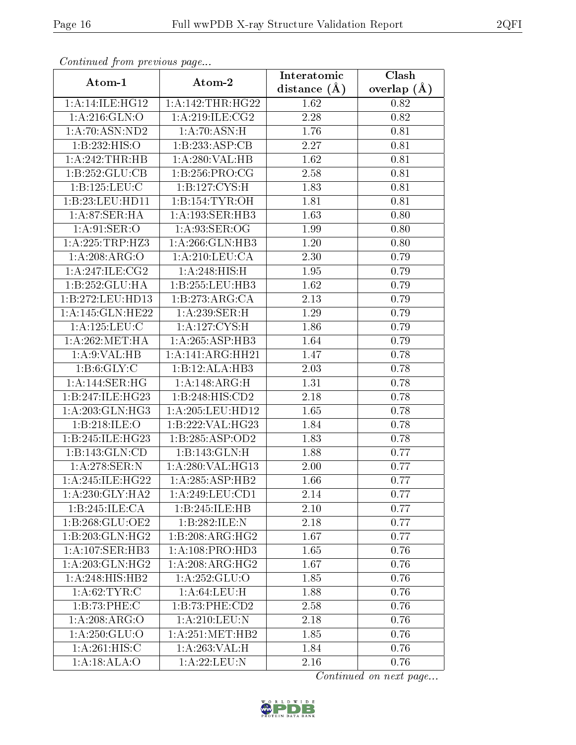*Continued from previous page...*

| Atom-1 | Atom-2 | Interatomic distance (Å) | Clash overlap (Å) |
| --- | --- | --- | --- |
| 1:A:14:ILE:HG12 | 1:A:142:THR:HG22 | 1.62 | 0.82 |
| 1:A:216:GLN:O | 1:A:219:ILE:CG2 | 2.28 | 0.82 |
| 1:A:70:ASN:ND2 | 1:A:70:ASN:H | 1.76 | 0.81 |
| 1:B:232:HIS:O | 1:B:233:ASP:CB | 2.27 | 0.81 |
| 1:A:242:THR:HB | 1:A:280:VAL:HB | 1.62 | 0.81 |
| 1:B:252:GLU:CB | 1:B:256:PRO:CG | 2.58 | 0.81 |
| 1:B:125:LEU:C | 1:B:127:CYS:H | 1.83 | 0.81 |
| 1:B:23:LEU:HD11 | 1:B:154:TYR:OH | 1.81 | 0.81 |
| 1:A:87:SER:HA | 1:A:193:SER:HB3 | 1.63 | 0.80 |
| 1:A:91:SER:O | 1:A:93:SER:OG | 1.99 | 0.80 |
| 1:A:225:TRP:HZ3 | 1:A:266:GLN:HB3 | 1.20 | 0.80 |
| 1:A:208:ARG:O | 1:A:210:LEU:CA | 2.30 | 0.79 |
| 1:A:247:ILE:CG2 | 1:A:248:HIS:H | 1.95 | 0.79 |
| 1:B:252:GLU:HA | 1:B:255:LEU:HB3 | 1.62 | 0.79 |
| 1:B:272:LEU:HD13 | 1:B:273:ARG:CA | 2.13 | 0.79 |
| 1:A:145:GLN:HE22 | 1:A:239:SER:H | 1.29 | 0.79 |
| 1:A:125:LEU:C | 1:A:127:CYS:H | 1.86 | 0.79 |
| 1:A:262:MET:HA | 1:A:265:ASP:HB3 | 1.64 | 0.79 |
| 1:A:9:VAL:HB | 1:A:141:ARG:HH21 | 1.47 | 0.78 |
| 1:B:6:GLY:C | 1:B:12:ALA:HB3 | 2.03 | 0.78 |
| 1:A:144:SER:HG | 1:A:148:ARG:H | 1.31 | 0.78 |
| 1:B:247:ILE:HG23 | 1:B:248:HIS:CD2 | 2.18 | 0.78 |
| 1:A:203:GLN:HG3 | 1:A:205:LEU:HD12 | 1.65 | 0.78 |
| 1:B:218:ILE:O | 1:B:222:VAL:HG23 | 1.84 | 0.78 |
| 1:B:245:ILE:HG23 | 1:B:285:ASP:OD2 | 1.83 | 0.78 |
| 1:B:143:GLN:CD | 1:B:143:GLN:H | 1.88 | 0.77 |
| 1:A:278:SER:N | 1:A:280:VAL:HG13 | 2.00 | 0.77 |
| 1:A:245:ILE:HG22 | 1:A:285:ASP:HB2 | 1.66 | 0.77 |
| 1:A:230:GLY:HA2 | 1:A:249:LEU:CD1 | 2.14 | 0.77 |
| 1:B:245:ILE:CA | 1:B:245:ILE:HB | 2.10 | 0.77 |
| 1:B:268:GLU:OE2 | 1:B:282:ILE:N | 2.18 | 0.77 |
| 1:B:203:GLN:HG2 | 1:B:208:ARG:HG2 | 1.67 | 0.77 |
| 1:A:107:SER:HB3 | 1:A:108:PRO:HD3 | 1.65 | 0.76 |
| 1:A:203:GLN:HG2 | 1:A:208:ARG:HG2 | 1.67 | 0.76 |
| 1:A:248:HIS:HB2 | 1:A:252:GLU:O | 1.85 | 0.76 |
| 1:A:62:TYR:C | 1:A:64:LEU:H | 1.88 | 0.76 |
| 1:B:73:PHE:C | 1:B:73:PHE:CD2 | 2.58 | 0.76 |
| 1:A:208:ARG:O | 1:A:210:LEU:N | 2.18 | 0.76 |
| 1:A:250:GLU:O | 1:A:251:MET:HB2 | 1.85 | 0.76 |
| 1:A:261:HIS:C | 1:A:263:VAL:H | 1.84 | 0.76 |
| 1:A:18:ALA:O | 1:A:22:LEU:N | 2.16 | 0.76 |

*Continued on next page...*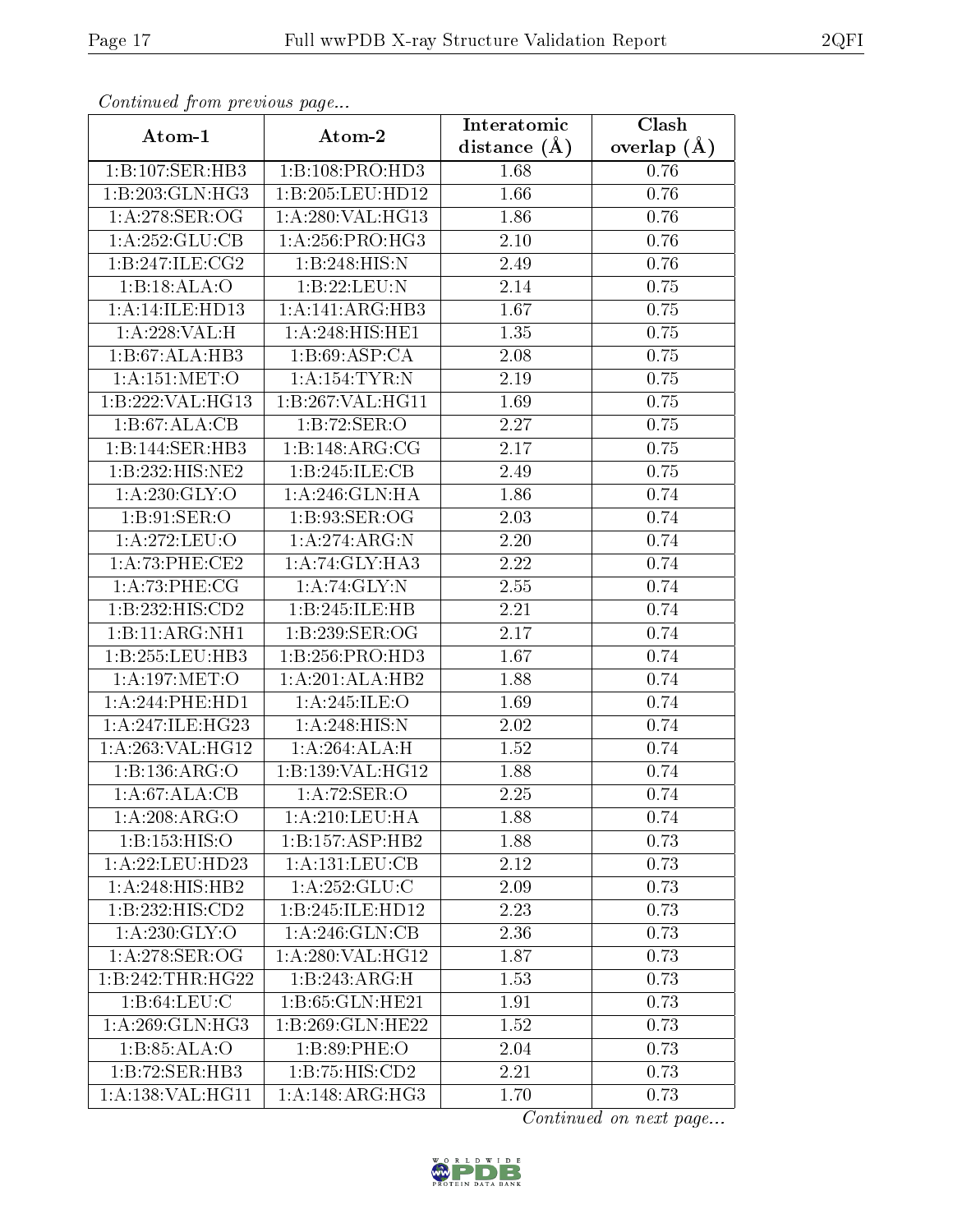*Continued from previous page...*

| Atom-1 | Atom-2 | Interatomic distance (Å) | Clash overlap (Å) |
|---|---|---|---|
| 1:B:107:SER:HB3 | 1:B:108:PRO:HD3 | 1.68 | 0.76 |
| 1:B:203:GLN:HG3 | 1:B:205:LEU:HD12 | 1.66 | 0.76 |
| 1:A:278:SER:OG | 1:A:280:VAL:HG13 | 1.86 | 0.76 |
| 1:A:252:GLU:CB | 1:A:256:PRO:HG3 | 2.10 | 0.76 |
| 1:B:247:ILE:CG2 | 1:B:248:HIS:N | 2.49 | 0.76 |
| 1:B:18:ALA:O | 1:B:22:LEU:N | 2.14 | 0.75 |
| 1:A:14:ILE:HD13 | 1:A:141:ARG:HB3 | 1.67 | 0.75 |
| 1:A:228:VAL:H | 1:A:248:HIS:HE1 | 1.35 | 0.75 |
| 1:B:67:ALA:HB3 | 1:B:69:ASP:CA | 2.08 | 0.75 |
| 1:A:151:MET:O | 1:A:154:TYR:N | 2.19 | 0.75 |
| 1:B:222:VAL:HG13 | 1:B:267:VAL:HG11 | 1.69 | 0.75 |
| 1:B:67:ALA:CB | 1:B:72:SER:O | 2.27 | 0.75 |
| 1:B:144:SER:HB3 | 1:B:148:ARG:CG | 2.17 | 0.75 |
| 1:B:232:HIS:NE2 | 1:B:245:ILE:CB | 2.49 | 0.75 |
| 1:A:230:GLY:O | 1:A:246:GLN:HA | 1.86 | 0.74 |
| 1:B:91:SER:O | 1:B:93:SER:OG | 2.03 | 0.74 |
| 1:A:272:LEU:O | 1:A:274:ARG:N | 2.20 | 0.74 |
| 1:A:73:PHE:CE2 | 1:A:74:GLY:HA3 | 2.22 | 0.74 |
| 1:A:73:PHE:CG | 1:A:74:GLY:N | 2.55 | 0.74 |
| 1:B:232:HIS:CD2 | 1:B:245:ILE:HB | 2.21 | 0.74 |
| 1:B:11:ARG:NH1 | 1:B:239:SER:OG | 2.17 | 0.74 |
| 1:B:255:LEU:HB3 | 1:B:256:PRO:HD3 | 1.67 | 0.74 |
| 1:A:197:MET:O | 1:A:201:ALA:HB2 | 1.88 | 0.74 |
| 1:A:244:PHE:HD1 | 1:A:245:ILE:O | 1.69 | 0.74 |
| 1:A:247:ILE:HG23 | 1:A:248:HIS:N | 2.02 | 0.74 |
| 1:A:263:VAL:HG12 | 1:A:264:ALA:H | 1.52 | 0.74 |
| 1:B:136:ARG:O | 1:B:139:VAL:HG12 | 1.88 | 0.74 |
| 1:A:67:ALA:CB | 1:A:72:SER:O | 2.25 | 0.74 |
| 1:A:208:ARG:O | 1:A:210:LEU:HA | 1.88 | 0.74 |
| 1:B:153:HIS:O | 1:B:157:ASP:HB2 | 1.88 | 0.73 |
| 1:A:22:LEU:HD23 | 1:A:131:LEU:CB | 2.12 | 0.73 |
| 1:A:248:HIS:HB2 | 1:A:252:GLU:C | 2.09 | 0.73 |
| 1:B:232:HIS:CD2 | 1:B:245:ILE:HD12 | 2.23 | 0.73 |
| 1:A:230:GLY:O | 1:A:246:GLN:CB | 2.36 | 0.73 |
| 1:A:278:SER:OG | 1:A:280:VAL:HG12 | 1.87 | 0.73 |
| 1:B:242:THR:HG22 | 1:B:243:ARG:H | 1.53 | 0.73 |
| 1:B:64:LEU:C | 1:B:65:GLN:HE21 | 1.91 | 0.73 |
| 1:A:269:GLN:HG3 | 1:B:269:GLN:HE22 | 1.52 | 0.73 |
| 1:B:85:ALA:O | 1:B:89:PHE:O | 2.04 | 0.73 |
| 1:B:72:SER:HB3 | 1:B:75:HIS:CD2 | 2.21 | 0.73 |
| 1:A:138:VAL:HG11 | 1:A:148:ARG:HG3 | 1.70 | 0.73 |

*Continued on next page...*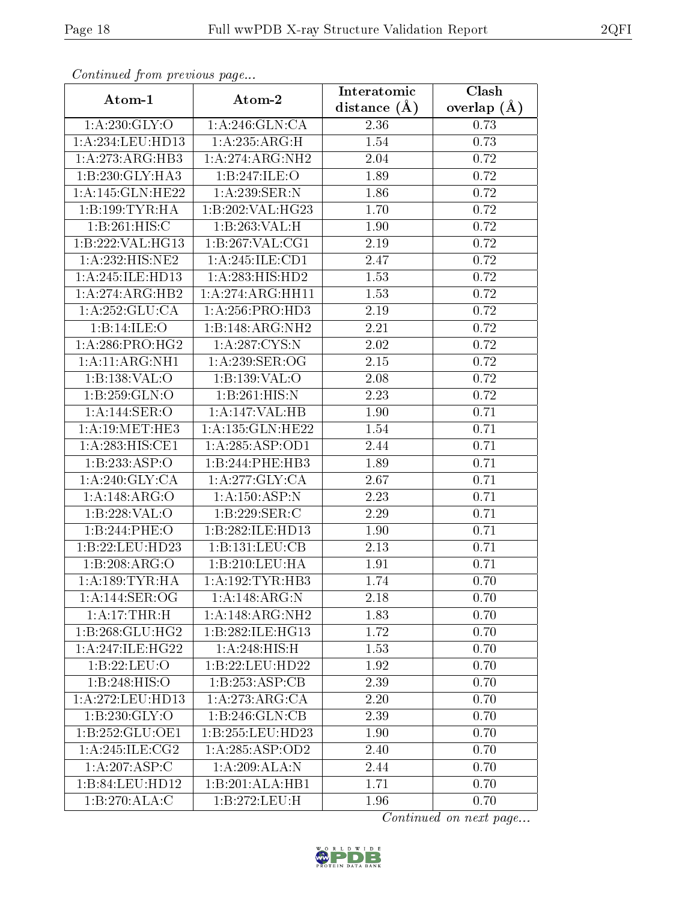*Continued from previous page...*

| Atom-1 | Atom-2 | Interatomic distance (Å) | Clash overlap (Å) |
|---|---|---|---|
| 1:A:230:GLY:O | 1:A:246:GLN:CA | 2.36 | 0.73 |
| 1:A:234:LEU:HD13 | 1:A:235:ARG:H | 1.54 | 0.73 |
| 1:A:273:ARG:HB3 | 1:A:274:ARG:NH2 | 2.04 | 0.72 |
| 1:B:230:GLY:HA3 | 1:B:247:ILE:O | 1.89 | 0.72 |
| 1:A:145:GLN:HE22 | 1:A:239:SER:N | 1.86 | 0.72 |
| 1:B:199:TYR:HA | 1:B:202:VAL:HG23 | 1.70 | 0.72 |
| 1:B:261:HIS:C | 1:B:263:VAL:H | 1.90 | 0.72 |
| 1:B:222:VAL:HG13 | 1:B:267:VAL:CG1 | 2.19 | 0.72 |
| 1:A:232:HIS:NE2 | 1:A:245:ILE:CD1 | 2.47 | 0.72 |
| 1:A:245:ILE:HD13 | 1:A:283:HIS:HD2 | 1.53 | 0.72 |
| 1:A:274:ARG:HB2 | 1:A:274:ARG:HH11 | 1.53 | 0.72 |
| 1:A:252:GLU:CA | 1:A:256:PRO:HD3 | 2.19 | 0.72 |
| 1:B:14:ILE:O | 1:B:148:ARG:NH2 | 2.21 | 0.72 |
| 1:A:286:PRO:HG2 | 1:A:287:CYS:N | 2.02 | 0.72 |
| 1:A:11:ARG:NH1 | 1:A:239:SER:OG | 2.15 | 0.72 |
| 1:B:138:VAL:O | 1:B:139:VAL:O | 2.08 | 0.72 |
| 1:B:259:GLN:O | 1:B:261:HIS:N | 2.23 | 0.72 |
| 1:A:144:SER:O | 1:A:147:VAL:HB | 1.90 | 0.71 |
| 1:A:19:MET:HE3 | 1:A:135:GLN:HE22 | 1.54 | 0.71 |
| 1:A:283:HIS:CE1 | 1:A:285:ASP:OD1 | 2.44 | 0.71 |
| 1:B:233:ASP:O | 1:B:244:PHE:HB3 | 1.89 | 0.71 |
| 1:A:240:GLY:CA | 1:A:277:GLY:CA | 2.67 | 0.71 |
| 1:A:148:ARG:O | 1:A:150:ASP:N | 2.23 | 0.71 |
| 1:B:228:VAL:O | 1:B:229:SER:C | 2.29 | 0.71 |
| 1:B:244:PHE:O | 1:B:282:ILE:HD13 | 1.90 | 0.71 |
| 1:B:22:LEU:HD23 | 1:B:131:LEU:CB | 2.13 | 0.71 |
| 1:B:208:ARG:O | 1:B:210:LEU:HA | 1.91 | 0.71 |
| 1:A:189:TYR:HA | 1:A:192:TYR:HB3 | 1.74 | 0.70 |
| 1:A:144:SER:OG | 1:A:148:ARG:N | 2.18 | 0.70 |
| 1:A:17:THR:H | 1:A:148:ARG:NH2 | 1.83 | 0.70 |
| 1:B:268:GLU:HG2 | 1:B:282:ILE:HG13 | 1.72 | 0.70 |
| 1:A:247:ILE:HG22 | 1:A:248:HIS:H | 1.53 | 0.70 |
| 1:B:22:LEU:O | 1:B:22:LEU:HD22 | 1.92 | 0.70 |
| 1:B:248:HIS:O | 1:B:253:ASP:CB | 2.39 | 0.70 |
| 1:A:272:LEU:HD13 | 1:A:273:ARG:CA | 2.20 | 0.70 |
| 1:B:230:GLY:O | 1:B:246:GLN:CB | 2.39 | 0.70 |
| 1:B:252:GLU:OE1 | 1:B:255:LEU:HD23 | 1.90 | 0.70 |
| 1:A:245:ILE:CG2 | 1:A:285:ASP:OD2 | 2.40 | 0.70 |
| 1:A:207:ASP:C | 1:A:209:ALA:N | 2.44 | 0.70 |
| 1:B:84:LEU:HD12 | 1:B:201:ALA:HB1 | 1.71 | 0.70 |
| 1:B:270:ALA:C | 1:B:272:LEU:H | 1.96 | 0.70 |

*Continued on next page...*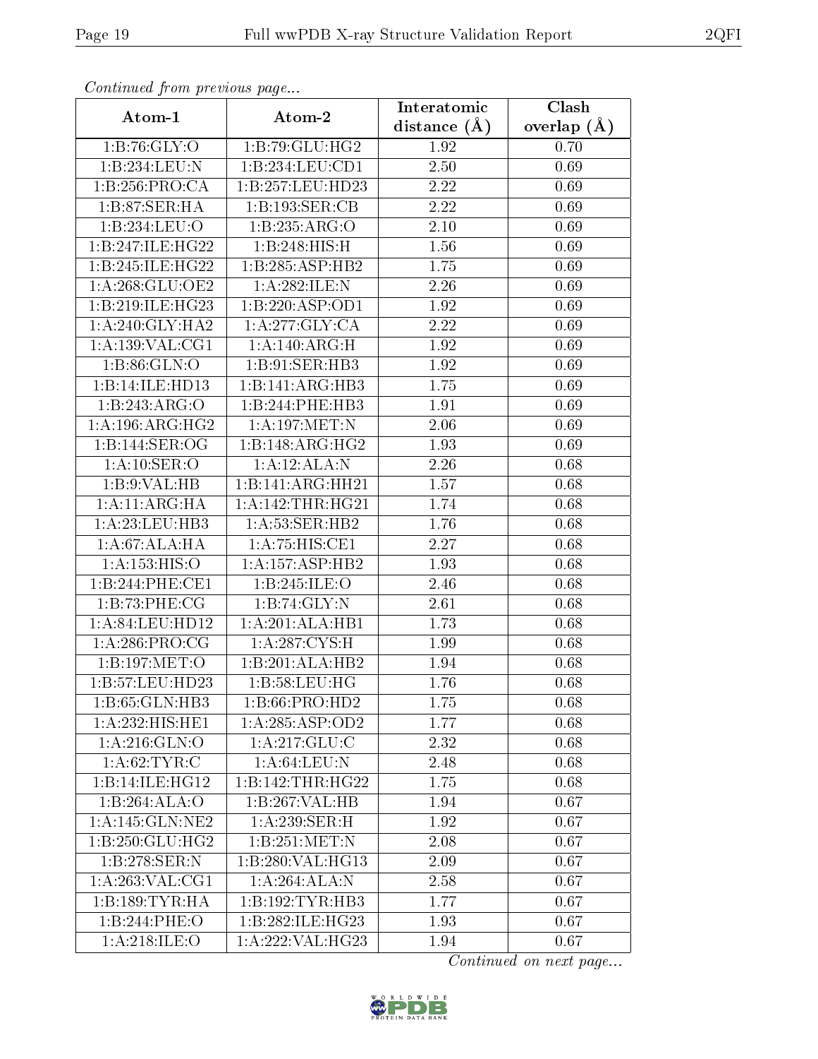*Continued from previous page...*

| Atom-1 | Atom-2 | Interatomic distance (Å) | Clash overlap (Å) |
|---|---|---|---|
| 1:B:76:GLY:O | 1:B:79:GLU:HG2 | 1.92 | 0.70 |
| 1:B:234:LEU:N | 1:B:234:LEU:CD1 | 2.50 | 0.69 |
| 1:B:256:PRO:CA | 1:B:257:LEU:HD23 | 2.22 | 0.69 |
| 1:B:87:SER:HA | 1:B:193:SER:CB | 2.22 | 0.69 |
| 1:B:234:LEU:O | 1:B:235:ARG:O | 2.10 | 0.69 |
| 1:B:247:ILE:HG22 | 1:B:248:HIS:H | 1.56 | 0.69 |
| 1:B:245:ILE:HG22 | 1:B:285:ASP:HB2 | 1.75 | 0.69 |
| 1:A:268:GLU:OE2 | 1:A:282:ILE:N | 2.26 | 0.69 |
| 1:B:219:ILE:HG23 | 1:B:220:ASP:OD1 | 1.92 | 0.69 |
| 1:A:240:GLY:HA2 | 1:A:277:GLY:CA | 2.22 | 0.69 |
| 1:A:139:VAL:CG1 | 1:A:140:ARG:H | 1.92 | 0.69 |
| 1:B:86:GLN:O | 1:B:91:SER:HB3 | 1.92 | 0.69 |
| 1:B:14:ILE:HD13 | 1:B:141:ARG:HB3 | 1.75 | 0.69 |
| 1:B:243:ARG:O | 1:B:244:PHE:HB3 | 1.91 | 0.69 |
| 1:A:196:ARG:HG2 | 1:A:197:MET:N | 2.06 | 0.69 |
| 1:B:144:SER:OG | 1:B:148:ARG:HG2 | 1.93 | 0.69 |
| 1:A:10:SER:O | 1:A:12:ALA:N | 2.26 | 0.68 |
| 1:B:9:VAL:HB | 1:B:141:ARG:HH21 | 1.57 | 0.68 |
| 1:A:11:ARG:HA | 1:A:142:THR:HG21 | 1.74 | 0.68 |
| 1:A:23:LEU:HB3 | 1:A:53:SER:HB2 | 1.76 | 0.68 |
| 1:A:67:ALA:HA | 1:A:75:HIS:CE1 | 2.27 | 0.68 |
| 1:A:153:HIS:O | 1:A:157:ASP:HB2 | 1.93 | 0.68 |
| 1:B:244:PHE:CE1 | 1:B:245:ILE:O | 2.46 | 0.68 |
| 1:B:73:PHE:CG | 1:B:74:GLY:N | 2.61 | 0.68 |
| 1:A:84:LEU:HD12 | 1:A:201:ALA:HB1 | 1.73 | 0.68 |
| 1:A:286:PRO:CG | 1:A:287:CYS:H | 1.99 | 0.68 |
| 1:B:197:MET:O | 1:B:201:ALA:HB2 | 1.94 | 0.68 |
| 1:B:57:LEU:HD23 | 1:B:58:LEU:HG | 1.76 | 0.68 |
| 1:B:65:GLN:HB3 | 1:B:66:PRO:HD2 | 1.75 | 0.68 |
| 1:A:232:HIS:HE1 | 1:A:285:ASP:OD2 | 1.77 | 0.68 |
| 1:A:216:GLN:O | 1:A:217:GLU:C | 2.32 | 0.68 |
| 1:A:62:TYR:C | 1:A:64:LEU:N | 2.48 | 0.68 |
| 1:B:14:ILE:HG12 | 1:B:142:THR:HG22 | 1.75 | 0.68 |
| 1:B:264:ALA:O | 1:B:267:VAL:HB | 1.94 | 0.67 |
| 1:A:145:GLN:NE2 | 1:A:239:SER:H | 1.92 | 0.67 |
| 1:B:250:GLU:HG2 | 1:B:251:MET:N | 2.08 | 0.67 |
| 1:B:278:SER:N | 1:B:280:VAL:HG13 | 2.09 | 0.67 |
| 1:A:263:VAL:CG1 | 1:A:264:ALA:N | 2.58 | 0.67 |
| 1:B:189:TYR:HA | 1:B:192:TYR:HB3 | 1.77 | 0.67 |
| 1:B:244:PHE:O | 1:B:282:ILE:HG23 | 1.93 | 0.67 |
| 1:A:218:ILE:O | 1:A:222:VAL:HG23 | 1.94 | 0.67 |

*Continued on next page...*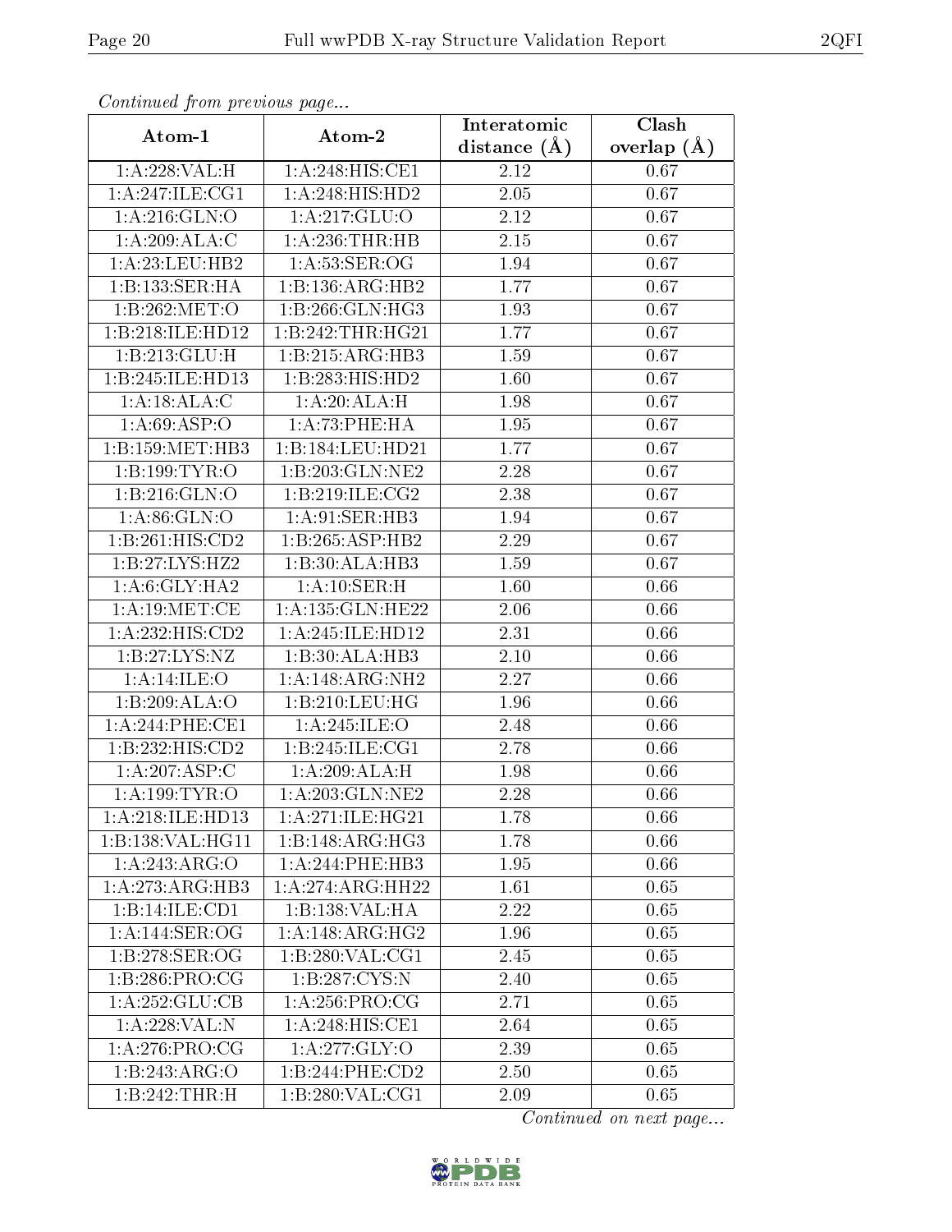*Continued from previous page...*

| Atom-1 | Atom-2 | Interatomic distance (Å) | Clash overlap (Å) |
| --- | --- | --- | --- |
| 1:A:228:VAL:H | 1:A:248:HIS:CE1 | 2.12 | 0.67 |
| 1:A:247:ILE:CG1 | 1:A:248:HIS:HD2 | 2.05 | 0.67 |
| 1:A:216:GLN:O | 1:A:217:GLU:O | 2.12 | 0.67 |
| 1:A:209:ALA:C | 1:A:236:THR:HB | 2.15 | 0.67 |
| 1:A:23:LEU:HB2 | 1:A:53:SER:OG | 1.94 | 0.67 |
| 1:B:133:SER:HA | 1:B:136:ARG:HB2 | 1.77 | 0.67 |
| 1:B:262:MET:O | 1:B:266:GLN:HG3 | 1.93 | 0.67 |
| 1:B:218:ILE:HD12 | 1:B:242:THR:HG21 | 1.77 | 0.67 |
| 1:B:213:GLU:H | 1:B:215:ARG:HB3 | 1.59 | 0.67 |
| 1:B:245:ILE:HD13 | 1:B:283:HIS:HD2 | 1.60 | 0.67 |
| 1:A:18:ALA:C | 1:A:20:ALA:H | 1.98 | 0.67 |
| 1:A:69:ASP:O | 1:A:73:PHE:HA | 1.95 | 0.67 |
| 1:B:159:MET:HB3 | 1:B:184:LEU:HD21 | 1.77 | 0.67 |
| 1:B:199:TYR:O | 1:B:203:GLN:NE2 | 2.28 | 0.67 |
| 1:B:216:GLN:O | 1:B:219:ILE:CG2 | 2.38 | 0.67 |
| 1:A:86:GLN:O | 1:A:91:SER:HB3 | 1.94 | 0.67 |
| 1:B:261:HIS:CD2 | 1:B:265:ASP:HB2 | 2.29 | 0.67 |
| 1:B:27:LYS:HZ2 | 1:B:30:ALA:HB3 | 1.59 | 0.67 |
| 1:A:6:GLY:HA2 | 1:A:10:SER:H | 1.60 | 0.66 |
| 1:A:19:MET:CE | 1:A:135:GLN:HE22 | 2.06 | 0.66 |
| 1:A:232:HIS:CD2 | 1:A:245:ILE:HD12 | 2.31 | 0.66 |
| 1:B:27:LYS:NZ | 1:B:30:ALA:HB3 | 2.10 | 0.66 |
| 1:A:14:ILE:O | 1:A:148:ARG:NH2 | 2.27 | 0.66 |
| 1:B:209:ALA:O | 1:B:210:LEU:HG | 1.96 | 0.66 |
| 1:A:244:PHE:CE1 | 1:A:245:ILE:O | 2.48 | 0.66 |
| 1:B:232:HIS:CD2 | 1:B:245:ILE:CG1 | 2.78 | 0.66 |
| 1:A:207:ASP:C | 1:A:209:ALA:H | 1.98 | 0.66 |
| 1:A:199:TYR:O | 1:A:203:GLN:NE2 | 2.28 | 0.66 |
| 1:A:218:ILE:HD13 | 1:A:271:ILE:HG21 | 1.78 | 0.66 |
| 1:B:138:VAL:HG11 | 1:B:148:ARG:HG3 | 1.78 | 0.66 |
| 1:A:243:ARG:O | 1:A:244:PHE:HB3 | 1.95 | 0.66 |
| 1:A:273:ARG:HB3 | 1:A:274:ARG:HH22 | 1.61 | 0.65 |
| 1:B:14:ILE:CD1 | 1:B:138:VAL:HA | 2.22 | 0.65 |
| 1:A:144:SER:OG | 1:A:148:ARG:HG2 | 1.96 | 0.65 |
| 1:B:278:SER:OG | 1:B:280:VAL:CG1 | 2.45 | 0.65 |
| 1:B:286:PRO:CG | 1:B:287:CYS:N | 2.40 | 0.65 |
| 1:A:252:GLU:CB | 1:A:256:PRO:CG | 2.71 | 0.65 |
| 1:A:228:VAL:N | 1:A:248:HIS:CE1 | 2.64 | 0.65 |
| 1:A:276:PRO:CG | 1:A:277:GLY:O | 2.39 | 0.65 |
| 1:B:243:ARG:O | 1:B:244:PHE:CD2 | 2.50 | 0.65 |
| 1:B:242:THR:H | 1:B:280:VAL:CG1 | 2.09 | 0.65 |

*Continued on next page...*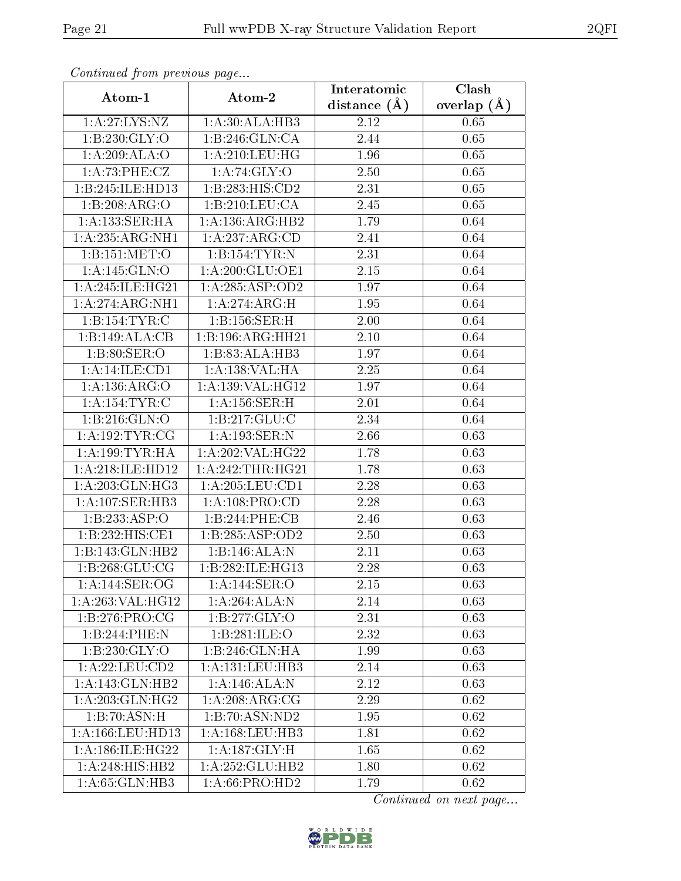*Continued from previous page...*

| Atom-1 | Atom-2 | Interatomic distance (Å) | Clash overlap (Å) |
|---|---|---|---|
| 1:A:27:LYS:NZ | 1:A:30:ALA:HB3 | 2.12 | 0.65 |
| 1:B:230:GLY:O | 1:B:246:GLN:CA | 2.44 | 0.65 |
| 1:A:209:ALA:O | 1:A:210:LEU:HG | 1.96 | 0.65 |
| 1:A:73:PHE:CZ | 1:A:74:GLY:O | 2.50 | 0.65 |
| 1:B:245:ILE:HD13 | 1:B:283:HIS:CD2 | 2.31 | 0.65 |
| 1:B:208:ARG:O | 1:B:210:LEU:CA | 2.45 | 0.65 |
| 1:A:133:SER:HA | 1:A:136:ARG:HB2 | 1.79 | 0.64 |
| 1:A:235:ARG:NH1 | 1:A:237:ARG:CD | 2.41 | 0.64 |
| 1:B:151:MET:O | 1:B:154:TYR:N | 2.31 | 0.64 |
| 1:A:145:GLN:O | 1:A:200:GLU:OE1 | 2.15 | 0.64 |
| 1:A:245:ILE:HG21 | 1:A:285:ASP:OD2 | 1.97 | 0.64 |
| 1:A:274:ARG:NH1 | 1:A:274:ARG:H | 1.95 | 0.64 |
| 1:B:154:TYR:C | 1:B:156:SER:H | 2.00 | 0.64 |
| 1:B:149:ALA:CB | 1:B:196:ARG:HH21 | 2.10 | 0.64 |
| 1:B:80:SER:O | 1:B:83:ALA:HB3 | 1.97 | 0.64 |
| 1:A:14:ILE:CD1 | 1:A:138:VAL:HA | 2.25 | 0.64 |
| 1:A:136:ARG:O | 1:A:139:VAL:HG12 | 1.97 | 0.64 |
| 1:A:154:TYR:C | 1:A:156:SER:H | 2.01 | 0.64 |
| 1:B:216:GLN:O | 1:B:217:GLU:C | 2.34 | 0.64 |
| 1:A:192:TYR:CG | 1:A:193:SER:N | 2.66 | 0.63 |
| 1:A:199:TYR:HA | 1:A:202:VAL:HG22 | 1.78 | 0.63 |
| 1:A:218:ILE:HD12 | 1:A:242:THR:HG21 | 1.78 | 0.63 |
| 1:A:203:GLN:HG3 | 1:A:205:LEU:CD1 | 2.28 | 0.63 |
| 1:A:107:SER:HB3 | 1:A:108:PRO:CD | 2.28 | 0.63 |
| 1:B:233:ASP:O | 1:B:244:PHE:CB | 2.46 | 0.63 |
| 1:B:232:HIS:CE1 | 1:B:285:ASP:OD2 | 2.50 | 0.63 |
| 1:B:143:GLN:HB2 | 1:B:146:ALA:N | 2.11 | 0.63 |
| 1:B:268:GLU:CG | 1:B:282:ILE:HG13 | 2.28 | 0.63 |
| 1:A:144:SER:OG | 1:A:144:SER:O | 2.15 | 0.63 |
| 1:A:263:VAL:HG12 | 1:A:264:ALA:N | 2.14 | 0.63 |
| 1:B:276:PRO:CG | 1:B:277:GLY:O | 2.31 | 0.63 |
| 1:B:244:PHE:N | 1:B:281:ILE:O | 2.32 | 0.63 |
| 1:B:230:GLY:O | 1:B:246:GLN:HA | 1.99 | 0.63 |
| 1:A:22:LEU:CD2 | 1:A:131:LEU:HB3 | 2.14 | 0.63 |
| 1:A:143:GLN:HB2 | 1:A:146:ALA:N | 2.12 | 0.63 |
| 1:A:203:GLN:HG2 | 1:A:208:ARG:CG | 2.29 | 0.62 |
| 1:B:70:ASN:H | 1:B:70:ASN:ND2 | 1.95 | 0.62 |
| 1:A:166:LEU:HD13 | 1:A:168:LEU:HB3 | 1.81 | 0.62 |
| 1:A:186:ILE:HG22 | 1:A:187:GLY:H | 1.65 | 0.62 |
| 1:A:248:HIS:HB2 | 1:A:252:GLU:HB2 | 1.80 | 0.62 |
| 1:A:65:GLN:HB3 | 1:A:66:PRO:HD2 | 1.79 | 0.62 |

*Continued on next page...*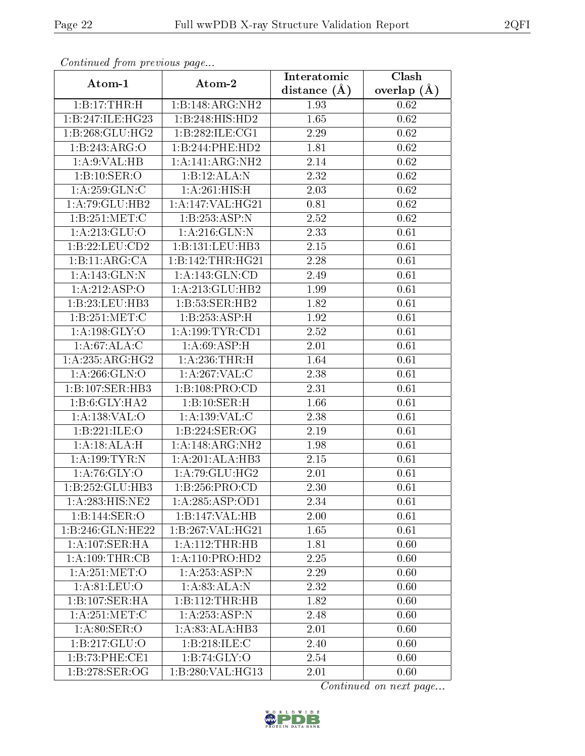*Continued from previous page...*

| Atom-1 | Atom-2 | Interatomic distance (Å) | Clash overlap (Å) |
| --- | --- | --- | --- |
| 1:B:17:THR:H | 1:B:148:ARG:NH2 | 1.93 | 0.62 |
| 1:B:247:ILE:HG23 | 1:B:248:HIS:HD2 | 1.65 | 0.62 |
| 1:B:268:GLU:HG2 | 1:B:282:ILE:CG1 | 2.29 | 0.62 |
| 1:B:243:ARG:O | 1:B:244:PHE:HD2 | 1.81 | 0.62 |
| 1:A:9:VAL:HB | 1:A:141:ARG:NH2 | 2.14 | 0.62 |
| 1:B:10:SER:O | 1:B:12:ALA:N | 2.32 | 0.62 |
| 1:A:259:GLN:C | 1:A:261:HIS:H | 2.03 | 0.62 |
| 1:A:79:GLU:HB2 | 1:A:147:VAL:HG21 | 0.81 | 0.62 |
| 1:B:251:MET:C | 1:B:253:ASP:N | 2.52 | 0.62 |
| 1:A:213:GLU:O | 1:A:216:GLN:N | 2.33 | 0.61 |
| 1:B:22:LEU:CD2 | 1:B:131:LEU:HB3 | 2.15 | 0.61 |
| 1:B:11:ARG:CA | 1:B:142:THR:HG21 | 2.28 | 0.61 |
| 1:A:143:GLN:N | 1:A:143:GLN:CD | 2.49 | 0.61 |
| 1:A:212:ASP:O | 1:A:213:GLU:HB2 | 1.99 | 0.61 |
| 1:B:23:LEU:HB3 | 1:B:53:SER:HB2 | 1.82 | 0.61 |
| 1:B:251:MET:C | 1:B:253:ASP:H | 1.92 | 0.61 |
| 1:A:198:GLY:O | 1:A:199:TYR:CD1 | 2.52 | 0.61 |
| 1:A:67:ALA:C | 1:A:69:ASP:H | 2.01 | 0.61 |
| 1:A:235:ARG:HG2 | 1:A:236:THR:H | 1.64 | 0.61 |
| 1:A:266:GLN:O | 1:A:267:VAL:C | 2.38 | 0.61 |
| 1:B:107:SER:HB3 | 1:B:108:PRO:CD | 2.31 | 0.61 |
| 1:B:6:GLY:HA2 | 1:B:10:SER:H | 1.66 | 0.61 |
| 1:A:138:VAL:O | 1:A:139:VAL:C | 2.38 | 0.61 |
| 1:B:221:ILE:O | 1:B:224:SER:OG | 2.19 | 0.61 |
| 1:A:18:ALA:H | 1:A:148:ARG:NH2 | 1.98 | 0.61 |
| 1:A:199:TYR:N | 1:A:201:ALA:HB3 | 2.15 | 0.61 |
| 1:A:76:GLY:O | 1:A:79:GLU:HG2 | 2.01 | 0.61 |
| 1:B:252:GLU:HB3 | 1:B:256:PRO:CD | 2.30 | 0.61 |
| 1:A:283:HIS:NE2 | 1:A:285:ASP:OD1 | 2.34 | 0.61 |
| 1:B:144:SER:O | 1:B:147:VAL:HB | 2.00 | 0.61 |
| 1:B:246:GLN:HE22 | 1:B:267:VAL:HG21 | 1.65 | 0.61 |
| 1:A:107:SER:HA | 1:A:112:THR:HB | 1.81 | 0.60 |
| 1:A:109:THR:CB | 1:A:110:PRO:HD2 | 2.25 | 0.60 |
| 1:A:251:MET:O | 1:A:253:ASP:N | 2.29 | 0.60 |
| 1:A:81:LEU:O | 1:A:83:ALA:N | 2.32 | 0.60 |
| 1:B:107:SER:HA | 1:B:112:THR:HB | 1.82 | 0.60 |
| 1:A:251:MET:C | 1:A:253:ASP:N | 2.48 | 0.60 |
| 1:A:80:SER:O | 1:A:83:ALA:HB3 | 2.01 | 0.60 |
| 1:B:217:GLU:O | 1:B:218:ILE:C | 2.40 | 0.60 |
| 1:B:73:PHE:CE1 | 1:B:74:GLY:O | 2.54 | 0.60 |
| 1:B:278:SER:OG | 1:B:280:VAL:HG13 | 2.01 | 0.60 |

*Continued on next page...*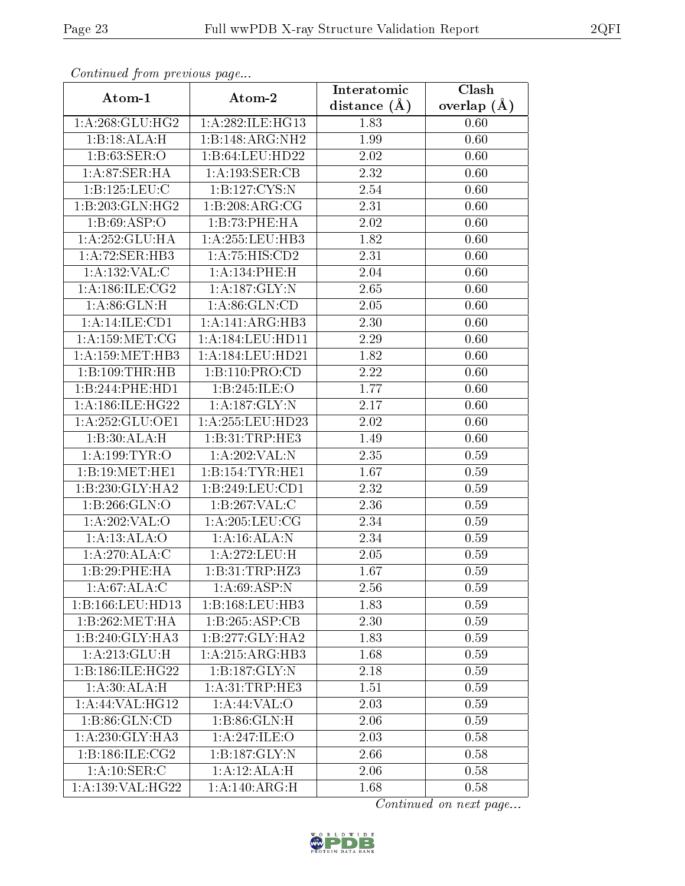*Continued from previous page...*

| Atom-1 | Atom-2 | Interatomic distance (Å) | Clash overlap (Å) |
|---|---|---|---|
| 1:A:268:GLU:HG2 | 1:A:282:ILE:HG13 | 1.83 | 0.60 |
| 1:B:18:ALA:H | 1:B:148:ARG:NH2 | 1.99 | 0.60 |
| 1:B:63:SER:O | 1:B:64:LEU:HD22 | 2.02 | 0.60 |
| 1:A:87:SER:HA | 1:A:193:SER:CB | 2.32 | 0.60 |
| 1:B:125:LEU:C | 1:B:127:CYS:N | 2.54 | 0.60 |
| 1:B:203:GLN:HG2 | 1:B:208:ARG:CG | 2.31 | 0.60 |
| 1:B:69:ASP:O | 1:B:73:PHE:HA | 2.02 | 0.60 |
| 1:A:252:GLU:HA | 1:A:255:LEU:HB3 | 1.82 | 0.60 |
| 1:A:72:SER:HB3 | 1:A:75:HIS:CD2 | 2.31 | 0.60 |
| 1:A:132:VAL:C | 1:A:134:PHE:H | 2.04 | 0.60 |
| 1:A:186:ILE:CG2 | 1:A:187:GLY:N | 2.65 | 0.60 |
| 1:A:86:GLN:H | 1:A:86:GLN:CD | 2.05 | 0.60 |
| 1:A:14:ILE:CD1 | 1:A:141:ARG:HB3 | 2.30 | 0.60 |
| 1:A:159:MET:CG | 1:A:184:LEU:HD11 | 2.29 | 0.60 |
| 1:A:159:MET:HB3 | 1:A:184:LEU:HD21 | 1.82 | 0.60 |
| 1:B:109:THR:HB | 1:B:110:PRO:CD | 2.22 | 0.60 |
| 1:B:244:PHE:HD1 | 1:B:245:ILE:O | 1.77 | 0.60 |
| 1:A:186:ILE:HG22 | 1:A:187:GLY:N | 2.17 | 0.60 |
| 1:A:252:GLU:OE1 | 1:A:255:LEU:HD23 | 2.02 | 0.60 |
| 1:B:30:ALA:H | 1:B:31:TRP:HE3 | 1.49 | 0.60 |
| 1:A:199:TYR:O | 1:A:202:VAL:N | 2.35 | 0.59 |
| 1:B:19:MET:HE1 | 1:B:154:TYR:HE1 | 1.67 | 0.59 |
| 1:B:230:GLY:HA2 | 1:B:249:LEU:CD1 | 2.32 | 0.59 |
| 1:B:266:GLN:O | 1:B:267:VAL:C | 2.36 | 0.59 |
| 1:A:202:VAL:O | 1:A:205:LEU:CG | 2.34 | 0.59 |
| 1:A:13:ALA:O | 1:A:16:ALA:N | 2.34 | 0.59 |
| 1:A:270:ALA:C | 1:A:272:LEU:H | 2.05 | 0.59 |
| 1:B:29:PHE:HA | 1:B:31:TRP:HZ3 | 1.67 | 0.59 |
| 1:A:67:ALA:C | 1:A:69:ASP:N | 2.56 | 0.59 |
| 1:B:166:LEU:HD13 | 1:B:168:LEU:HB3 | 1.83 | 0.59 |
| 1:B:262:MET:HA | 1:B:265:ASP:CB | 2.30 | 0.59 |
| 1:B:240:GLY:HA3 | 1:B:277:GLY:HA2 | 1.83 | 0.59 |
| 1:A:213:GLU:H | 1:A:215:ARG:HB3 | 1.68 | 0.59 |
| 1:B:186:ILE:HG22 | 1:B:187:GLY:N | 2.18 | 0.59 |
| 1:A:30:ALA:H | 1:A:31:TRP:HE3 | 1.51 | 0.59 |
| 1:A:44:VAL:HG12 | 1:A:44:VAL:O | 2.03 | 0.59 |
| 1:B:86:GLN:CD | 1:B:86:GLN:H | 2.06 | 0.59 |
| 1:A:230:GLY:HA3 | 1:A:247:ILE:O | 2.03 | 0.58 |
| 1:B:186:ILE:CG2 | 1:B:187:GLY:N | 2.66 | 0.58 |
| 1:A:10:SER:C | 1:A:12:ALA:H | 2.06 | 0.58 |
| 1:A:139:VAL:HG22 | 1:A:140:ARG:H | 1.68 | 0.58 |

*Continued on next page...*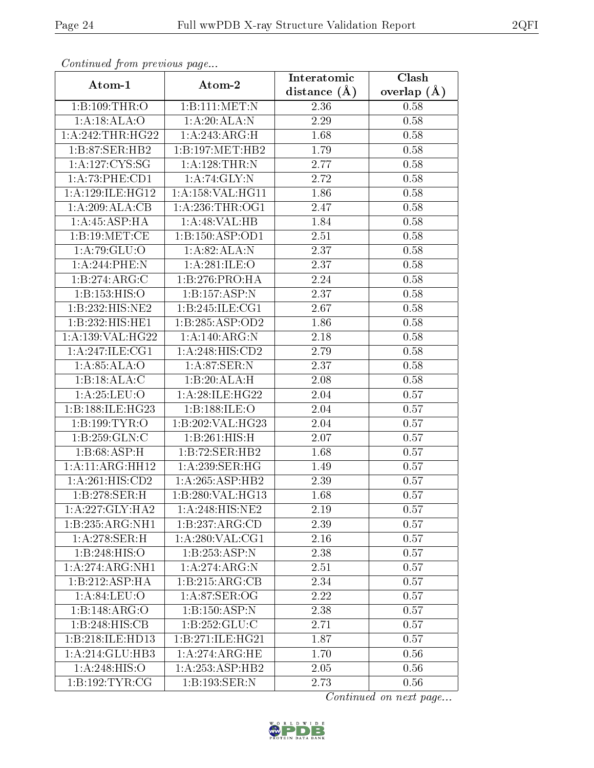*Continued from previous page...*

| Atom-1 | Atom-2 | Interatomic distance (Å) | Clash overlap (Å) |
|---|---|---|---|
| 1:B:109:THR:O | 1:B:111:MET:N | 2.36 | 0.58 |
| 1:A:18:ALA:O | 1:A:20:ALA:N | 2.29 | 0.58 |
| 1:A:242:THR:HG22 | 1:A:243:ARG:H | 1.68 | 0.58 |
| 1:B:87:SER:HB2 | 1:B:197:MET:HB2 | 1.79 | 0.58 |
| 1:A:127:CYS:SG | 1:A:128:THR:N | 2.77 | 0.58 |
| 1:A:73:PHE:CD1 | 1:A:74:GLY:N | 2.72 | 0.58 |
| 1:A:129:ILE:HG12 | 1:A:158:VAL:HG11 | 1.86 | 0.58 |
| 1:A:209:ALA:CB | 1:A:236:THR:OG1 | 2.47 | 0.58 |
| 1:A:45:ASP:HA | 1:A:48:VAL:HB | 1.84 | 0.58 |
| 1:B:19:MET:CE | 1:B:150:ASP:OD1 | 2.51 | 0.58 |
| 1:A:79:GLU:O | 1:A:82:ALA:N | 2.37 | 0.58 |
| 1:A:244:PHE:N | 1:A:281:ILE:O | 2.37 | 0.58 |
| 1:B:274:ARG:C | 1:B:276:PRO:HA | 2.24 | 0.58 |
| 1:B:153:HIS:O | 1:B:157:ASP:N | 2.37 | 0.58 |
| 1:B:232:HIS:NE2 | 1:B:245:ILE:CG1 | 2.67 | 0.58 |
| 1:B:232:HIS:HE1 | 1:B:285:ASP:OD2 | 1.86 | 0.58 |
| 1:A:139:VAL:HG22 | 1:A:140:ARG:N | 2.18 | 0.58 |
| 1:A:247:ILE:CG1 | 1:A:248:HIS:CD2 | 2.79 | 0.58 |
| 1:A:85:ALA:O | 1:A:87:SER:N | 2.37 | 0.58 |
| 1:B:18:ALA:C | 1:B:20:ALA:H | 2.08 | 0.58 |
| 1:A:25:LEU:O | 1:A:28:ILE:HG22 | 2.04 | 0.57 |
| 1:B:188:ILE:HG23 | 1:B:188:ILE:O | 2.04 | 0.57 |
| 1:B:199:TYR:O | 1:B:202:VAL:HG23 | 2.04 | 0.57 |
| 1:B:259:GLN:C | 1:B:261:HIS:H | 2.07 | 0.57 |
| 1:B:68:ASP:H | 1:B:72:SER:HB2 | 1.68 | 0.57 |
| 1:A:11:ARG:HH12 | 1:A:239:SER:HG | 1.49 | 0.57 |
| 1:A:261:HIS:CD2 | 1:A:265:ASP:HB2 | 2.39 | 0.57 |
| 1:B:278:SER:H | 1:B:280:VAL:HG13 | 1.68 | 0.57 |
| 1:A:227:GLY:HA2 | 1:A:248:HIS:NE2 | 2.19 | 0.57 |
| 1:B:235:ARG:NH1 | 1:B:237:ARG:CD | 2.39 | 0.57 |
| 1:A:278:SER:H | 1:A:280:VAL:CG1 | 2.16 | 0.57 |
| 1:B:248:HIS:O | 1:B:253:ASP:N | 2.38 | 0.57 |
| 1:A:274:ARG:NH1 | 1:A:274:ARG:N | 2.51 | 0.57 |
| 1:B:212:ASP:HA | 1:B:215:ARG:CB | 2.34 | 0.57 |
| 1:A:84:LEU:O | 1:A:87:SER:OG | 2.22 | 0.57 |
| 1:B:148:ARG:O | 1:B:150:ASP:N | 2.38 | 0.57 |
| 1:B:248:HIS:CB | 1:B:252:GLU:C | 2.71 | 0.57 |
| 1:B:218:ILE:HD13 | 1:B:271:ILE:HG21 | 1.87 | 0.57 |
| 1:A:214:GLU:HB3 | 1:A:274:ARG:HE | 1.70 | 0.56 |
| 1:A:248:HIS:O | 1:A:253:ASP:HB2 | 2.05 | 0.56 |
| 1:B:192:TYR:CG | 1:B:193:SER:N | 2.73 | 0.56 |

*Continued on next page...*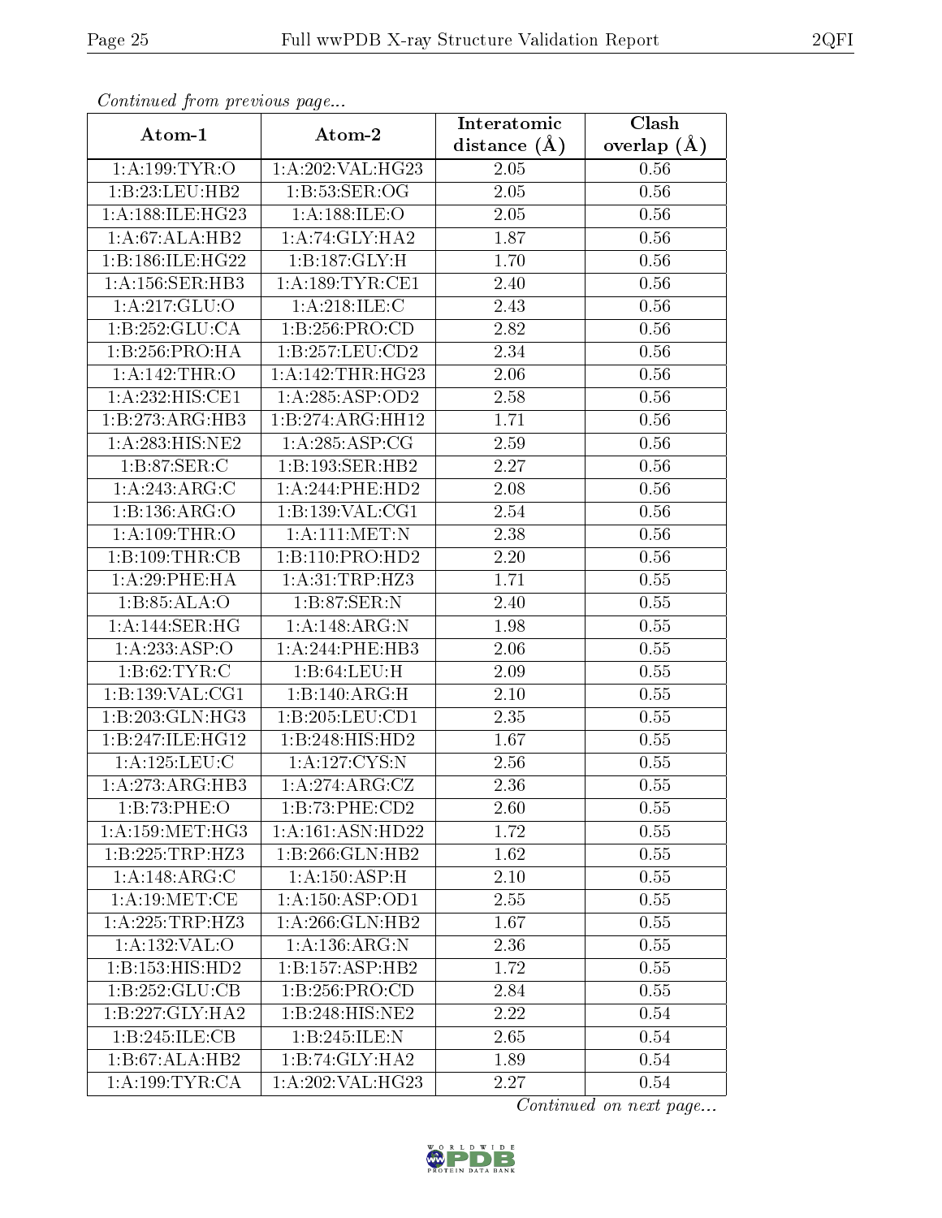*Continued from previous page...*

| Atom-1 | Atom-2 | Interatomic distance (Å) | Clash overlap (Å) |
|---|---|---|---|
| 1:A:199:TYR:O | 1:A:202:VAL:HG23 | 2.05 | 0.56 |
| 1:B:23:LEU:HB2 | 1:B:53:SER:OG | 2.05 | 0.56 |
| 1:A:188:ILE:HG23 | 1:A:188:ILE:O | 2.05 | 0.56 |
| 1:A:67:ALA:HB2 | 1:A:74:GLY:HA2 | 1.87 | 0.56 |
| 1:B:186:ILE:HG22 | 1:B:187:GLY:H | 1.70 | 0.56 |
| 1:A:156:SER:HB3 | 1:A:189:TYR:CE1 | 2.40 | 0.56 |
| 1:A:217:GLU:O | 1:A:218:ILE:C | 2.43 | 0.56 |
| 1:B:252:GLU:CA | 1:B:256:PRO:CD | 2.82 | 0.56 |
| 1:B:256:PRO:HA | 1:B:257:LEU:CD2 | 2.34 | 0.56 |
| 1:A:142:THR:O | 1:A:142:THR:HG23 | 2.06 | 0.56 |
| 1:A:232:HIS:CE1 | 1:A:285:ASP:OD2 | 2.58 | 0.56 |
| 1:B:273:ARG:HB3 | 1:B:274:ARG:HH12 | 1.71 | 0.56 |
| 1:A:283:HIS:NE2 | 1:A:285:ASP:CG | 2.59 | 0.56 |
| 1:B:87:SER:C | 1:B:193:SER:HB2 | 2.27 | 0.56 |
| 1:A:243:ARG:C | 1:A:244:PHE:HD2 | 2.08 | 0.56 |
| 1:B:136:ARG:O | 1:B:139:VAL:CG1 | 2.54 | 0.56 |
| 1:A:109:THR:O | 1:A:111:MET:N | 2.38 | 0.56 |
| 1:B:109:THR:CB | 1:B:110:PRO:HD2 | 2.20 | 0.56 |
| 1:A:29:PHE:HA | 1:A:31:TRP:HZ3 | 1.71 | 0.55 |
| 1:B:85:ALA:O | 1:B:87:SER:N | 2.40 | 0.55 |
| 1:A:144:SER:HG | 1:A:148:ARG:N | 1.98 | 0.55 |
| 1:A:233:ASP:O | 1:A:244:PHE:HB3 | 2.06 | 0.55 |
| 1:B:62:TYR:C | 1:B:64:LEU:H | 2.09 | 0.55 |
| 1:B:139:VAL:CG1 | 1:B:140:ARG:H | 2.10 | 0.55 |
| 1:B:203:GLN:HG3 | 1:B:205:LEU:CD1 | 2.35 | 0.55 |
| 1:B:247:ILE:HG12 | 1:B:248:HIS:HD2 | 1.67 | 0.55 |
| 1:A:125:LEU:C | 1:A:127:CYS:N | 2.56 | 0.55 |
| 1:A:273:ARG:HB3 | 1:A:274:ARG:CZ | 2.36 | 0.55 |
| 1:B:73:PHE:O | 1:B:73:PHE:CD2 | 2.60 | 0.55 |
| 1:A:159:MET:HG3 | 1:A:161:ASN:HD22 | 1.72 | 0.55 |
| 1:B:225:TRP:HZ3 | 1:B:266:GLN:HB2 | 1.62 | 0.55 |
| 1:A:148:ARG:C | 1:A:150:ASP:H | 2.10 | 0.55 |
| 1:A:19:MET:CE | 1:A:150:ASP:OD1 | 2.55 | 0.55 |
| 1:A:225:TRP:HZ3 | 1:A:266:GLN:HB2 | 1.67 | 0.55 |
| 1:A:132:VAL:O | 1:A:136:ARG:N | 2.36 | 0.55 |
| 1:B:153:HIS:HD2 | 1:B:157:ASP:HB2 | 1.72 | 0.55 |
| 1:B:252:GLU:CB | 1:B:256:PRO:CD | 2.84 | 0.55 |
| 1:B:227:GLY:HA2 | 1:B:248:HIS:NE2 | 2.22 | 0.54 |
| 1:B:245:ILE:CB | 1:B:245:ILE:N | 2.65 | 0.54 |
| 1:B:67:ALA:HB2 | 1:B:74:GLY:HA2 | 1.89 | 0.54 |
| 1:A:199:TYR:CA | 1:A:202:VAL:HG23 | 2.27 | 0.54 |

*Continued on next page...*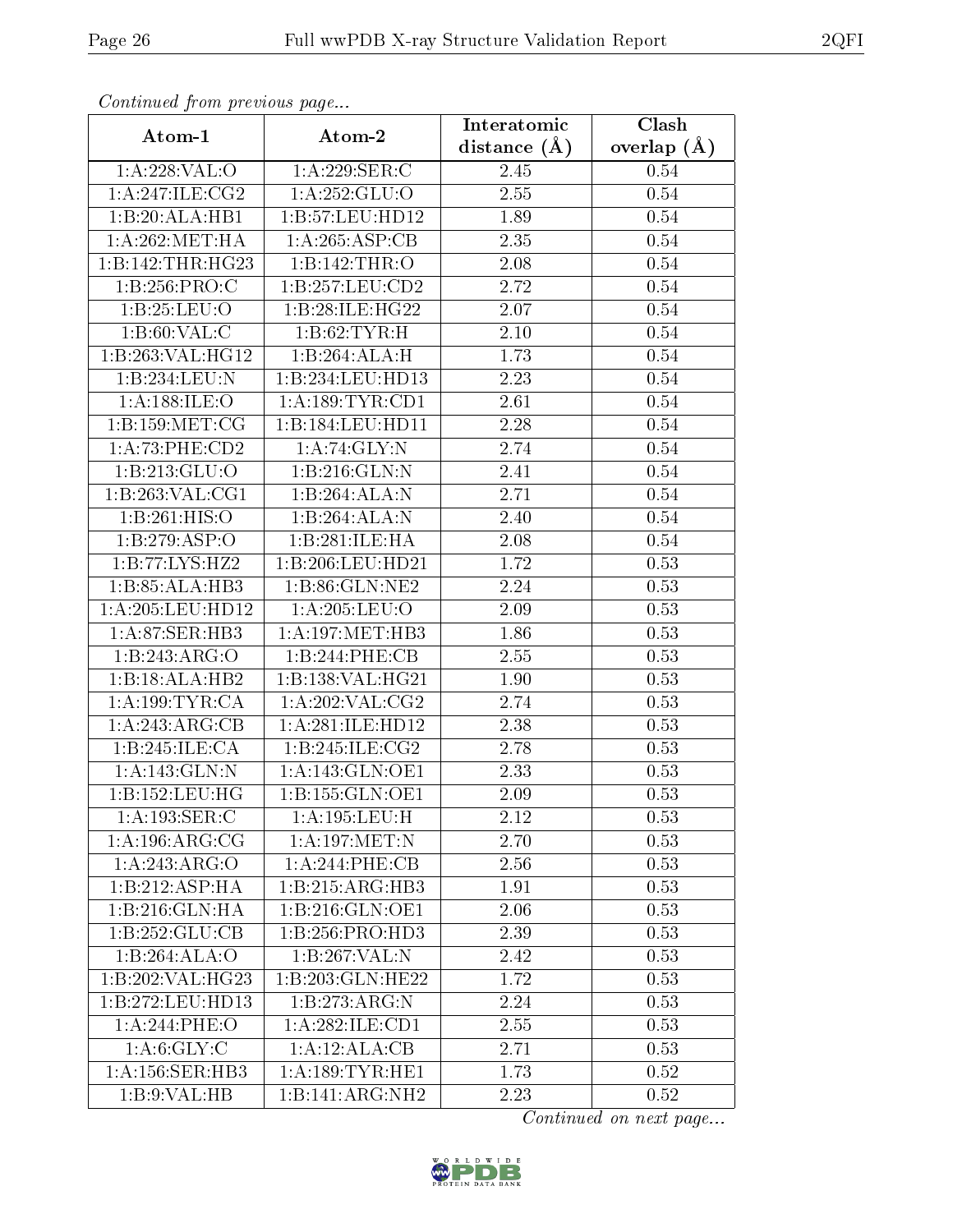*Continued from previous page...*

| Atom-1 | Atom-2 | Interatomic distance (Å) | Clash overlap (Å) |
|---|---|---|---|
| 1:A:228:VAL:O | 1:A:229:SER:C | 2.45 | 0.54 |
| 1:A:247:ILE:CG2 | 1:A:252:GLU:O | 2.55 | 0.54 |
| 1:B:20:ALA:HB1 | 1:B:57:LEU:HD12 | 1.89 | 0.54 |
| 1:A:262:MET:HA | 1:A:265:ASP:CB | 2.35 | 0.54 |
| 1:B:142:THR:HG23 | 1:B:142:THR:O | 2.08 | 0.54 |
| 1:B:256:PRO:C | 1:B:257:LEU:CD2 | 2.72 | 0.54 |
| 1:B:25:LEU:O | 1:B:28:ILE:HG22 | 2.07 | 0.54 |
| 1:B:60:VAL:C | 1:B:62:TYR:H | 2.10 | 0.54 |
| 1:B:263:VAL:HG12 | 1:B:264:ALA:H | 1.73 | 0.54 |
| 1:B:234:LEU:N | 1:B:234:LEU:HD13 | 2.23 | 0.54 |
| 1:A:188:ILE:O | 1:A:189:TYR:CD1 | 2.61 | 0.54 |
| 1:B:159:MET:CG | 1:B:184:LEU:HD11 | 2.28 | 0.54 |
| 1:A:73:PHE:CD2 | 1:A:74:GLY:N | 2.74 | 0.54 |
| 1:B:213:GLU:O | 1:B:216:GLN:N | 2.41 | 0.54 |
| 1:B:263:VAL:CG1 | 1:B:264:ALA:N | 2.71 | 0.54 |
| 1:B:261:HIS:O | 1:B:264:ALA:N | 2.40 | 0.54 |
| 1:B:279:ASP:O | 1:B:281:ILE:HA | 2.08 | 0.54 |
| 1:B:77:LYS:HZ2 | 1:B:206:LEU:HD21 | 1.72 | 0.53 |
| 1:B:85:ALA:HB3 | 1:B:86:GLN:NE2 | 2.24 | 0.53 |
| 1:A:205:LEU:HD12 | 1:A:205:LEU:O | 2.09 | 0.53 |
| 1:A:87:SER:HB3 | 1:A:197:MET:HB3 | 1.86 | 0.53 |
| 1:B:243:ARG:O | 1:B:244:PHE:CB | 2.55 | 0.53 |
| 1:B:18:ALA:HB2 | 1:B:138:VAL:HG21 | 1.90 | 0.53 |
| 1:A:199:TYR:CA | 1:A:202:VAL:CG2 | 2.74 | 0.53 |
| 1:A:243:ARG:CB | 1:A:281:ILE:HD12 | 2.38 | 0.53 |
| 1:B:245:ILE:CA | 1:B:245:ILE:CG2 | 2.78 | 0.53 |
| 1:A:143:GLN:N | 1:A:143:GLN:OE1 | 2.33 | 0.53 |
| 1:B:152:LEU:HG | 1:B:155:GLN:OE1 | 2.09 | 0.53 |
| 1:A:193:SER:C | 1:A:195:LEU:H | 2.12 | 0.53 |
| 1:A:196:ARG:CG | 1:A:197:MET:N | 2.70 | 0.53 |
| 1:A:243:ARG:O | 1:A:244:PHE:CB | 2.56 | 0.53 |
| 1:B:212:ASP:HA | 1:B:215:ARG:HB3 | 1.91 | 0.53 |
| 1:B:216:GLN:HA | 1:B:216:GLN:OE1 | 2.06 | 0.53 |
| 1:B:252:GLU:CB | 1:B:256:PRO:HD3 | 2.39 | 0.53 |
| 1:B:264:ALA:O | 1:B:267:VAL:N | 2.42 | 0.53 |
| 1:B:202:VAL:HG23 | 1:B:203:GLN:HE22 | 1.72 | 0.53 |
| 1:B:272:LEU:HD13 | 1:B:273:ARG:N | 2.24 | 0.53 |
| 1:A:244:PHE:O | 1:A:282:ILE:CD1 | 2.55 | 0.53 |
| 1:A:6:GLY:C | 1:A:12:ALA:CB | 2.71 | 0.53 |
| 1:A:156:SER:HB3 | 1:A:189:TYR:HE1 | 1.73 | 0.52 |
| 1:B:9:VAL:HB | 1:B:141:ARG:NH2 | 2.23 | 0.52 |

*Continued on next page...*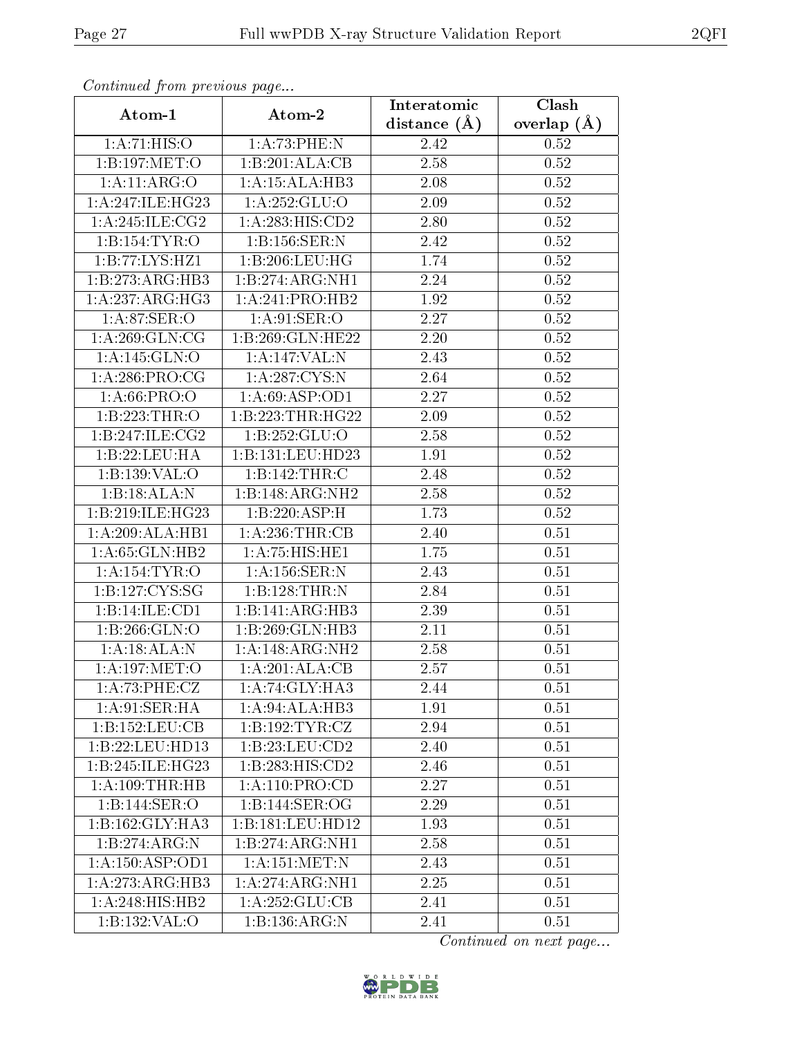*Continued from previous page...*

| Atom-1 | Atom-2 | Interatomic distance (Å) | Clash overlap (Å) |
|---|---|---|---|
| 1:A:71:HIS:O | 1:A:73:PHE:N | 2.42 | 0.52 |
| 1:B:197:MET:O | 1:B:201:ALA:CB | 2.58 | 0.52 |
| 1:A:11:ARG:O | 1:A:15:ALA:HB3 | 2.08 | 0.52 |
| 1:A:247:ILE:HG23 | 1:A:252:GLU:O | 2.09 | 0.52 |
| 1:A:245:ILE:CG2 | 1:A:283:HIS:CD2 | 2.80 | 0.52 |
| 1:B:154:TYR:O | 1:B:156:SER:N | 2.42 | 0.52 |
| 1:B:77:LYS:HZ1 | 1:B:206:LEU:HG | 1.74 | 0.52 |
| 1:B:273:ARG:HB3 | 1:B:274:ARG:NH1 | 2.24 | 0.52 |
| 1:A:237:ARG:HG3 | 1:A:241:PRO:HB2 | 1.92 | 0.52 |
| 1:A:87:SER:O | 1:A:91:SER:O | 2.27 | 0.52 |
| 1:A:269:GLN:CG | 1:B:269:GLN:HE22 | 2.20 | 0.52 |
| 1:A:145:GLN:O | 1:A:147:VAL:N | 2.43 | 0.52 |
| 1:A:286:PRO:CG | 1:A:287:CYS:N | 2.64 | 0.52 |
| 1:A:66:PRO:O | 1:A:69:ASP:OD1 | 2.27 | 0.52 |
| 1:B:223:THR:O | 1:B:223:THR:HG22 | 2.09 | 0.52 |
| 1:B:247:ILE:CG2 | 1:B:252:GLU:O | 2.58 | 0.52 |
| 1:B:22:LEU:HA | 1:B:131:LEU:HD23 | 1.91 | 0.52 |
| 1:B:139:VAL:O | 1:B:142:THR:C | 2.48 | 0.52 |
| 1:B:18:ALA:N | 1:B:148:ARG:NH2 | 2.58 | 0.52 |
| 1:B:219:ILE:HG23 | 1:B:220:ASP:H | 1.73 | 0.52 |
| 1:A:209:ALA:HB1 | 1:A:236:THR:CB | 2.40 | 0.51 |
| 1:A:65:GLN:HB2 | 1:A:75:HIS:HE1 | 1.75 | 0.51 |
| 1:A:154:TYR:O | 1:A:156:SER:N | 2.43 | 0.51 |
| 1:B:127:CYS:SG | 1:B:128:THR:N | 2.84 | 0.51 |
| 1:B:14:ILE:CD1 | 1:B:141:ARG:HB3 | 2.39 | 0.51 |
| 1:B:266:GLN:O | 1:B:269:GLN:HB3 | 2.11 | 0.51 |
| 1:A:18:ALA:N | 1:A:148:ARG:NH2 | 2.58 | 0.51 |
| 1:A:197:MET:O | 1:A:201:ALA:CB | 2.57 | 0.51 |
| 1:A:73:PHE:CZ | 1:A:74:GLY:HA3 | 2.44 | 0.51 |
| 1:A:91:SER:HA | 1:A:94:ALA:HB3 | 1.91 | 0.51 |
| 1:B:152:LEU:CB | 1:B:192:TYR:CZ | 2.94 | 0.51 |
| 1:B:22:LEU:HD13 | 1:B:23:LEU:CD2 | 2.40 | 0.51 |
| 1:B:245:ILE:HG23 | 1:B:283:HIS:CD2 | 2.46 | 0.51 |
| 1:A:109:THR:HB | 1:A:110:PRO:CD | 2.27 | 0.51 |
| 1:B:144:SER:O | 1:B:144:SER:OG | 2.29 | 0.51 |
| 1:B:162:GLY:HA3 | 1:B:181:LEU:HD12 | 1.93 | 0.51 |
| 1:B:274:ARG:N | 1:B:274:ARG:NH1 | 2.58 | 0.51 |
| 1:A:150:ASP:OD1 | 1:A:151:MET:N | 2.43 | 0.51 |
| 1:A:273:ARG:HB3 | 1:A:274:ARG:NH1 | 2.25 | 0.51 |
| 1:A:248:HIS:HB2 | 1:A:252:GLU:CB | 2.41 | 0.51 |
| 1:B:132:VAL:O | 1:B:136:ARG:N | 2.41 | 0.51 |

*Continued on next page...*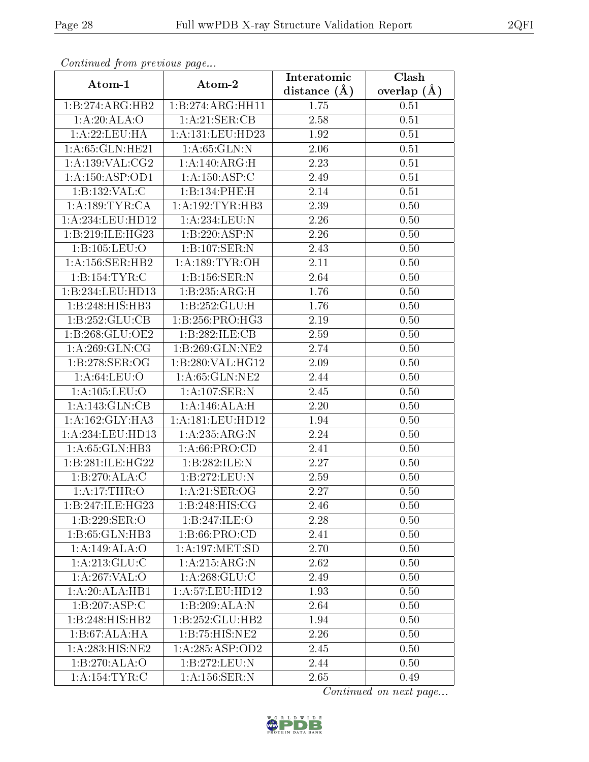*Continued from previous page...*

| Atom-1 | Atom-2 | Interatomic distance (Å) | Clash overlap (Å) |
| --- | --- | --- | --- |
| 1:B:274:ARG:HB2 | 1:B:274:ARG:HH11 | 1.75 | 0.51 |
| 1:A:20:ALA:O | 1:A:21:SER:CB | 2.58 | 0.51 |
| 1:A:22:LEU:HA | 1:A:131:LEU:HD23 | 1.92 | 0.51 |
| 1:A:65:GLN:HE21 | 1:A:65:GLN:N | 2.06 | 0.51 |
| 1:A:139:VAL:CG2 | 1:A:140:ARG:H | 2.23 | 0.51 |
| 1:A:150:ASP:OD1 | 1:A:150:ASP:C | 2.49 | 0.51 |
| 1:B:132:VAL:C | 1:B:134:PHE:H | 2.14 | 0.51 |
| 1:A:189:TYR:CA | 1:A:192:TYR:HB3 | 2.39 | 0.50 |
| 1:A:234:LEU:HD12 | 1:A:234:LEU:N | 2.26 | 0.50 |
| 1:B:219:ILE:HG23 | 1:B:220:ASP:N | 2.26 | 0.50 |
| 1:B:105:LEU:O | 1:B:107:SER:N | 2.43 | 0.50 |
| 1:A:156:SER:HB2 | 1:A:189:TYR:OH | 2.11 | 0.50 |
| 1:B:154:TYR:C | 1:B:156:SER:N | 2.64 | 0.50 |
| 1:B:234:LEU:HD13 | 1:B:235:ARG:H | 1.76 | 0.50 |
| 1:B:248:HIS:HB3 | 1:B:252:GLU:H | 1.76 | 0.50 |
| 1:B:252:GLU:CB | 1:B:256:PRO:HG3 | 2.19 | 0.50 |
| 1:B:268:GLU:OE2 | 1:B:282:ILE:CB | 2.59 | 0.50 |
| 1:A:269:GLN:CG | 1:B:269:GLN:NE2 | 2.74 | 0.50 |
| 1:B:278:SER:OG | 1:B:280:VAL:HG12 | 2.09 | 0.50 |
| 1:A:64:LEU:O | 1:A:65:GLN:NE2 | 2.44 | 0.50 |
| 1:A:105:LEU:O | 1:A:107:SER:N | 2.45 | 0.50 |
| 1:A:143:GLN:CB | 1:A:146:ALA:H | 2.20 | 0.50 |
| 1:A:162:GLY:HA3 | 1:A:181:LEU:HD12 | 1.94 | 0.50 |
| 1:A:234:LEU:HD13 | 1:A:235:ARG:N | 2.24 | 0.50 |
| 1:A:65:GLN:HB3 | 1:A:66:PRO:CD | 2.41 | 0.50 |
| 1:B:281:ILE:HG22 | 1:B:282:ILE:N | 2.27 | 0.50 |
| 1:B:270:ALA:C | 1:B:272:LEU:N | 2.59 | 0.50 |
| 1:A:17:THR:O | 1:A:21:SER:OG | 2.27 | 0.50 |
| 1:B:247:ILE:HG23 | 1:B:248:HIS:CG | 2.46 | 0.50 |
| 1:B:229:SER:O | 1:B:247:ILE:O | 2.28 | 0.50 |
| 1:B:65:GLN:HB3 | 1:B:66:PRO:CD | 2.41 | 0.50 |
| 1:A:149:ALA:O | 1:A:197:MET:SD | 2.70 | 0.50 |
| 1:A:213:GLU:C | 1:A:215:ARG:N | 2.62 | 0.50 |
| 1:A:267:VAL:O | 1:A:268:GLU:C | 2.49 | 0.50 |
| 1:A:20:ALA:HB1 | 1:A:57:LEU:HD12 | 1.93 | 0.50 |
| 1:B:207:ASP:C | 1:B:209:ALA:N | 2.64 | 0.50 |
| 1:B:248:HIS:HB2 | 1:B:252:GLU:HB2 | 1.94 | 0.50 |
| 1:B:67:ALA:HA | 1:B:75:HIS:NE2 | 2.26 | 0.50 |
| 1:A:283:HIS:NE2 | 1:A:285:ASP:OD2 | 2.45 | 0.50 |
| 1:B:270:ALA:O | 1:B:272:LEU:N | 2.44 | 0.50 |
| 1:A:154:TYR:C | 1:A:156:SER:N | 2.65 | 0.49 |

*Continued on next page...*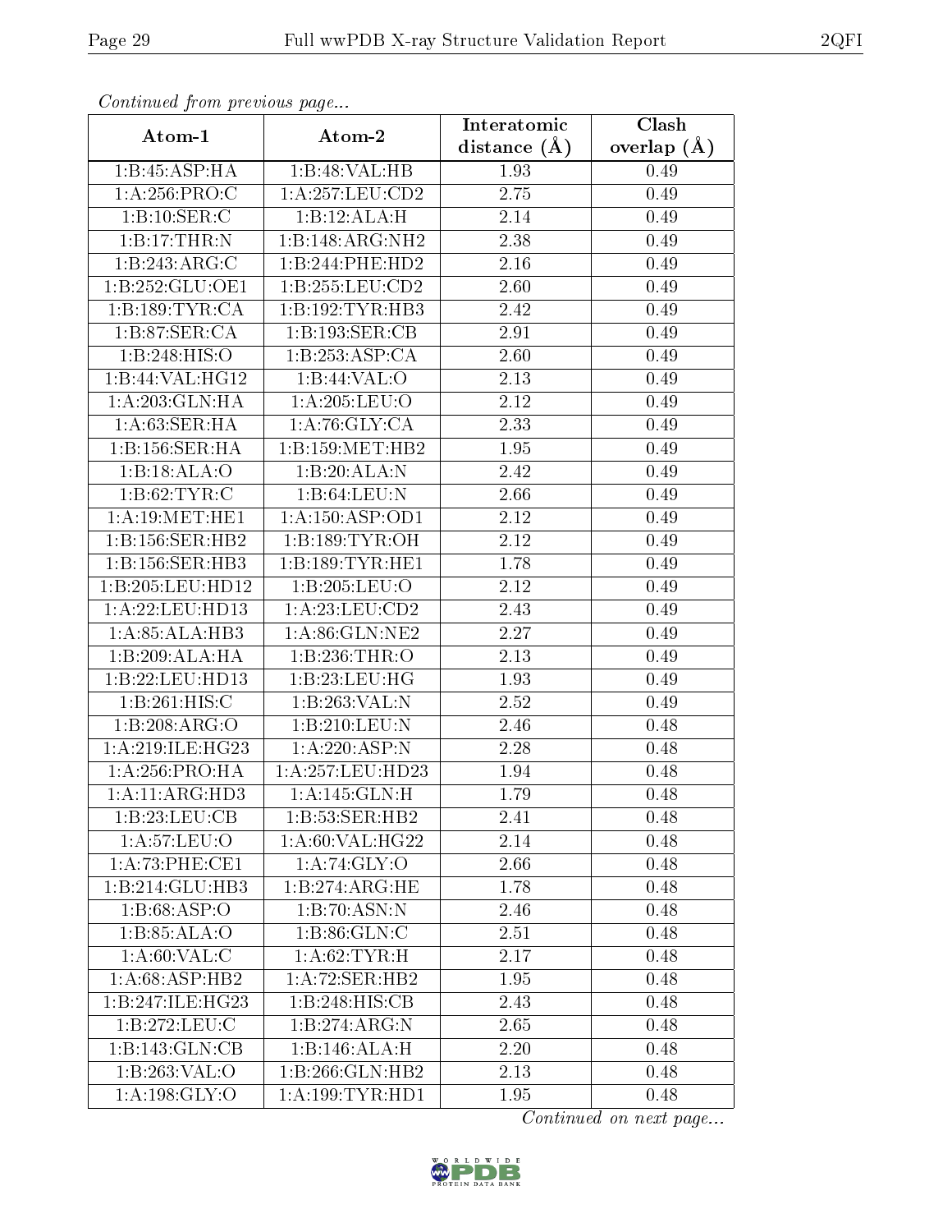*Continued from previous page...*

| Atom-1 | Atom-2 | Interatomic distance (Å) | Clash overlap (Å) |
|---|---|---|---|
| 1:B:45:ASP:HA | 1:B:48:VAL:HB | 1.93 | 0.49 |
| 1:A:256:PRO:C | 1:A:257:LEU:CD2 | 2.75 | 0.49 |
| 1:B:10:SER:C | 1:B:12:ALA:H | 2.14 | 0.49 |
| 1:B:17:THR:N | 1:B:148:ARG:NH2 | 2.38 | 0.49 |
| 1:B:243:ARG:C | 1:B:244:PHE:HD2 | 2.16 | 0.49 |
| 1:B:252:GLU:OE1 | 1:B:255:LEU:CD2 | 2.60 | 0.49 |
| 1:B:189:TYR:CA | 1:B:192:TYR:HB3 | 2.42 | 0.49 |
| 1:B:87:SER:CA | 1:B:193:SER:CB | 2.91 | 0.49 |
| 1:B:248:HIS:O | 1:B:253:ASP:CA | 2.60 | 0.49 |
| 1:B:44:VAL:HG12 | 1:B:44:VAL:O | 2.13 | 0.49 |
| 1:A:203:GLN:HA | 1:A:205:LEU:O | 2.12 | 0.49 |
| 1:A:63:SER:HA | 1:A:76:GLY:CA | 2.33 | 0.49 |
| 1:B:156:SER:HA | 1:B:159:MET:HB2 | 1.95 | 0.49 |
| 1:B:18:ALA:O | 1:B:20:ALA:N | 2.42 | 0.49 |
| 1:B:62:TYR:C | 1:B:64:LEU:N | 2.66 | 0.49 |
| 1:A:19:MET:HE1 | 1:A:150:ASP:OD1 | 2.12 | 0.49 |
| 1:B:156:SER:HB2 | 1:B:189:TYR:OH | 2.12 | 0.49 |
| 1:B:156:SER:HB3 | 1:B:189:TYR:HE1 | 1.78 | 0.49 |
| 1:B:205:LEU:HD12 | 1:B:205:LEU:O | 2.12 | 0.49 |
| 1:A:22:LEU:HD13 | 1:A:23:LEU:CD2 | 2.43 | 0.49 |
| 1:A:85:ALA:HB3 | 1:A:86:GLN:NE2 | 2.27 | 0.49 |
| 1:B:209:ALA:HA | 1:B:236:THR:O | 2.13 | 0.49 |
| 1:B:22:LEU:HD13 | 1:B:23:LEU:HG | 1.93 | 0.49 |
| 1:B:261:HIS:C | 1:B:263:VAL:N | 2.52 | 0.49 |
| 1:B:208:ARG:O | 1:B:210:LEU:N | 2.46 | 0.48 |
| 1:A:219:ILE:HG23 | 1:A:220:ASP:N | 2.28 | 0.48 |
| 1:A:256:PRO:HA | 1:A:257:LEU:HD23 | 1.94 | 0.48 |
| 1:A:11:ARG:HD3 | 1:A:145:GLN:H | 1.79 | 0.48 |
| 1:B:23:LEU:CB | 1:B:53:SER:HB2 | 2.41 | 0.48 |
| 1:A:57:LEU:O | 1:A:60:VAL:HG22 | 2.14 | 0.48 |
| 1:A:73:PHE:CE1 | 1:A:74:GLY:O | 2.66 | 0.48 |
| 1:B:214:GLU:HB3 | 1:B:274:ARG:HE | 1.78 | 0.48 |
| 1:B:68:ASP:O | 1:B:70:ASN:N | 2.46 | 0.48 |
| 1:B:85:ALA:O | 1:B:86:GLN:C | 2.51 | 0.48 |
| 1:A:60:VAL:C | 1:A:62:TYR:H | 2.17 | 0.48 |
| 1:A:68:ASP:HB2 | 1:A:72:SER:HB2 | 1.95 | 0.48 |
| 1:B:247:ILE:HG23 | 1:B:248:HIS:CB | 2.43 | 0.48 |
| 1:B:272:LEU:C | 1:B:274:ARG:N | 2.65 | 0.48 |
| 1:B:143:GLN:CB | 1:B:146:ALA:H | 2.20 | 0.48 |
| 1:B:263:VAL:O | 1:B:266:GLN:HB2 | 2.13 | 0.48 |
| 1:A:198:GLY:O | 1:A:199:TYR:HD1 | 1.95 | 0.48 |

*Continued on next page...*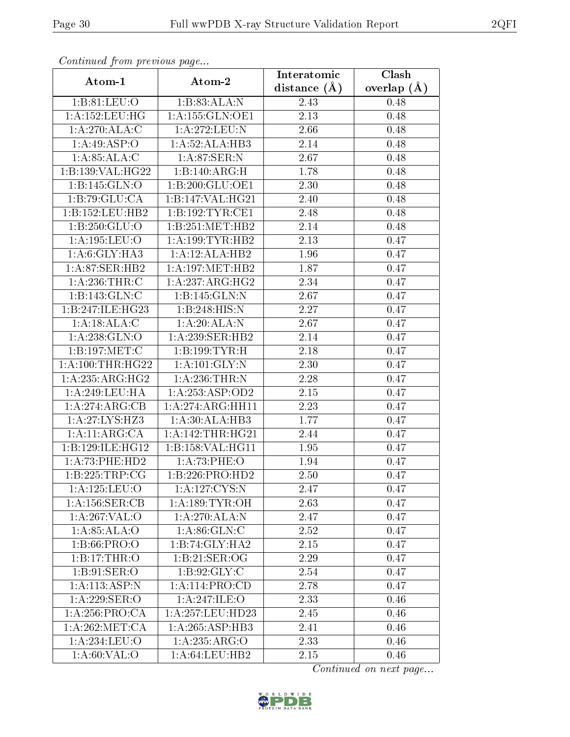*Continued from previous page...*

| Atom-1 | Atom-2 | Interatomic distance (Å) | Clash overlap (Å) |
|---|---|---|---|
| 1:B:81:LEU:O | 1:B:83:ALA:N | 2.43 | 0.48 |
| 1:A:152:LEU:HG | 1:A:155:GLN:OE1 | 2.13 | 0.48 |
| 1:A:270:ALA:C | 1:A:272:LEU:N | 2.66 | 0.48 |
| 1:A:49:ASP:O | 1:A:52:ALA:HB3 | 2.14 | 0.48 |
| 1:A:85:ALA:C | 1:A:87:SER:N | 2.67 | 0.48 |
| 1:B:139:VAL:HG22 | 1:B:140:ARG:H | 1.78 | 0.48 |
| 1:B:145:GLN:O | 1:B:200:GLU:OE1 | 2.30 | 0.48 |
| 1:B:79:GLU:CA | 1:B:147:VAL:HG21 | 2.40 | 0.48 |
| 1:B:152:LEU:HB2 | 1:B:192:TYR:CE1 | 2.48 | 0.48 |
| 1:B:250:GLU:O | 1:B:251:MET:HB2 | 2.14 | 0.48 |
| 1:A:195:LEU:O | 1:A:199:TYR:HB2 | 2.13 | 0.47 |
| 1:A:6:GLY:HA3 | 1:A:12:ALA:HB2 | 1.96 | 0.47 |
| 1:A:87:SER:HB2 | 1:A:197:MET:HB2 | 1.87 | 0.47 |
| 1:A:236:THR:C | 1:A:237:ARG:HG2 | 2.34 | 0.47 |
| 1:B:143:GLN:C | 1:B:145:GLN:N | 2.67 | 0.47 |
| 1:B:247:ILE:HG23 | 1:B:248:HIS:N | 2.27 | 0.47 |
| 1:A:18:ALA:C | 1:A:20:ALA:N | 2.67 | 0.47 |
| 1:A:238:GLN:O | 1:A:239:SER:HB2 | 2.14 | 0.47 |
| 1:B:197:MET:C | 1:B:199:TYR:H | 2.18 | 0.47 |
| 1:A:100:THR:HG22 | 1:A:101:GLY:N | 2.30 | 0.47 |
| 1:A:235:ARG:HG2 | 1:A:236:THR:N | 2.28 | 0.47 |
| 1:A:249:LEU:HA | 1:A:253:ASP:OD2 | 2.15 | 0.47 |
| 1:A:274:ARG:CB | 1:A:274:ARG:HH11 | 2.23 | 0.47 |
| 1:A:27:LYS:HZ3 | 1:A:30:ALA:HB3 | 1.77 | 0.47 |
| 1:A:11:ARG:CA | 1:A:142:THR:HG21 | 2.44 | 0.47 |
| 1:B:129:ILE:HG12 | 1:B:158:VAL:HG11 | 1.95 | 0.47 |
| 1:A:73:PHE:HD2 | 1:A:73:PHE:O | 1.94 | 0.47 |
| 1:B:225:TRP:CG | 1:B:226:PRO:HD2 | 2.50 | 0.47 |
| 1:A:125:LEU:O | 1:A:127:CYS:N | 2.47 | 0.47 |
| 1:A:156:SER:CB | 1:A:189:TYR:OH | 2.63 | 0.47 |
| 1:A:267:VAL:O | 1:A:270:ALA:N | 2.47 | 0.47 |
| 1:A:85:ALA:O | 1:A:86:GLN:C | 2.52 | 0.47 |
| 1:B:66:PRO:O | 1:B:74:GLY:HA2 | 2.15 | 0.47 |
| 1:B:17:THR:O | 1:B:21:SER:OG | 2.29 | 0.47 |
| 1:B:91:SER:O | 1:B:92:GLY:C | 2.54 | 0.47 |
| 1:A:113:ASP:N | 1:A:114:PRO:CD | 2.78 | 0.47 |
| 1:A:229:SER:O | 1:A:247:ILE:O | 2.33 | 0.46 |
| 1:A:256:PRO:CA | 1:A:257:LEU:HD23 | 2.45 | 0.46 |
| 1:A:262:MET:CA | 1:A:265:ASP:HB3 | 2.41 | 0.46 |
| 1:A:234:LEU:O | 1:A:235:ARG:O | 2.33 | 0.46 |
| 1:A:60:VAL:O | 1:A:64:LEU:HB2 | 2.15 | 0.46 |

*Continued on next page...*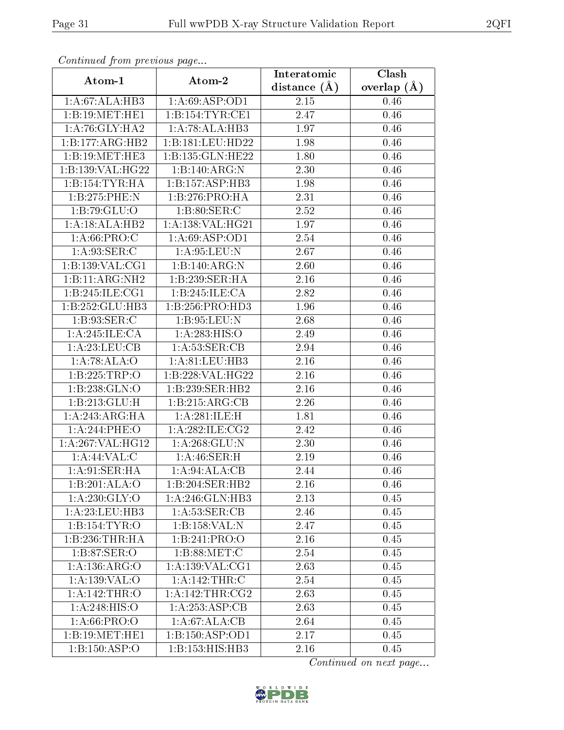*Continued from previous page...*

| Atom-1 | Atom-2 | Interatomic distance (Å) | Clash overlap (Å) |
| --- | --- | --- | --- |
| 1:A:67:ALA:HB3 | 1:A:69:ASP:OD1 | 2.15 | 0.46 |
| 1:B:19:MET:HE1 | 1:B:154:TYR:CE1 | 2.47 | 0.46 |
| 1:A:76:GLY:HA2 | 1:A:78:ALA:HB3 | 1.97 | 0.46 |
| 1:B:177:ARG:HB2 | 1:B:181:LEU:HD22 | 1.98 | 0.46 |
| 1:B:19:MET:HE3 | 1:B:135:GLN:HE22 | 1.80 | 0.46 |
| 1:B:139:VAL:HG22 | 1:B:140:ARG:N | 2.30 | 0.46 |
| 1:B:154:TYR:HA | 1:B:157:ASP:HB3 | 1.98 | 0.46 |
| 1:B:275:PHE:N | 1:B:276:PRO:HA | 2.31 | 0.46 |
| 1:B:79:GLU:O | 1:B:80:SER:C | 2.52 | 0.46 |
| 1:A:18:ALA:HB2 | 1:A:138:VAL:HG21 | 1.97 | 0.46 |
| 1:A:66:PRO:C | 1:A:69:ASP:OD1 | 2.54 | 0.46 |
| 1:A:93:SER:C | 1:A:95:LEU:N | 2.67 | 0.46 |
| 1:B:139:VAL:CG1 | 1:B:140:ARG:N | 2.60 | 0.46 |
| 1:B:11:ARG:NH2 | 1:B:239:SER:HA | 2.16 | 0.46 |
| 1:B:245:ILE:CG1 | 1:B:245:ILE:CA | 2.82 | 0.46 |
| 1:B:252:GLU:HB3 | 1:B:256:PRO:HD3 | 1.96 | 0.46 |
| 1:B:93:SER:C | 1:B:95:LEU:N | 2.68 | 0.46 |
| 1:A:245:ILE:CA | 1:A:283:HIS:O | 2.49 | 0.46 |
| 1:A:23:LEU:CB | 1:A:53:SER:CB | 2.94 | 0.46 |
| 1:A:78:ALA:O | 1:A:81:LEU:HB3 | 2.16 | 0.46 |
| 1:B:225:TRP:O | 1:B:228:VAL:HG22 | 2.16 | 0.46 |
| 1:B:238:GLN:O | 1:B:239:SER:HB2 | 2.16 | 0.46 |
| 1:B:213:GLU:H | 1:B:215:ARG:CB | 2.26 | 0.46 |
| 1:A:243:ARG:HA | 1:A:281:ILE:H | 1.81 | 0.46 |
| 1:A:244:PHE:O | 1:A:282:ILE:CG2 | 2.42 | 0.46 |
| 1:A:267:VAL:HG12 | 1:A:268:GLU:N | 2.30 | 0.46 |
| 1:A:44:VAL:C | 1:A:46:SER:H | 2.19 | 0.46 |
| 1:A:91:SER:HA | 1:A:94:ALA:CB | 2.44 | 0.46 |
| 1:B:201:ALA:O | 1:B:204:SER:HB2 | 2.16 | 0.46 |
| 1:A:230:GLY:O | 1:A:246:GLN:HB3 | 2.13 | 0.45 |
| 1:A:23:LEU:HB3 | 1:A:53:SER:CB | 2.46 | 0.45 |
| 1:B:154:TYR:O | 1:B:158:VAL:N | 2.47 | 0.45 |
| 1:B:236:THR:HA | 1:B:241:PRO:O | 2.16 | 0.45 |
| 1:B:87:SER:O | 1:B:88:MET:C | 2.54 | 0.45 |
| 1:A:136:ARG:O | 1:A:139:VAL:CG1 | 2.63 | 0.45 |
| 1:A:139:VAL:O | 1:A:142:THR:C | 2.54 | 0.45 |
| 1:A:142:THR:O | 1:A:142:THR:CG2 | 2.63 | 0.45 |
| 1:A:248:HIS:O | 1:A:253:ASP:CB | 2.63 | 0.45 |
| 1:A:66:PRO:O | 1:A:67:ALA:CB | 2.64 | 0.45 |
| 1:B:19:MET:HE1 | 1:B:150:ASP:OD1 | 2.17 | 0.45 |
| 1:B:150:ASP:O | 1:B:153:HIS:HB3 | 2.16 | 0.45 |

*Continued on next page...*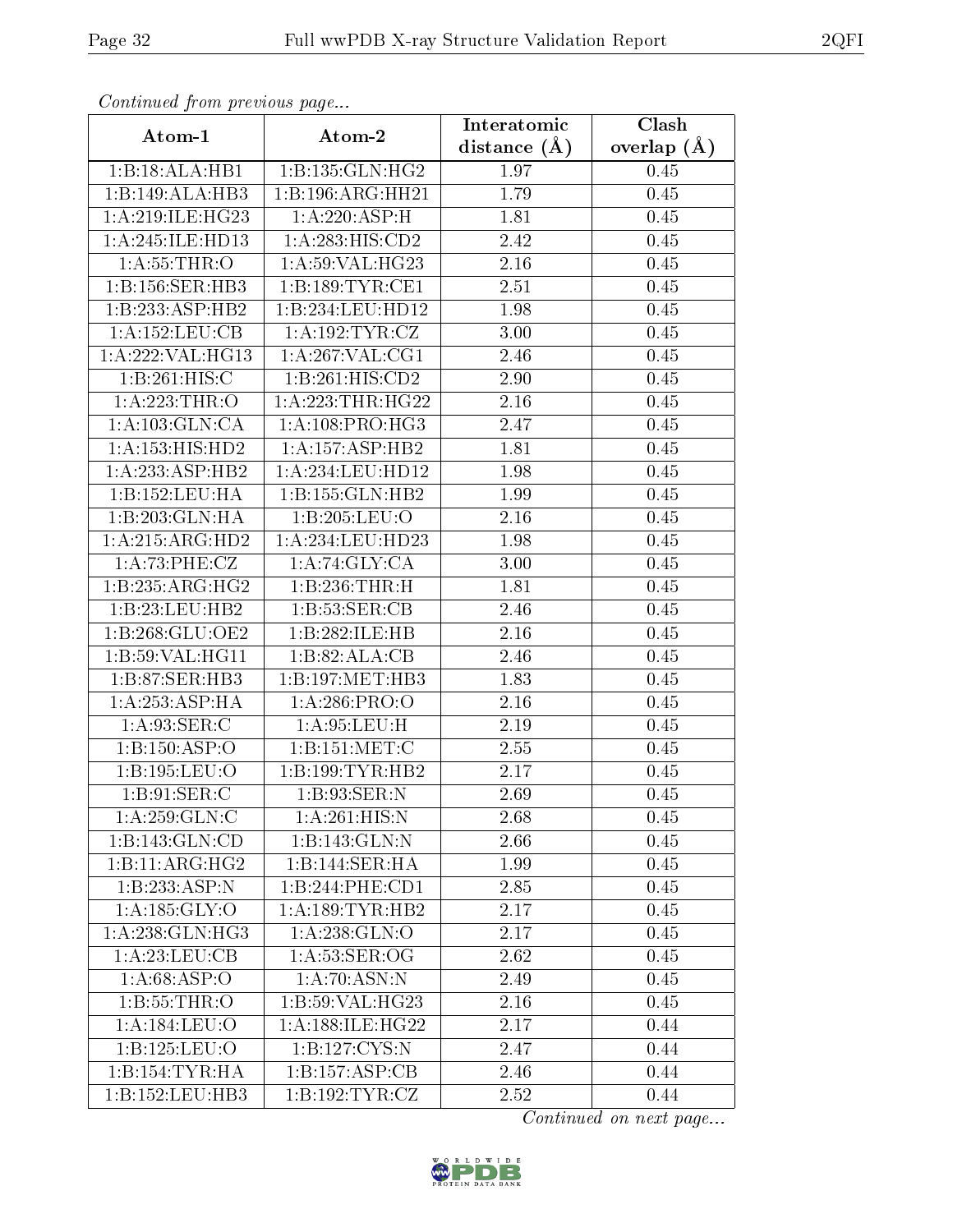*Continued from previous page...*

| Atom-1 | Atom-2 | Interatomic distance (Å) | Clash overlap (Å) |
|---|---|---|---|
| 1:B:18:ALA:HB1 | 1:B:135:GLN:HG2 | 1.97 | 0.45 |
| 1:B:149:ALA:HB3 | 1:B:196:ARG:HH21 | 1.79 | 0.45 |
| 1:A:219:ILE:HG23 | 1:A:220:ASP:H | 1.81 | 0.45 |
| 1:A:245:ILE:HD13 | 1:A:283:HIS:CD2 | 2.42 | 0.45 |
| 1:A:55:THR:O | 1:A:59:VAL:HG23 | 2.16 | 0.45 |
| 1:B:156:SER:HB3 | 1:B:189:TYR:CE1 | 2.51 | 0.45 |
| 1:B:233:ASP:HB2 | 1:B:234:LEU:HD12 | 1.98 | 0.45 |
| 1:A:152:LEU:CB | 1:A:192:TYR:CZ | 3.00 | 0.45 |
| 1:A:222:VAL:HG13 | 1:A:267:VAL:CG1 | 2.46 | 0.45 |
| 1:B:261:HIS:C | 1:B:261:HIS:CD2 | 2.90 | 0.45 |
| 1:A:223:THR:O | 1:A:223:THR:HG22 | 2.16 | 0.45 |
| 1:A:103:GLN:CA | 1:A:108:PRO:HG3 | 2.47 | 0.45 |
| 1:A:153:HIS:HD2 | 1:A:157:ASP:HB2 | 1.81 | 0.45 |
| 1:A:233:ASP:HB2 | 1:A:234:LEU:HD12 | 1.98 | 0.45 |
| 1:B:152:LEU:HA | 1:B:155:GLN:HB2 | 1.99 | 0.45 |
| 1:B:203:GLN:HA | 1:B:205:LEU:O | 2.16 | 0.45 |
| 1:A:215:ARG:HD2 | 1:A:234:LEU:HD23 | 1.98 | 0.45 |
| 1:A:73:PHE:CZ | 1:A:74:GLY:CA | 3.00 | 0.45 |
| 1:B:235:ARG:HG2 | 1:B:236:THR:H | 1.81 | 0.45 |
| 1:B:23:LEU:HB2 | 1:B:53:SER:CB | 2.46 | 0.45 |
| 1:B:268:GLU:OE2 | 1:B:282:ILE:HB | 2.16 | 0.45 |
| 1:B:59:VAL:HG11 | 1:B:82:ALA:CB | 2.46 | 0.45 |
| 1:B:87:SER:HB3 | 1:B:197:MET:HB3 | 1.83 | 0.45 |
| 1:A:253:ASP:HA | 1:A:286:PRO:O | 2.16 | 0.45 |
| 1:A:93:SER:C | 1:A:95:LEU:H | 2.19 | 0.45 |
| 1:B:150:ASP:O | 1:B:151:MET:C | 2.55 | 0.45 |
| 1:B:195:LEU:O | 1:B:199:TYR:HB2 | 2.17 | 0.45 |
| 1:B:91:SER:C | 1:B:93:SER:N | 2.69 | 0.45 |
| 1:A:259:GLN:C | 1:A:261:HIS:N | 2.68 | 0.45 |
| 1:B:143:GLN:CD | 1:B:143:GLN:N | 2.66 | 0.45 |
| 1:B:11:ARG:HG2 | 1:B:144:SER:HA | 1.99 | 0.45 |
| 1:B:233:ASP:N | 1:B:244:PHE:CD1 | 2.85 | 0.45 |
| 1:A:185:GLY:O | 1:A:189:TYR:HB2 | 2.17 | 0.45 |
| 1:A:238:GLN:HG3 | 1:A:238:GLN:O | 2.17 | 0.45 |
| 1:A:23:LEU:CB | 1:A:53:SER:OG | 2.62 | 0.45 |
| 1:A:68:ASP:O | 1:A:70:ASN:N | 2.49 | 0.45 |
| 1:B:55:THR:O | 1:B:59:VAL:HG23 | 2.16 | 0.45 |
| 1:A:184:LEU:O | 1:A:188:ILE:HG22 | 2.17 | 0.44 |
| 1:B:125:LEU:O | 1:B:127:CYS:N | 2.47 | 0.44 |
| 1:B:154:TYR:HA | 1:B:157:ASP:CB | 2.46 | 0.44 |
| 1:B:152:LEU:HB3 | 1:B:192:TYR:CZ | 2.52 | 0.44 |

*Continued on next page...*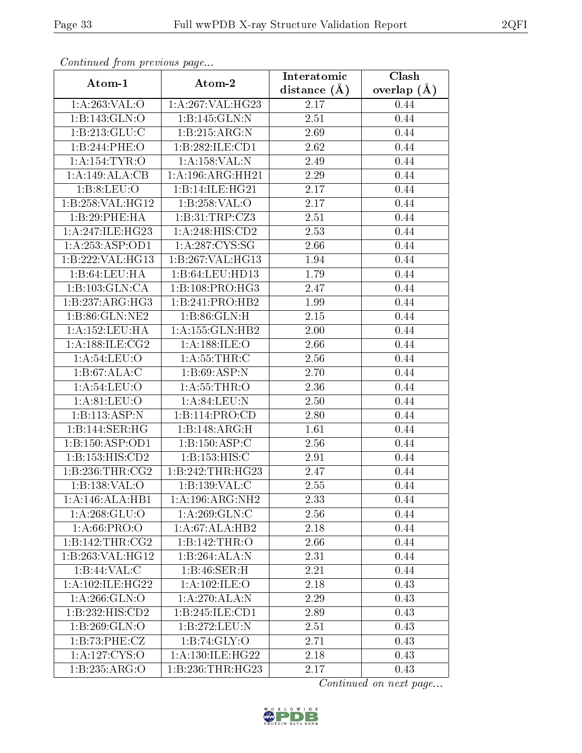*Continued from previous page...*

| Atom-1 | Atom-2 | Interatomic distance (Å) | Clash overlap (Å) |
|---|---|---|---|
| 1:A:263:VAL:O | 1:A:267:VAL:HG23 | 2.17 | 0.44 |
| 1:B:143:GLN:O | 1:B:145:GLN:N | 2.51 | 0.44 |
| 1:B:213:GLU:C | 1:B:215:ARG:N | 2.69 | 0.44 |
| 1:B:244:PHE:O | 1:B:282:ILE:CD1 | 2.62 | 0.44 |
| 1:A:154:TYR:O | 1:A:158:VAL:N | 2.49 | 0.44 |
| 1:A:149:ALA:CB | 1:A:196:ARG:HH21 | 2.29 | 0.44 |
| 1:B:8:LEU:O | 1:B:14:ILE:HG21 | 2.17 | 0.44 |
| 1:B:258:VAL:HG12 | 1:B:258:VAL:O | 2.17 | 0.44 |
| 1:B:29:PHE:HA | 1:B:31:TRP:CZ3 | 2.51 | 0.44 |
| 1:A:247:ILE:HG23 | 1:A:248:HIS:CD2 | 2.53 | 0.44 |
| 1:A:253:ASP:OD1 | 1:A:287:CYS:SG | 2.66 | 0.44 |
| 1:B:222:VAL:HG13 | 1:B:267:VAL:HG13 | 1.94 | 0.44 |
| 1:B:64:LEU:HA | 1:B:64:LEU:HD13 | 1.79 | 0.44 |
| 1:B:103:GLN:CA | 1:B:108:PRO:HG3 | 2.47 | 0.44 |
| 1:B:237:ARG:HG3 | 1:B:241:PRO:HB2 | 1.99 | 0.44 |
| 1:B:86:GLN:NE2 | 1:B:86:GLN:H | 2.15 | 0.44 |
| 1:A:152:LEU:HA | 1:A:155:GLN:HB2 | 2.00 | 0.44 |
| 1:A:188:ILE:CG2 | 1:A:188:ILE:O | 2.66 | 0.44 |
| 1:A:54:LEU:O | 1:A:55:THR:C | 2.56 | 0.44 |
| 1:B:67:ALA:C | 1:B:69:ASP:N | 2.70 | 0.44 |
| 1:A:54:LEU:O | 1:A:55:THR:O | 2.36 | 0.44 |
| 1:A:81:LEU:O | 1:A:84:LEU:N | 2.50 | 0.44 |
| 1:B:113:ASP:N | 1:B:114:PRO:CD | 2.80 | 0.44 |
| 1:B:144:SER:HG | 1:B:148:ARG:H | 1.61 | 0.44 |
| 1:B:150:ASP:OD1 | 1:B:150:ASP:C | 2.56 | 0.44 |
| 1:B:153:HIS:CD2 | 1:B:153:HIS:C | 2.91 | 0.44 |
| 1:B:236:THR:CG2 | 1:B:242:THR:HG23 | 2.47 | 0.44 |
| 1:B:138:VAL:O | 1:B:139:VAL:C | 2.55 | 0.44 |
| 1:A:146:ALA:HB1 | 1:A:196:ARG:NH2 | 2.33 | 0.44 |
| 1:A:268:GLU:O | 1:A:269:GLN:C | 2.56 | 0.44 |
| 1:A:66:PRO:O | 1:A:67:ALA:HB2 | 2.18 | 0.44 |
| 1:B:142:THR:CG2 | 1:B:142:THR:O | 2.66 | 0.44 |
| 1:B:263:VAL:HG12 | 1:B:264:ALA:N | 2.31 | 0.44 |
| 1:B:44:VAL:C | 1:B:46:SER:H | 2.21 | 0.44 |
| 1:A:102:ILE:HG22 | 1:A:102:ILE:O | 2.18 | 0.43 |
| 1:A:266:GLN:O | 1:A:270:ALA:N | 2.29 | 0.43 |
| 1:B:232:HIS:CD2 | 1:B:245:ILE:CD1 | 2.89 | 0.43 |
| 1:B:269:GLN:O | 1:B:272:LEU:N | 2.51 | 0.43 |
| 1:B:73:PHE:CZ | 1:B:74:GLY:O | 2.71 | 0.43 |
| 1:A:127:CYS:O | 1:A:130:ILE:HG22 | 2.18 | 0.43 |
| 1:B:235:ARG:O | 1:B:236:THR:HG23 | 2.17 | 0.43 |

*Continued on next page...*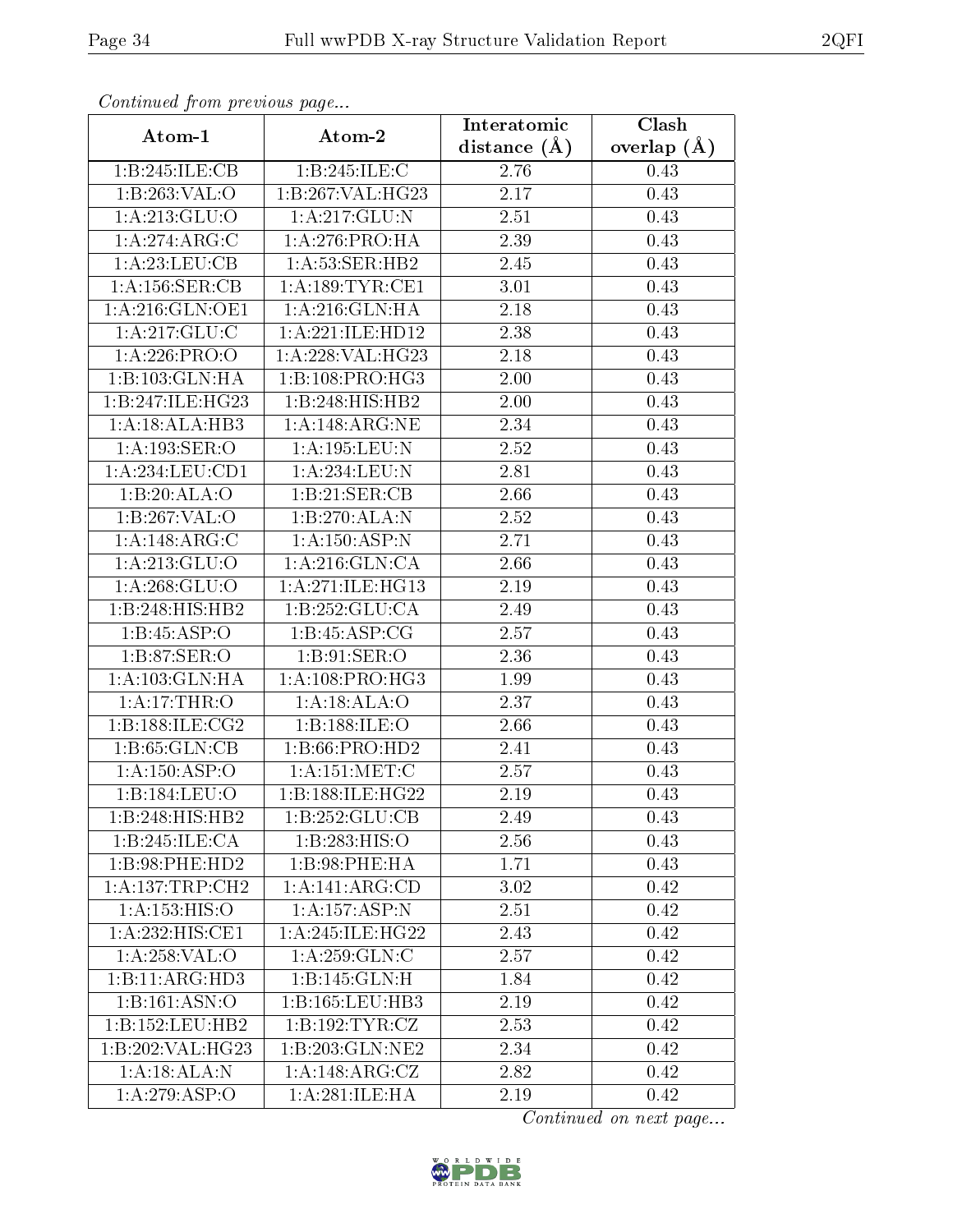*Continued from previous page...*

| Atom-1 | Atom-2 | Interatomic distance (Å) | Clash overlap (Å) |
|---|---|---|---|
| 1:B:245:ILE:CB | 1:B:245:ILE:C | 2.76 | 0.43 |
| 1:B:263:VAL:O | 1:B:267:VAL:HG23 | 2.17 | 0.43 |
| 1:A:213:GLU:O | 1:A:217:GLU:N | 2.51 | 0.43 |
| 1:A:274:ARG:C | 1:A:276:PRO:HA | 2.39 | 0.43 |
| 1:A:23:LEU:CB | 1:A:53:SER:HB2 | 2.45 | 0.43 |
| 1:A:156:SER:CB | 1:A:189:TYR:CE1 | 3.01 | 0.43 |
| 1:A:216:GLN:OE1 | 1:A:216:GLN:HA | 2.18 | 0.43 |
| 1:A:217:GLU:C | 1:A:221:ILE:HD12 | 2.38 | 0.43 |
| 1:A:226:PRO:O | 1:A:228:VAL:HG23 | 2.18 | 0.43 |
| 1:B:103:GLN:HA | 1:B:108:PRO:HG3 | 2.00 | 0.43 |
| 1:B:247:ILE:HG23 | 1:B:248:HIS:HB2 | 2.00 | 0.43 |
| 1:A:18:ALA:HB3 | 1:A:148:ARG:NE | 2.34 | 0.43 |
| 1:A:193:SER:O | 1:A:195:LEU:N | 2.52 | 0.43 |
| 1:A:234:LEU:CD1 | 1:A:234:LEU:N | 2.81 | 0.43 |
| 1:B:20:ALA:O | 1:B:21:SER:CB | 2.66 | 0.43 |
| 1:B:267:VAL:O | 1:B:270:ALA:N | 2.52 | 0.43 |
| 1:A:148:ARG:C | 1:A:150:ASP:N | 2.71 | 0.43 |
| 1:A:213:GLU:O | 1:A:216:GLN:CA | 2.66 | 0.43 |
| 1:A:268:GLU:O | 1:A:271:ILE:HG13 | 2.19 | 0.43 |
| 1:B:248:HIS:HB2 | 1:B:252:GLU:CA | 2.49 | 0.43 |
| 1:B:45:ASP:O | 1:B:45:ASP:CG | 2.57 | 0.43 |
| 1:B:87:SER:O | 1:B:91:SER:O | 2.36 | 0.43 |
| 1:A:103:GLN:HA | 1:A:108:PRO:HG3 | 1.99 | 0.43 |
| 1:A:17:THR:O | 1:A:18:ALA:O | 2.37 | 0.43 |
| 1:B:188:ILE:CG2 | 1:B:188:ILE:O | 2.66 | 0.43 |
| 1:B:65:GLN:CB | 1:B:66:PRO:HD2 | 2.41 | 0.43 |
| 1:A:150:ASP:O | 1:A:151:MET:C | 2.57 | 0.43 |
| 1:B:184:LEU:O | 1:B:188:ILE:HG22 | 2.19 | 0.43 |
| 1:B:248:HIS:HB2 | 1:B:252:GLU:CB | 2.49 | 0.43 |
| 1:B:245:ILE:CA | 1:B:283:HIS:O | 2.56 | 0.43 |
| 1:B:98:PHE:HD2 | 1:B:98:PHE:HA | 1.71 | 0.43 |
| 1:A:137:TRP:CH2 | 1:A:141:ARG:CD | 3.02 | 0.42 |
| 1:A:153:HIS:O | 1:A:157:ASP:N | 2.51 | 0.42 |
| 1:A:232:HIS:CE1 | 1:A:245:ILE:HG22 | 2.43 | 0.42 |
| 1:A:258:VAL:O | 1:A:259:GLN:C | 2.57 | 0.42 |
| 1:B:11:ARG:HD3 | 1:B:145:GLN:H | 1.84 | 0.42 |
| 1:B:161:ASN:O | 1:B:165:LEU:HB3 | 2.19 | 0.42 |
| 1:B:152:LEU:HB2 | 1:B:192:TYR:CZ | 2.53 | 0.42 |
| 1:B:202:VAL:HG23 | 1:B:203:GLN:NE2 | 2.34 | 0.42 |
| 1:A:18:ALA:N | 1:A:148:ARG:CZ | 2.82 | 0.42 |
| 1:A:279:ASP:O | 1:A:281:ILE:HA | 2.19 | 0.42 |

*Continued on next page...*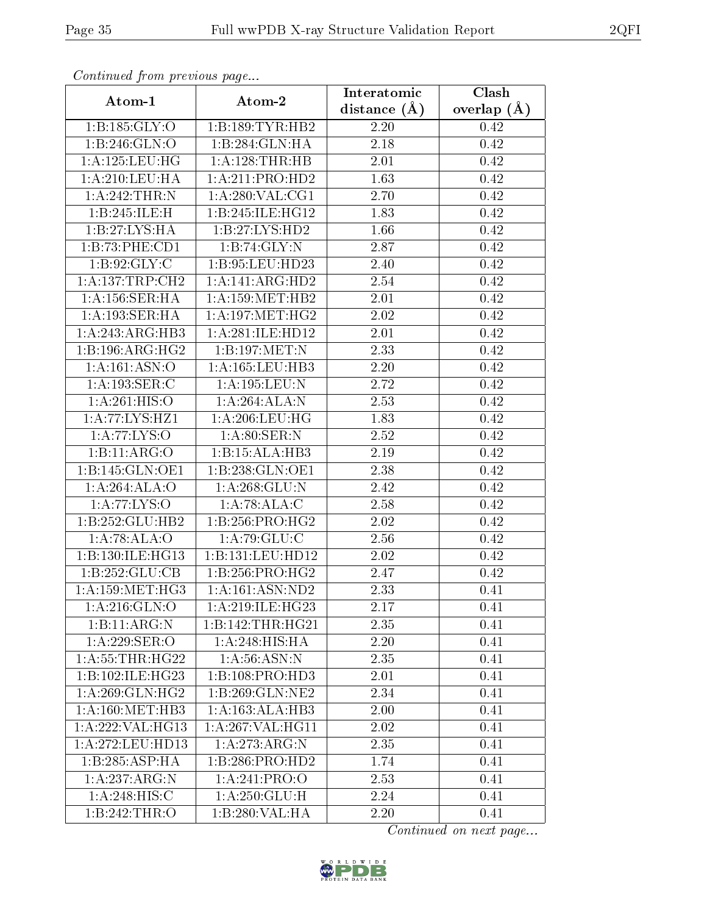*Continued from previous page...*

| Atom-1 | Atom-2 | Interatomic distance (Å) | Clash overlap (Å) |
| --- | --- | --- | --- |
| 1:B:185:GLY:O | 1:B:189:TYR:HB2 | 2.20 | 0.42 |
| 1:B:246:GLN:O | 1:B:284:GLN:HA | 2.18 | 0.42 |
| 1:A:125:LEU:HG | 1:A:128:THR:HB | 2.01 | 0.42 |
| 1:A:210:LEU:HA | 1:A:211:PRO:HD2 | 1.63 | 0.42 |
| 1:A:242:THR:N | 1:A:280:VAL:CG1 | 2.70 | 0.42 |
| 1:B:245:ILE:H | 1:B:245:ILE:HG12 | 1.83 | 0.42 |
| 1:B:27:LYS:HA | 1:B:27:LYS:HD2 | 1.66 | 0.42 |
| 1:B:73:PHE:CD1 | 1:B:74:GLY:N | 2.87 | 0.42 |
| 1:B:92:GLY:C | 1:B:95:LEU:HD23 | 2.40 | 0.42 |
| 1:A:137:TRP:CH2 | 1:A:141:ARG:HD2 | 2.54 | 0.42 |
| 1:A:156:SER:HA | 1:A:159:MET:HB2 | 2.01 | 0.42 |
| 1:A:193:SER:HA | 1:A:197:MET:HG2 | 2.02 | 0.42 |
| 1:A:243:ARG:HB3 | 1:A:281:ILE:HD12 | 2.01 | 0.42 |
| 1:B:196:ARG:HG2 | 1:B:197:MET:N | 2.33 | 0.42 |
| 1:A:161:ASN:O | 1:A:165:LEU:HB3 | 2.20 | 0.42 |
| 1:A:193:SER:C | 1:A:195:LEU:N | 2.72 | 0.42 |
| 1:A:261:HIS:O | 1:A:264:ALA:N | 2.53 | 0.42 |
| 1:A:77:LYS:HZ1 | 1:A:206:LEU:HG | 1.83 | 0.42 |
| 1:A:77:LYS:O | 1:A:80:SER:N | 2.52 | 0.42 |
| 1:B:11:ARG:O | 1:B:15:ALA:HB3 | 2.19 | 0.42 |
| 1:B:145:GLN:OE1 | 1:B:238:GLN:OE1 | 2.38 | 0.42 |
| 1:A:264:ALA:O | 1:A:268:GLU:N | 2.42 | 0.42 |
| 1:A:77:LYS:O | 1:A:78:ALA:C | 2.58 | 0.42 |
| 1:B:252:GLU:HB2 | 1:B:256:PRO:HG2 | 2.02 | 0.42 |
| 1:A:78:ALA:O | 1:A:79:GLU:C | 2.56 | 0.42 |
| 1:B:130:ILE:HG13 | 1:B:131:LEU:HD12 | 2.02 | 0.42 |
| 1:B:252:GLU:CB | 1:B:256:PRO:HG2 | 2.47 | 0.42 |
| 1:A:159:MET:HG3 | 1:A:161:ASN:ND2 | 2.33 | 0.41 |
| 1:A:216:GLN:O | 1:A:219:ILE:HG23 | 2.17 | 0.41 |
| 1:B:11:ARG:N | 1:B:142:THR:HG21 | 2.35 | 0.41 |
| 1:A:229:SER:O | 1:A:248:HIS:HA | 2.20 | 0.41 |
| 1:A:55:THR:HG22 | 1:A:56:ASN:N | 2.35 | 0.41 |
| 1:B:102:ILE:HG23 | 1:B:108:PRO:HD3 | 2.01 | 0.41 |
| 1:A:269:GLN:HG2 | 1:B:269:GLN:NE2 | 2.34 | 0.41 |
| 1:A:160:MET:HB3 | 1:A:163:ALA:HB3 | 2.00 | 0.41 |
| 1:A:222:VAL:HG13 | 1:A:267:VAL:HG11 | 2.02 | 0.41 |
| 1:A:272:LEU:HD13 | 1:A:273:ARG:N | 2.35 | 0.41 |
| 1:B:285:ASP:HA | 1:B:286:PRO:HD2 | 1.74 | 0.41 |
| 1:A:237:ARG:N | 1:A:241:PRO:O | 2.53 | 0.41 |
| 1:A:248:HIS:C | 1:A:250:GLU:H | 2.24 | 0.41 |
| 1:B:242:THR:O | 1:B:280:VAL:HA | 2.20 | 0.41 |

*Continued on next page...*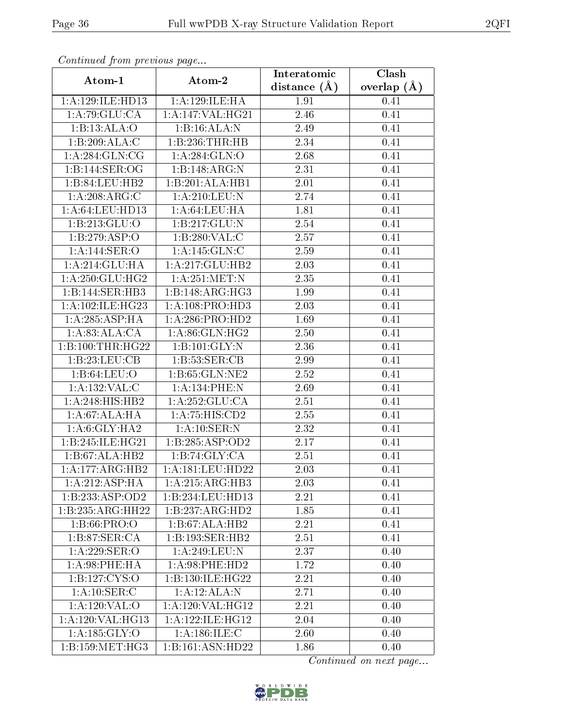*Continued from previous page...*

| Atom-1 | Atom-2 | Interatomic distance (Å) | Clash overlap (Å) |
|---|---|---|---|
| 1:A:129:ILE:HD13 | 1:A:129:ILE:HA | 1.91 | 0.41 |
| 1:A:79:GLU:CA | 1:A:147:VAL:HG21 | 2.46 | 0.41 |
| 1:B:13:ALA:O | 1:B:16:ALA:N | 2.49 | 0.41 |
| 1:B:209:ALA:C | 1:B:236:THR:HB | 2.34 | 0.41 |
| 1:A:284:GLN:CG | 1:A:284:GLN:O | 2.68 | 0.41 |
| 1:B:144:SER:OG | 1:B:148:ARG:N | 2.31 | 0.41 |
| 1:B:84:LEU:HB2 | 1:B:201:ALA:HB1 | 2.01 | 0.41 |
| 1:A:208:ARG:C | 1:A:210:LEU:N | 2.74 | 0.41 |
| 1:A:64:LEU:HD13 | 1:A:64:LEU:HA | 1.81 | 0.41 |
| 1:B:213:GLU:O | 1:B:217:GLU:N | 2.54 | 0.41 |
| 1:B:279:ASP:O | 1:B:280:VAL:C | 2.57 | 0.41 |
| 1:A:144:SER:O | 1:A:145:GLN:C | 2.59 | 0.41 |
| 1:A:214:GLU:HA | 1:A:217:GLU:HB2 | 2.03 | 0.41 |
| 1:A:250:GLU:HG2 | 1:A:251:MET:N | 2.35 | 0.41 |
| 1:B:144:SER:HB3 | 1:B:148:ARG:HG3 | 1.99 | 0.41 |
| 1:A:102:ILE:HG23 | 1:A:108:PRO:HD3 | 2.03 | 0.41 |
| 1:A:285:ASP:HA | 1:A:286:PRO:HD2 | 1.69 | 0.41 |
| 1:A:83:ALA:CA | 1:A:86:GLN:HG2 | 2.50 | 0.41 |
| 1:B:100:THR:HG22 | 1:B:101:GLY:N | 2.36 | 0.41 |
| 1:B:23:LEU:CB | 1:B:53:SER:CB | 2.99 | 0.41 |
| 1:B:64:LEU:O | 1:B:65:GLN:NE2 | 2.52 | 0.41 |
| 1:A:132:VAL:C | 1:A:134:PHE:N | 2.69 | 0.41 |
| 1:A:248:HIS:HB2 | 1:A:252:GLU:CA | 2.51 | 0.41 |
| 1:A:67:ALA:HA | 1:A:75:HIS:CD2 | 2.55 | 0.41 |
| 1:A:6:GLY:HA2 | 1:A:10:SER:N | 2.32 | 0.41 |
| 1:B:245:ILE:HG21 | 1:B:285:ASP:OD2 | 2.17 | 0.41 |
| 1:B:67:ALA:HB2 | 1:B:74:GLY:CA | 2.51 | 0.41 |
| 1:A:177:ARG:HB2 | 1:A:181:LEU:HD22 | 2.03 | 0.41 |
| 1:A:212:ASP:HA | 1:A:215:ARG:HB3 | 2.03 | 0.41 |
| 1:B:233:ASP:OD2 | 1:B:234:LEU:HD13 | 2.21 | 0.41 |
| 1:B:235:ARG:HH22 | 1:B:237:ARG:HD2 | 1.85 | 0.41 |
| 1:B:66:PRO:O | 1:B:67:ALA:HB2 | 2.21 | 0.41 |
| 1:B:87:SER:CA | 1:B:193:SER:HB2 | 2.51 | 0.41 |
| 1:A:229:SER:O | 1:A:249:LEU:N | 2.37 | 0.40 |
| 1:A:98:PHE:HA | 1:A:98:PHE:HD2 | 1.72 | 0.40 |
| 1:B:127:CYS:O | 1:B:130:ILE:HG22 | 2.21 | 0.40 |
| 1:A:10:SER:C | 1:A:12:ALA:N | 2.71 | 0.40 |
| 1:A:120:VAL:O | 1:A:120:VAL:HG12 | 2.21 | 0.40 |
| 1:A:120:VAL:HG13 | 1:A:122:ILE:HG12 | 2.04 | 0.40 |
| 1:A:185:GLY:O | 1:A:186:ILE:C | 2.60 | 0.40 |
| 1:B:159:MET:HG3 | 1:B:161:ASN:HD22 | 1.86 | 0.40 |

*Continued on next page...*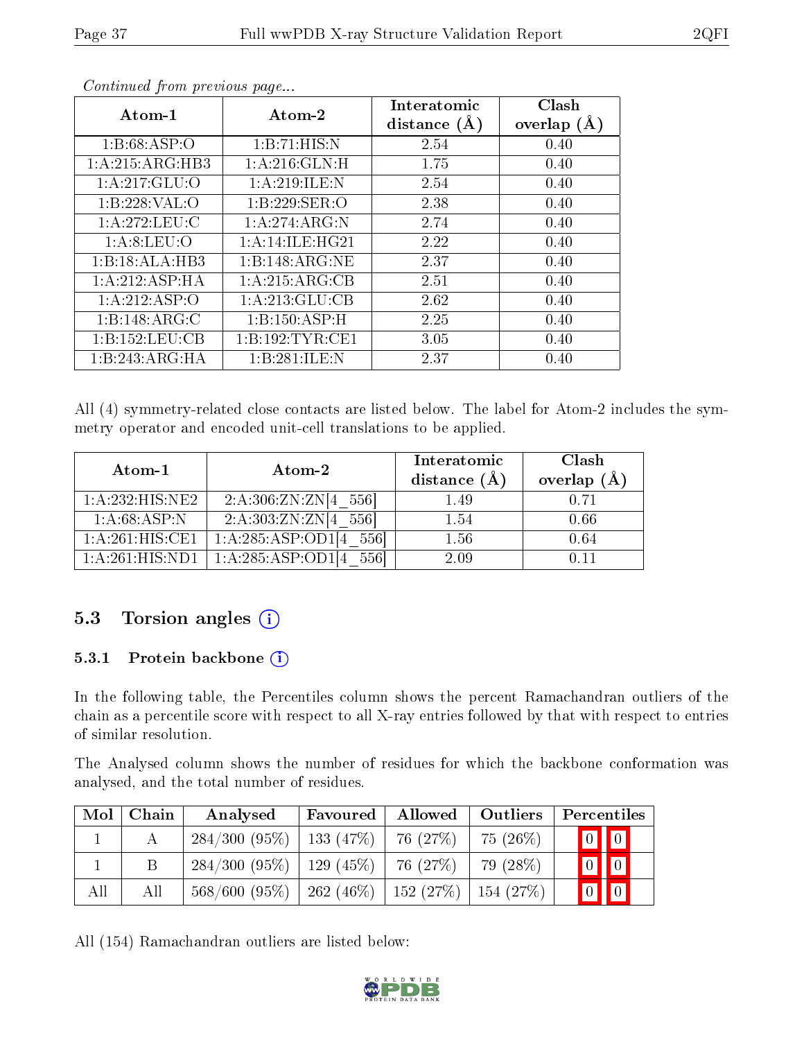*Continued from previous page...*

| Atom-1 | Atom-2 | Interatomic distance (Å) | Clash overlap (Å) |
|---|---|---|---|
| 1:B:68:ASP:O | 1:B:71:HIS:N | 2.54 | 0.40 |
| 1:A:215:ARG:HB3 | 1:A:216:GLN:H | 1.75 | 0.40 |
| 1:A:217:GLU:O | 1:A:219:ILE:N | 2.54 | 0.40 |
| 1:B:228:VAL:O | 1:B:229:SER:O | 2.38 | 0.40 |
| 1:A:272:LEU:C | 1:A:274:ARG:N | 2.74 | 0.40 |
| 1:A:8:LEU:O | 1:A:14:ILE:HG21 | 2.22 | 0.40 |
| 1:B:18:ALA:HB3 | 1:B:148:ARG:NE | 2.37 | 0.40 |
| 1:A:212:ASP:HA | 1:A:215:ARG:CB | 2.51 | 0.40 |
| 1:A:212:ASP:O | 1:A:213:GLU:CB | 2.62 | 0.40 |
| 1:B:148:ARG:C | 1:B:150:ASP:H | 2.25 | 0.40 |
| 1:B:152:LEU:CB | 1:B:192:TYR:CE1 | 3.05 | 0.40 |
| 1:B:243:ARG:HA | 1:B:281:ILE:N | 2.37 | 0.40 |

All (4) symmetry-related close contacts are listed below. The label for Atom-2 includes the symmetry operator and encoded unit-cell translations to be applied.

| Atom-1 | Atom-2 | Interatomic distance (Å) | Clash overlap (Å) |
|---|---|---|---|
| 1:A:232:HIS:NE2 | 2:A:306:ZN:ZN[4_556] | 1.49 | 0.71 |
| 1:A:68:ASP:N | 2:A:303:ZN:ZN[4_556] | 1.54 | 0.66 |
| 1:A:261:HIS:CE1 | 1:A:285:ASP:OD1[4_556] | 1.56 | 0.64 |
| 1:A:261:HIS:ND1 | 1:A:285:ASP:OD1[4_556] | 2.09 | 0.11 |

## 5.3 Torsion angles

### 5.3.1 Protein backbone

In the following table, the Percentiles column shows the percent Ramachandran outliers of the chain as a percentile score with respect to all X-ray entries followed by that with respect to entries of similar resolution.

The Analysed column shows the number of residues for which the backbone conformation was analysed, and the total number of residues.

| Mol | Chain | Analysed | Favoured | Allowed | Outliers | Percentiles | |
|---|---|---|---|---|---|---|---|
| 1 | A | 284/300 (95%) | 133 (47%) | 76 (27%) | 75 (26%) | 0 | 0 |
| 1 | B | 284/300 (95%) | 129 (45%) | 76 (27%) | 79 (28%) | 0 | 0 |
| All | All | 568/600 (95%) | 262 (46%) | 152 (27%) | 154 (27%) | 0 | 0 |

All (154) Ramachandran outliers are listed below: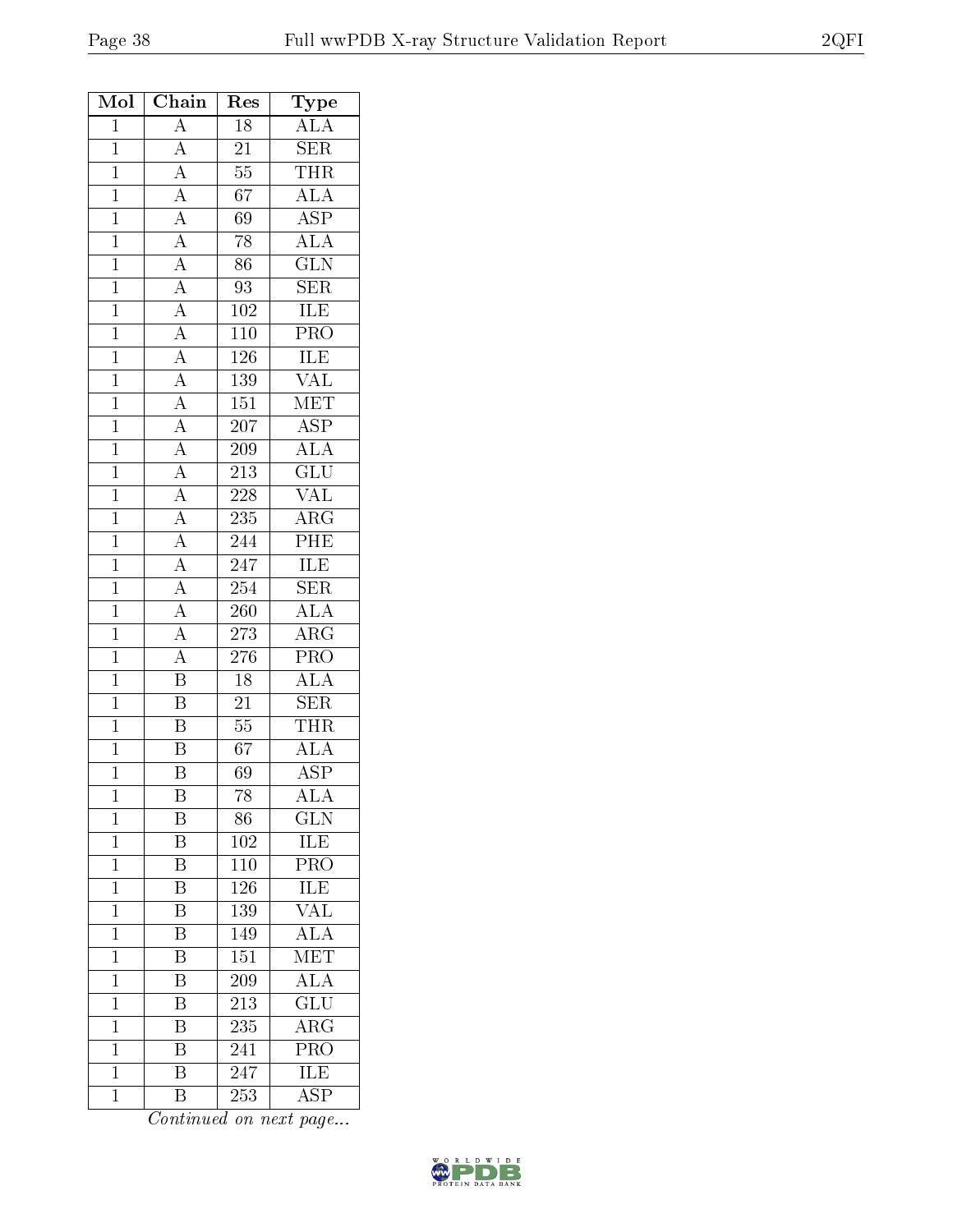| Mol | Chain | Res | Type |
|---|---|---|---|
| 1 | A | 18 | ALA |
| 1 | A | 21 | SER |
| 1 | A | 55 | THR |
| 1 | A | 67 | ALA |
| 1 | A | 69 | ASP |
| 1 | A | 78 | ALA |
| 1 | A | 86 | GLN |
| 1 | A | 93 | SER |
| 1 | A | 102 | ILE |
| 1 | A | 110 | PRO |
| 1 | A | 126 | ILE |
| 1 | A | 139 | VAL |
| 1 | A | 151 | MET |
| 1 | A | 207 | ASP |
| 1 | A | 209 | ALA |
| 1 | A | 213 | GLU |
| 1 | A | 228 | VAL |
| 1 | A | 235 | ARG |
| 1 | A | 244 | PHE |
| 1 | A | 247 | ILE |
| 1 | A | 254 | SER |
| 1 | A | 260 | ALA |
| 1 | A | 273 | ARG |
| 1 | A | 276 | PRO |
| 1 | B | 18 | ALA |
| 1 | B | 21 | SER |
| 1 | B | 55 | THR |
| 1 | B | 67 | ALA |
| 1 | B | 69 | ASP |
| 1 | B | 78 | ALA |
| 1 | B | 86 | GLN |
| 1 | B | 102 | ILE |
| 1 | B | 110 | PRO |
| 1 | B | 126 | ILE |
| 1 | B | 139 | VAL |
| 1 | B | 149 | ALA |
| 1 | B | 151 | MET |
| 1 | B | 209 | ALA |
| 1 | B | 213 | GLU |
| 1 | B | 235 | ARG |
| 1 | B | 241 | PRO |
| 1 | B | 247 | ILE |
| 1 | B | 253 | ASP |

*Continued on next page...*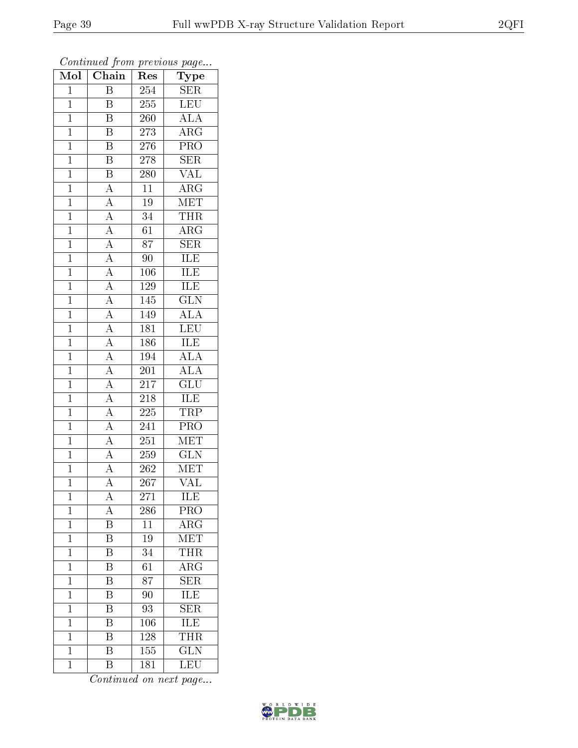*Continued from previous page...*

| Mol | Chain | Res | Type |
|---|---|---|---|
| 1 | B | 254 | SER |
| 1 | B | 255 | LEU |
| 1 | B | 260 | ALA |
| 1 | B | 273 | ARG |
| 1 | B | 276 | PRO |
| 1 | B | 278 | SER |
| 1 | B | 280 | VAL |
| 1 | A | 11 | ARG |
| 1 | A | 19 | MET |
| 1 | A | 34 | THR |
| 1 | A | 61 | ARG |
| 1 | A | 87 | SER |
| 1 | A | 90 | ILE |
| 1 | A | 106 | ILE |
| 1 | A | 129 | ILE |
| 1 | A | 145 | GLN |
| 1 | A | 149 | ALA |
| 1 | A | 181 | LEU |
| 1 | A | 186 | ILE |
| 1 | A | 194 | ALA |
| 1 | A | 201 | ALA |
| 1 | A | 217 | GLU |
| 1 | A | 218 | ILE |
| 1 | A | 225 | TRP |
| 1 | A | 241 | PRO |
| 1 | A | 251 | MET |
| 1 | A | 259 | GLN |
| 1 | A | 262 | MET |
| 1 | A | 267 | VAL |
| 1 | A | 271 | ILE |
| 1 | A | 286 | PRO |
| 1 | B | 11 | ARG |
| 1 | B | 19 | MET |
| 1 | B | 34 | THR |
| 1 | B | 61 | ARG |
| 1 | B | 87 | SER |
| 1 | B | 90 | ILE |
| 1 | B | 93 | SER |
| 1 | B | 106 | ILE |
| 1 | B | 128 | THR |
| 1 | B | 155 | GLN |
| 1 | B | 181 | LEU |

*Continued on next page...*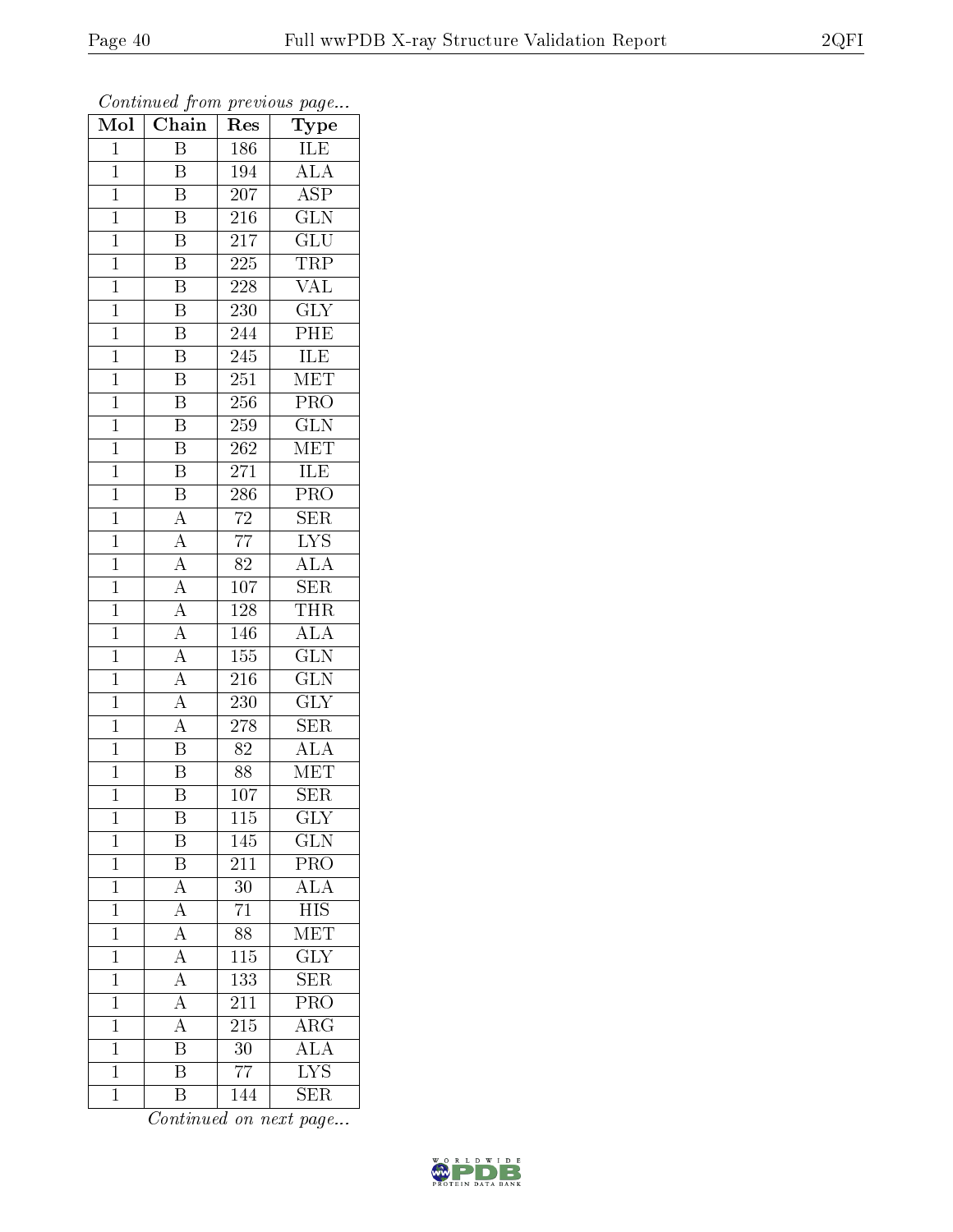*Continued from previous page...*

| Mol | Chain | Res | Type |
|---|---|---|---|
| 1 | B | 186 | ILE |
| 1 | B | 194 | ALA |
| 1 | B | 207 | ASP |
| 1 | B | 216 | GLN |
| 1 | B | 217 | GLU |
| 1 | B | 225 | TRP |
| 1 | B | 228 | VAL |
| 1 | B | 230 | GLY |
| 1 | B | 244 | PHE |
| 1 | B | 245 | ILE |
| 1 | B | 251 | MET |
| 1 | B | 256 | PRO |
| 1 | B | 259 | GLN |
| 1 | B | 262 | MET |
| 1 | B | 271 | ILE |
| 1 | B | 286 | PRO |
| 1 | A | 72 | SER |
| 1 | A | 77 | LYS |
| 1 | A | 82 | ALA |
| 1 | A | 107 | SER |
| 1 | A | 128 | THR |
| 1 | A | 146 | ALA |
| 1 | A | 155 | GLN |
| 1 | A | 216 | GLN |
| 1 | A | 230 | GLY |
| 1 | A | 278 | SER |
| 1 | B | 82 | ALA |
| 1 | B | 88 | MET |
| 1 | B | 107 | SER |
| 1 | B | 115 | GLY |
| 1 | B | 145 | GLN |
| 1 | B | 211 | PRO |
| 1 | A | 30 | ALA |
| 1 | A | 71 | HIS |
| 1 | A | 88 | MET |
| 1 | A | 115 | GLY |
| 1 | A | 133 | SER |
| 1 | A | 211 | PRO |
| 1 | A | 215 | ARG |
| 1 | B | 30 | ALA |
| 1 | B | 77 | LYS |
| 1 | B | 144 | SER |

*Continued on next page...*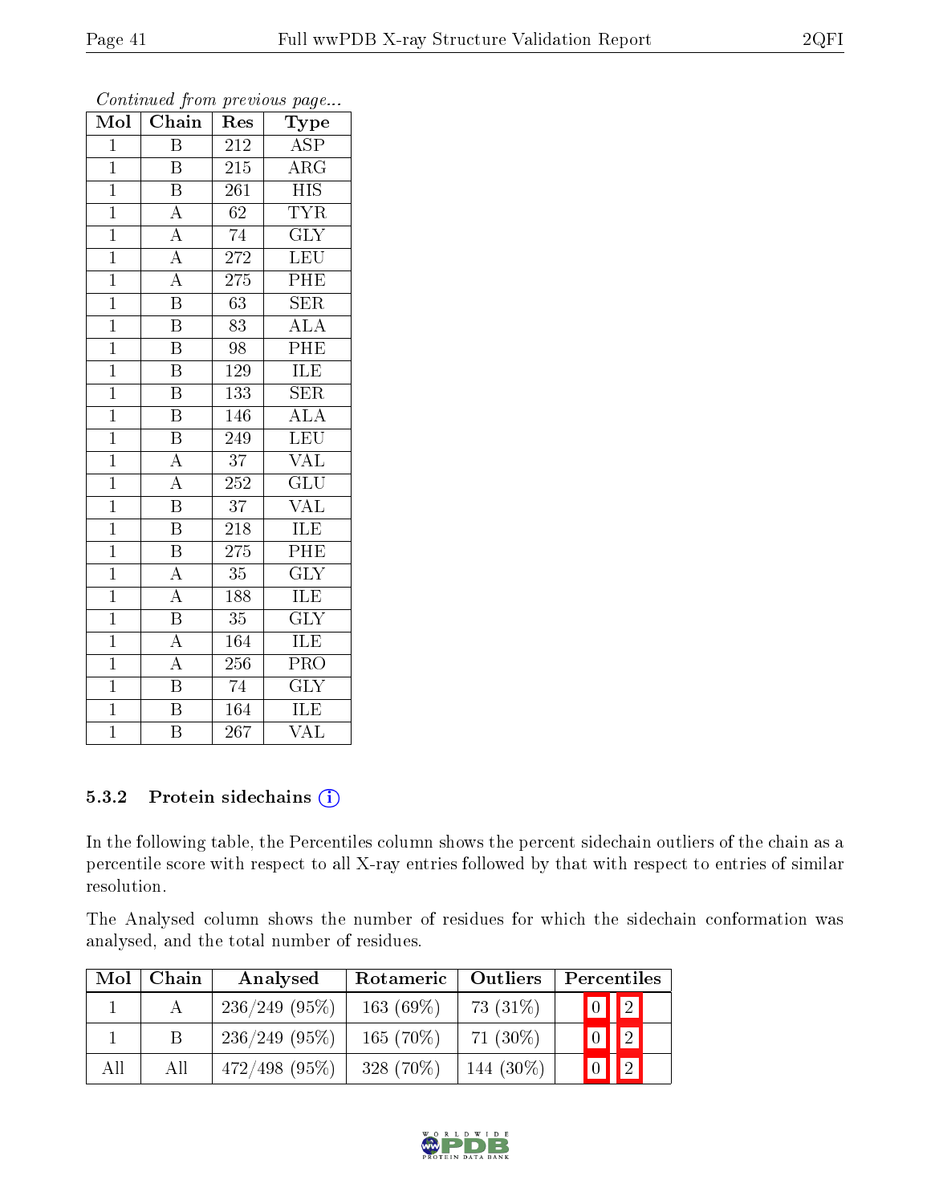*Continued from previous page...*

| Mol | Chain | Res | Type |
|---|---|---|---|
| 1 | B | 212 | ASP |
| 1 | B | 215 | ARG |
| 1 | B | 261 | HIS |
| 1 | A | 62 | TYR |
| 1 | A | 74 | GLY |
| 1 | A | 272 | LEU |
| 1 | A | 275 | PHE |
| 1 | B | 63 | SER |
| 1 | B | 83 | ALA |
| 1 | B | 98 | PHE |
| 1 | B | 129 | ILE |
| 1 | B | 133 | SER |
| 1 | B | 146 | ALA |
| 1 | B | 249 | LEU |
| 1 | A | 37 | VAL |
| 1 | A | 252 | GLU |
| 1 | B | 37 | VAL |
| 1 | B | 218 | ILE |
| 1 | B | 275 | PHE |
| 1 | A | 35 | GLY |
| 1 | A | 188 | ILE |
| 1 | B | 35 | GLY |
| 1 | A | 164 | ILE |
| 1 | A | 256 | PRO |
| 1 | B | 74 | GLY |
| 1 | B | 164 | ILE |
| 1 | B | 267 | VAL |

### 5.3.2 Protein sidechains

In the following table, the Percentiles column shows the percent sidechain outliers of the chain as a percentile score with respect to all X-ray entries followed by that with respect to entries of similar resolution.

The Analysed column shows the number of residues for which the sidechain conformation was analysed, and the total number of residues.

| Mol | Chain | Analysed | Rotameric | Outliers | Percentiles | |
|---|---|---|---|---|---|---|
| 1 | A | 236/249 (95%) | 163 (69%) | 73 (31%) | 0 | 2 |
| 1 | B | 236/249 (95%) | 165 (70%) | 71 (30%) | 0 | 2 |
| All | All | 472/498 (95%) | 328 (70%) | 144 (30%) | 0 | 2 |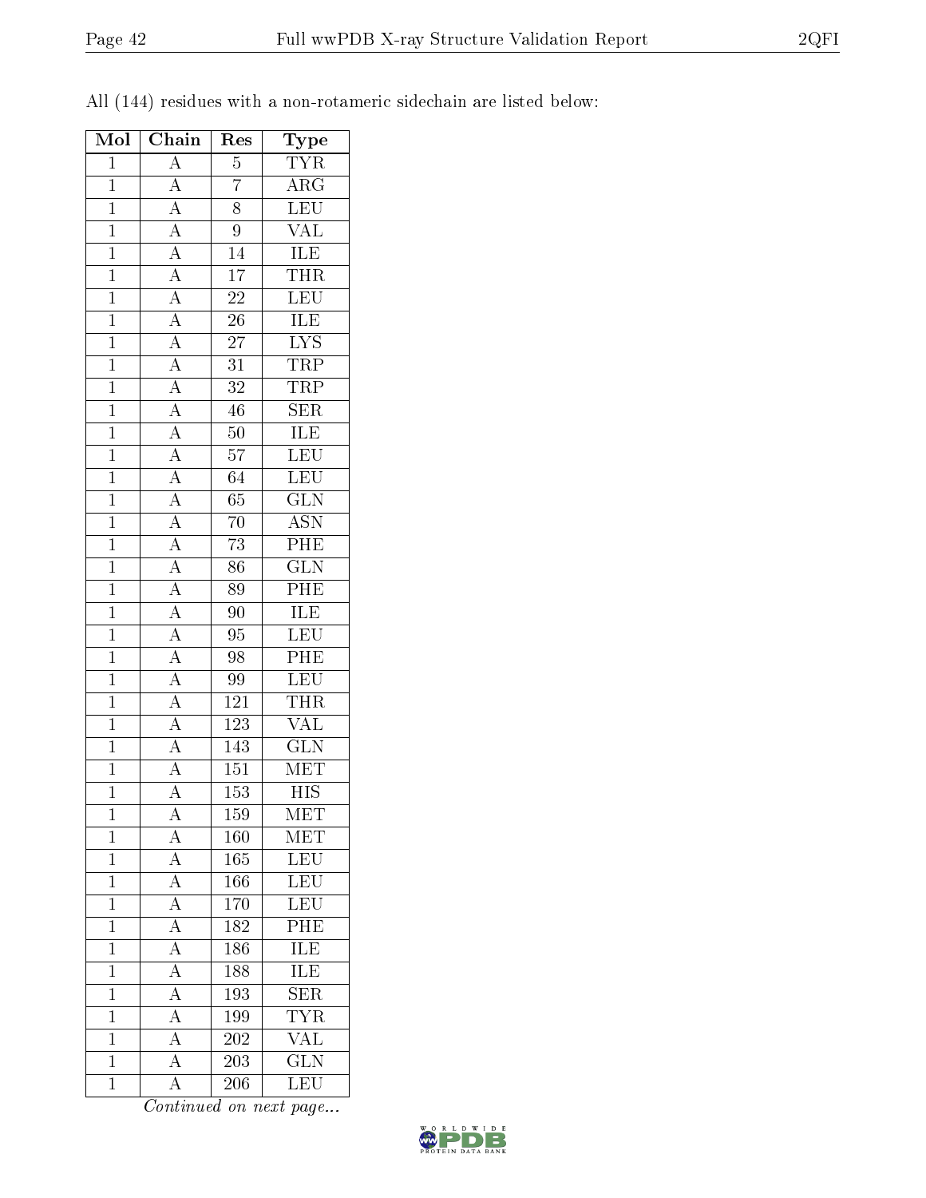All (144) residues with a non-rotameric sidechain are listed below:

| Mol | Chain | Res | Type |
|---|---|---|---|
| 1 | A | 5 | TYR |
| 1 | A | 7 | ARG |
| 1 | A | 8 | LEU |
| 1 | A | 9 | VAL |
| 1 | A | 14 | ILE |
| 1 | A | 17 | THR |
| 1 | A | 22 | LEU |
| 1 | A | 26 | ILE |
| 1 | A | 27 | LYS |
| 1 | A | 31 | TRP |
| 1 | A | 32 | TRP |
| 1 | A | 46 | SER |
| 1 | A | 50 | ILE |
| 1 | A | 57 | LEU |
| 1 | A | 64 | LEU |
| 1 | A | 65 | GLN |
| 1 | A | 70 | ASN |
| 1 | A | 73 | PHE |
| 1 | A | 86 | GLN |
| 1 | A | 89 | PHE |
| 1 | A | 90 | ILE |
| 1 | A | 95 | LEU |
| 1 | A | 98 | PHE |
| 1 | A | 99 | LEU |
| 1 | A | 121 | THR |
| 1 | A | 123 | VAL |
| 1 | A | 143 | GLN |
| 1 | A | 151 | MET |
| 1 | A | 153 | HIS |
| 1 | A | 159 | MET |
| 1 | A | 160 | MET |
| 1 | A | 165 | LEU |
| 1 | A | 166 | LEU |
| 1 | A | 170 | LEU |
| 1 | A | 182 | PHE |
| 1 | A | 186 | ILE |
| 1 | A | 188 | ILE |
| 1 | A | 193 | SER |
| 1 | A | 199 | TYR |
| 1 | A | 202 | VAL |
| 1 | A | 203 | GLN |
| 1 | A | 206 | LEU |

*Continued on next page...*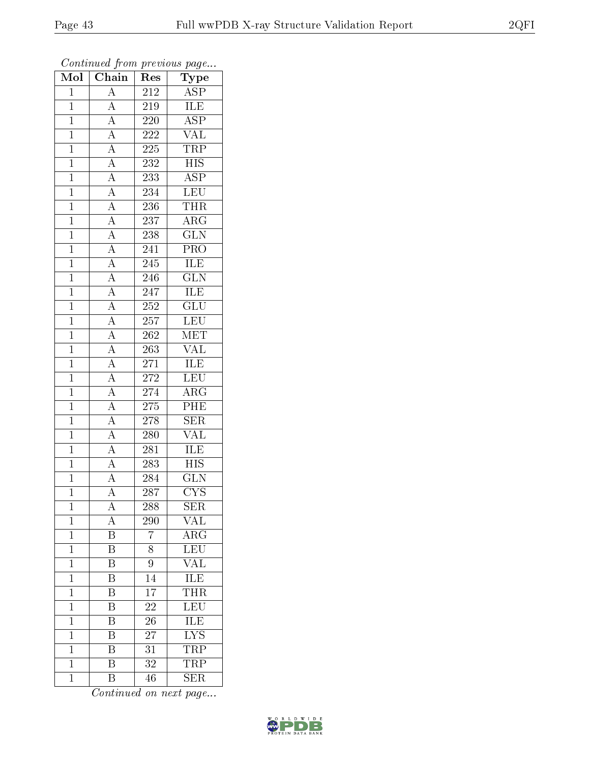*Continued from previous page...*

| Mol | Chain | Res | Type |
|---|---|---|---|
| 1 | A | 212 | ASP |
| 1 | A | 219 | ILE |
| 1 | A | 220 | ASP |
| 1 | A | 222 | VAL |
| 1 | A | 225 | TRP |
| 1 | A | 232 | HIS |
| 1 | A | 233 | ASP |
| 1 | A | 234 | LEU |
| 1 | A | 236 | THR |
| 1 | A | 237 | ARG |
| 1 | A | 238 | GLN |
| 1 | A | 241 | PRO |
| 1 | A | 245 | ILE |
| 1 | A | 246 | GLN |
| 1 | A | 247 | ILE |
| 1 | A | 252 | GLU |
| 1 | A | 257 | LEU |
| 1 | A | 262 | MET |
| 1 | A | 263 | VAL |
| 1 | A | 271 | ILE |
| 1 | A | 272 | LEU |
| 1 | A | 274 | ARG |
| 1 | A | 275 | PHE |
| 1 | A | 278 | SER |
| 1 | A | 280 | VAL |
| 1 | A | 281 | ILE |
| 1 | A | 283 | HIS |
| 1 | A | 284 | GLN |
| 1 | A | 287 | CYS |
| 1 | A | 288 | SER |
| 1 | A | 290 | VAL |
| 1 | B | 7 | ARG |
| 1 | B | 8 | LEU |
| 1 | B | 9 | VAL |
| 1 | B | 14 | ILE |
| 1 | B | 17 | THR |
| 1 | B | 22 | LEU |
| 1 | B | 26 | ILE |
| 1 | B | 27 | LYS |
| 1 | B | 31 | TRP |
| 1 | B | 32 | TRP |
| 1 | B | 46 | SER |

*Continued on next page...*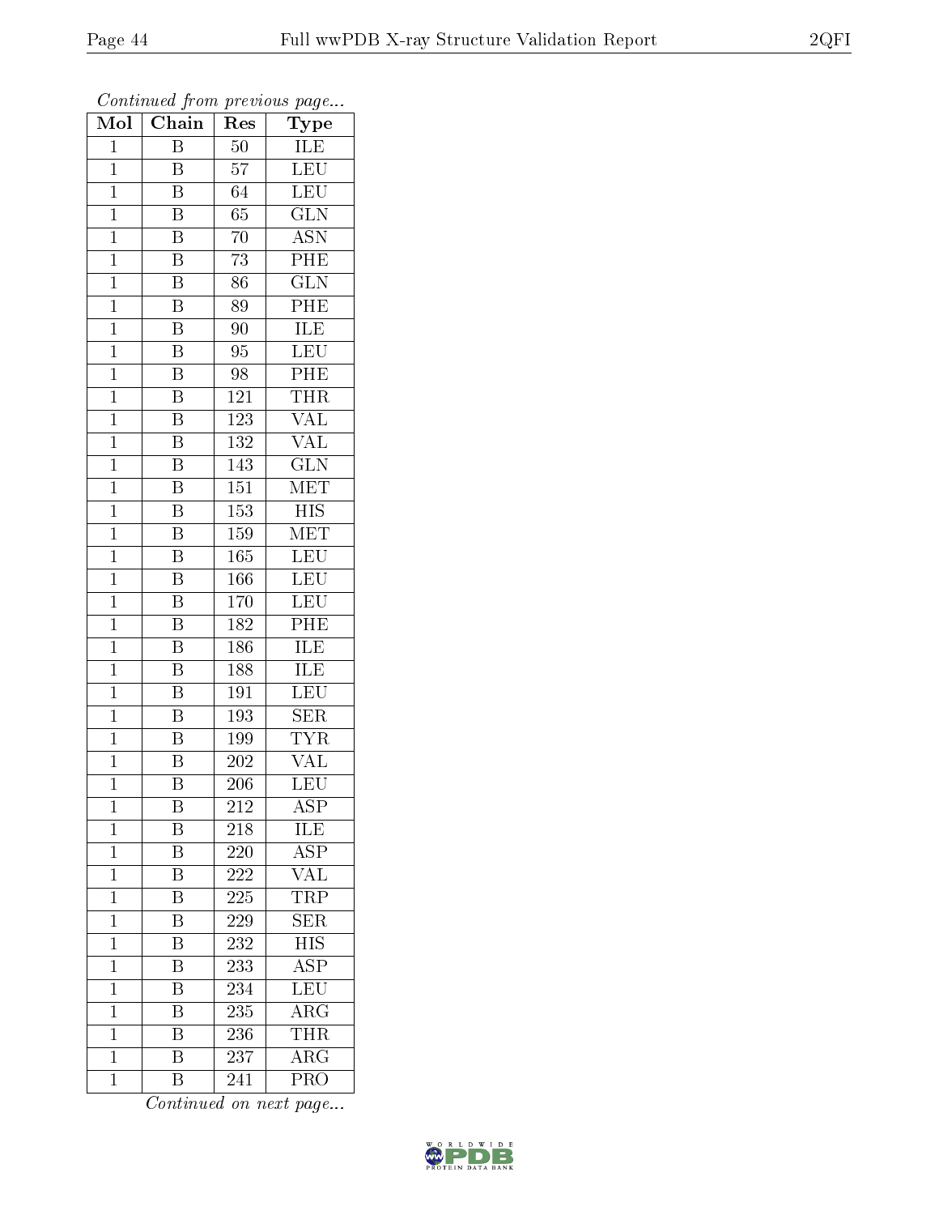*Continued from previous page...*

| Mol | Chain | Res | Type |
|---|---|---|---|
| 1 | B | 50 | ILE |
| 1 | B | 57 | LEU |
| 1 | B | 64 | LEU |
| 1 | B | 65 | GLN |
| 1 | B | 70 | ASN |
| 1 | B | 73 | PHE |
| 1 | B | 86 | GLN |
| 1 | B | 89 | PHE |
| 1 | B | 90 | ILE |
| 1 | B | 95 | LEU |
| 1 | B | 98 | PHE |
| 1 | B | 121 | THR |
| 1 | B | 123 | VAL |
| 1 | B | 132 | VAL |
| 1 | B | 143 | GLN |
| 1 | B | 151 | MET |
| 1 | B | 153 | HIS |
| 1 | B | 159 | MET |
| 1 | B | 165 | LEU |
| 1 | B | 166 | LEU |
| 1 | B | 170 | LEU |
| 1 | B | 182 | PHE |
| 1 | B | 186 | ILE |
| 1 | B | 188 | ILE |
| 1 | B | 191 | LEU |
| 1 | B | 193 | SER |
| 1 | B | 199 | TYR |
| 1 | B | 202 | VAL |
| 1 | B | 206 | LEU |
| 1 | B | 212 | ASP |
| 1 | B | 218 | ILE |
| 1 | B | 220 | ASP |
| 1 | B | 222 | VAL |
| 1 | B | 225 | TRP |
| 1 | B | 229 | SER |
| 1 | B | 232 | HIS |
| 1 | B | 233 | ASP |
| 1 | B | 234 | LEU |
| 1 | B | 235 | ARG |
| 1 | B | 236 | THR |
| 1 | B | 237 | ARG |
| 1 | B | 241 | PRO |

*Continued on next page...*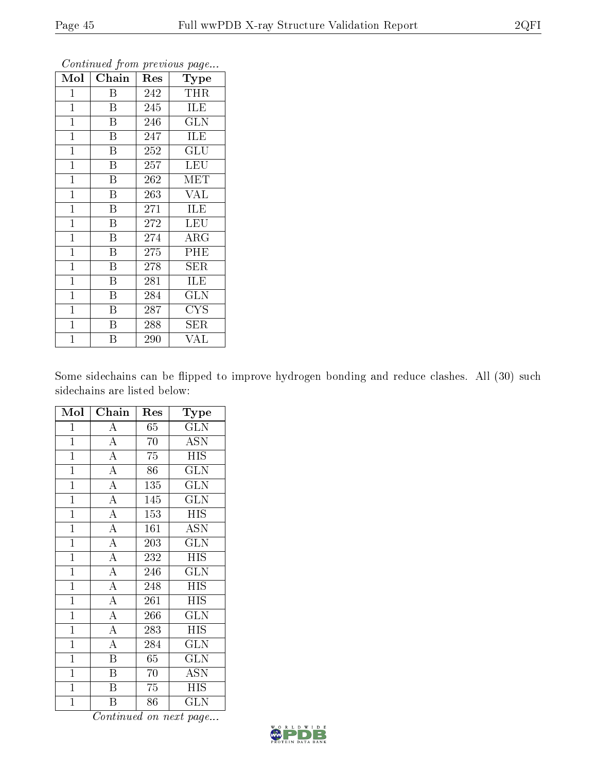*Continued from previous page...*

| Mol | Chain | Res | Type |
|---|---|---|---|
| 1 | B | 242 | THR |
| 1 | B | 245 | ILE |
| 1 | B | 246 | GLN |
| 1 | B | 247 | ILE |
| 1 | B | 252 | GLU |
| 1 | B | 257 | LEU |
| 1 | B | 262 | MET |
| 1 | B | 263 | VAL |
| 1 | B | 271 | ILE |
| 1 | B | 272 | LEU |
| 1 | B | 274 | ARG |
| 1 | B | 275 | PHE |
| 1 | B | 278 | SER |
| 1 | B | 281 | ILE |
| 1 | B | 284 | GLN |
| 1 | B | 287 | CYS |
| 1 | B | 288 | SER |
| 1 | B | 290 | VAL |

Some sidechains can be flipped to improve hydrogen bonding and reduce clashes. All (30) such sidechains are listed below:

| Mol | Chain | Res | Type |
|---|---|---|---|
| 1 | A | 65 | GLN |
| 1 | A | 70 | ASN |
| 1 | A | 75 | HIS |
| 1 | A | 86 | GLN |
| 1 | A | 135 | GLN |
| 1 | A | 145 | GLN |
| 1 | A | 153 | HIS |
| 1 | A | 161 | ASN |
| 1 | A | 203 | GLN |
| 1 | A | 232 | HIS |
| 1 | A | 246 | GLN |
| 1 | A | 248 | HIS |
| 1 | A | 261 | HIS |
| 1 | A | 266 | GLN |
| 1 | A | 283 | HIS |
| 1 | A | 284 | GLN |
| 1 | B | 65 | GLN |
| 1 | B | 70 | ASN |
| 1 | B | 75 | HIS |
| 1 | B | 86 | GLN |

*Continued on next page...*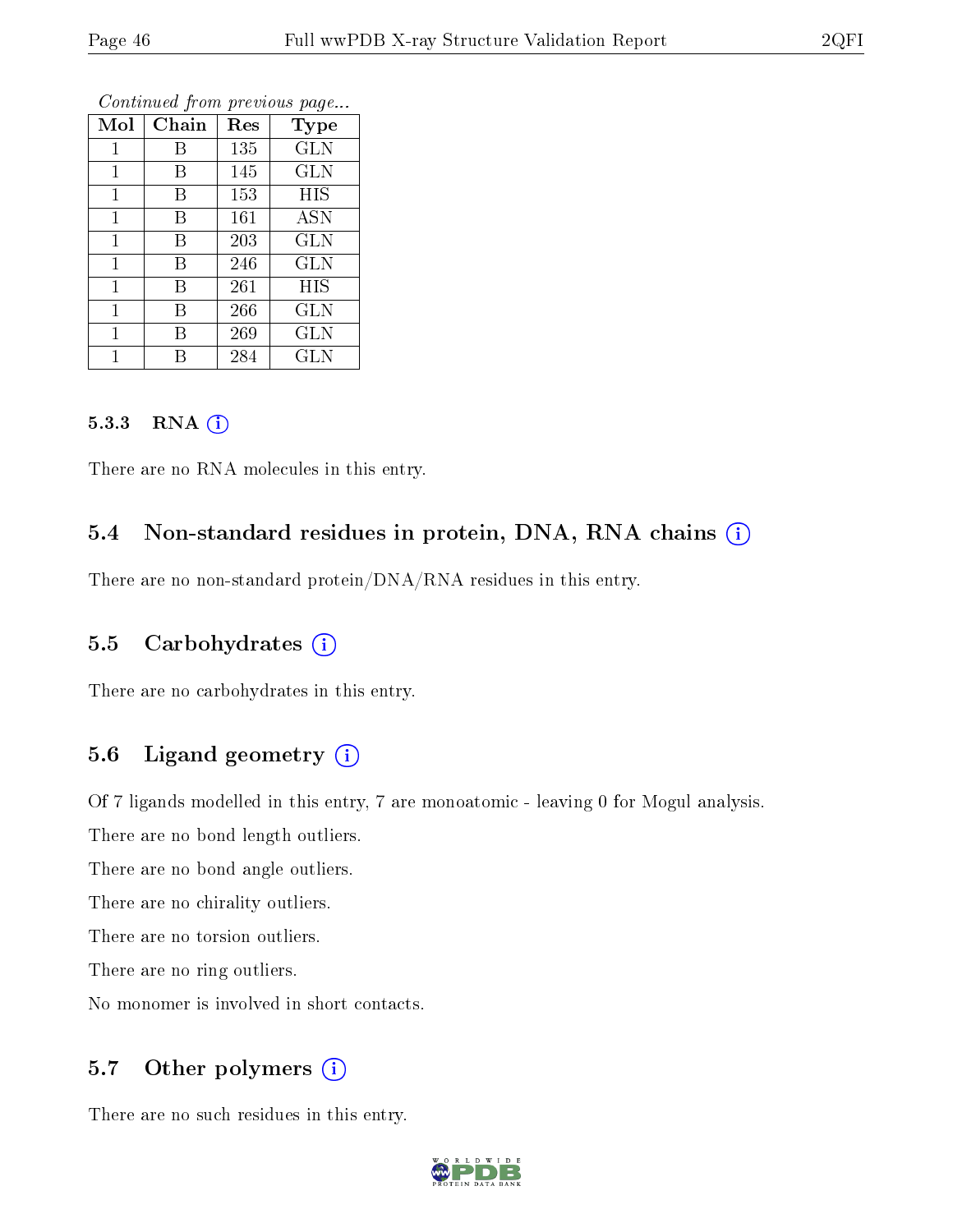*Continued from previous page...*

| Mol | Chain | Res | Type |
|---|---|---|---|
| 1 | B | 135 | GLN |
| 1 | B | 145 | GLN |
| 1 | B | 153 | HIS |
| 1 | B | 161 | ASN |
| 1 | B | 203 | GLN |
| 1 | B | 246 | GLN |
| 1 | B | 261 | HIS |
| 1 | B | 266 | GLN |
| 1 | B | 269 | GLN |
| 1 | B | 284 | GLN |

#### 5.3.3 RNA

There are no RNA molecules in this entry.

### 5.4 Non-standard residues in protein, DNA, RNA chains

There are no non-standard protein/DNA/RNA residues in this entry.

### 5.5 Carbohydrates

There are no carbohydrates in this entry.

### 5.6 Ligand geometry

Of 7 ligands modelled in this entry, 7 are monoatomic - leaving 0 for Mogul analysis.

There are no bond length outliers.

There are no bond angle outliers.

There are no chirality outliers.

There are no torsion outliers.

There are no ring outliers.

No monomer is involved in short contacts.

### 5.7 Other polymers

There are no such residues in this entry.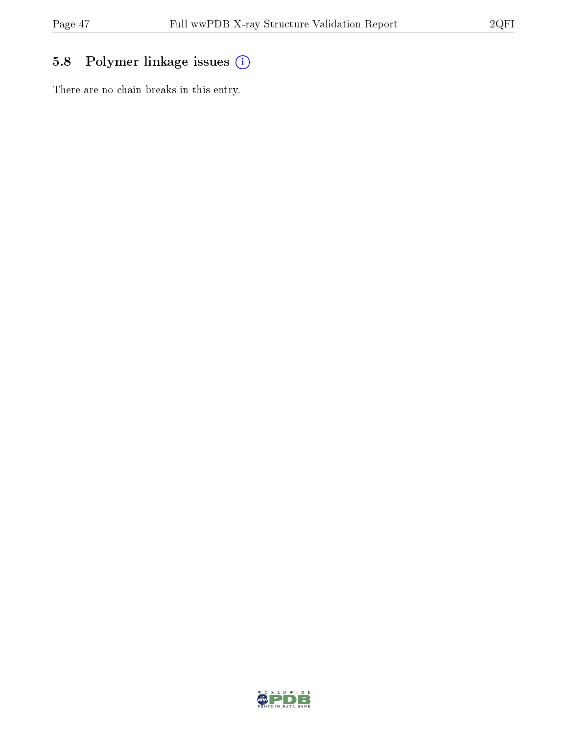## 5.8 Polymer linkage issues

There are no chain breaks in this entry.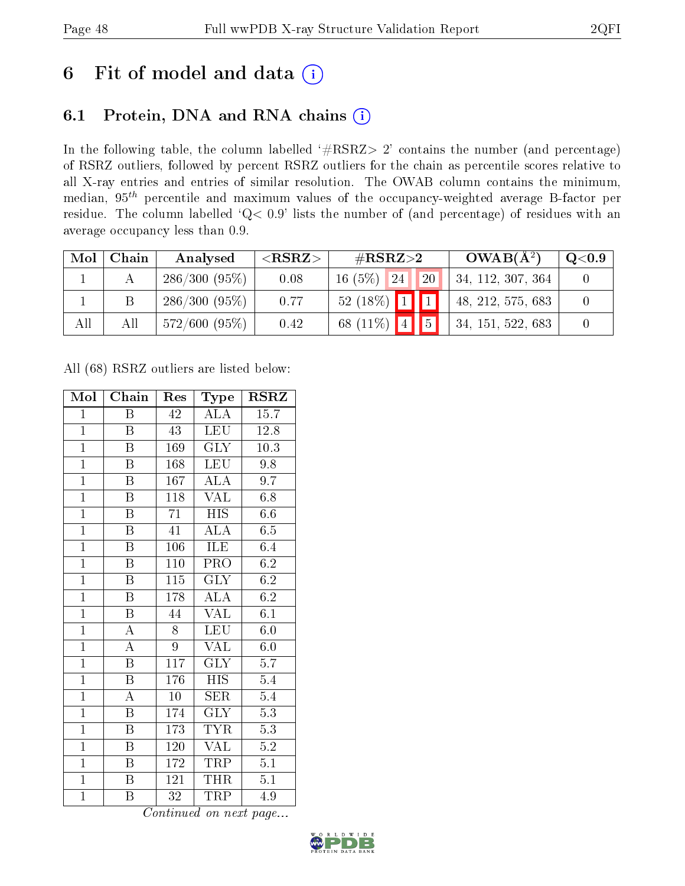# 6 Fit of model and data

## 6.1 Protein, DNA and RNA chains

In the following table, the column labelled '#RSRZ> 2' contains the number (and percentage) of RSRZ outliers, followed by percent RSRZ outliers for the chain as percentile scores relative to all X-ray entries and entries of similar resolution. The OWAB column contains the minimum, median, $95^{th}$ percentile and maximum values of the occupancy-weighted average B-factor per residue. The column labelled 'Q< 0.9' lists the number of (and percentage) of residues with an average occupancy less than 0.9.

| Mol | Chain | Analysed | <RSRZ> | #RSRZ>2 | | | OWAB(Å$^2$) | Q<0.9 |
|---|---|---|---|---|---|---|---|---|
| 1 | A | 286/300 (95%) | 0.08 | 16 (5%) | 24 | 20 | 34, 112, 307, 364 | 0 |
| 1 | B | 286/300 (95%) | 0.77 | 52 (18%) | 1 | 1 | 48, 212, 575, 683 | 0 |
| All | All | 572/600 (95%) | 0.42 | 68 (11%) | 4 | 5 | 34, 151, 522, 683 | 0 |

All (68) RSRZ outliers are listed below:

| Mol | Chain | Res | Type | RSRZ |
|---|---|---|---|---|
| 1 | B | 42 | ALA | 15.7 |
| 1 | B | 43 | LEU | 12.8 |
| 1 | B | 169 | GLY | 10.3 |
| 1 | B | 168 | LEU | 9.8 |
| 1 | B | 167 | ALA | 9.7 |
| 1 | B | 118 | VAL | 6.8 |
| 1 | B | 71 | HIS | 6.6 |
| 1 | B | 41 | ALA | 6.5 |
| 1 | B | 106 | ILE | 6.4 |
| 1 | B | 110 | PRO | 6.2 |
| 1 | B | 115 | GLY | 6.2 |
| 1 | B | 178 | ALA | 6.2 |
| 1 | B | 44 | VAL | 6.1 |
| 1 | A | 8 | LEU | 6.0 |
| 1 | A | 9 | VAL | 6.0 |
| 1 | B | 117 | GLY | 5.7 |
| 1 | B | 176 | HIS | 5.4 |
| 1 | A | 10 | SER | 5.4 |
| 1 | B | 174 | GLY | 5.3 |
| 1 | B | 173 | TYR | 5.3 |
| 1 | B | 120 | VAL | 5.2 |
| 1 | B | 172 | TRP | 5.1 |
| 1 | B | 121 | THR | 5.1 |
| 1 | B | 32 | TRP | 4.9 |

*Continued on next page...*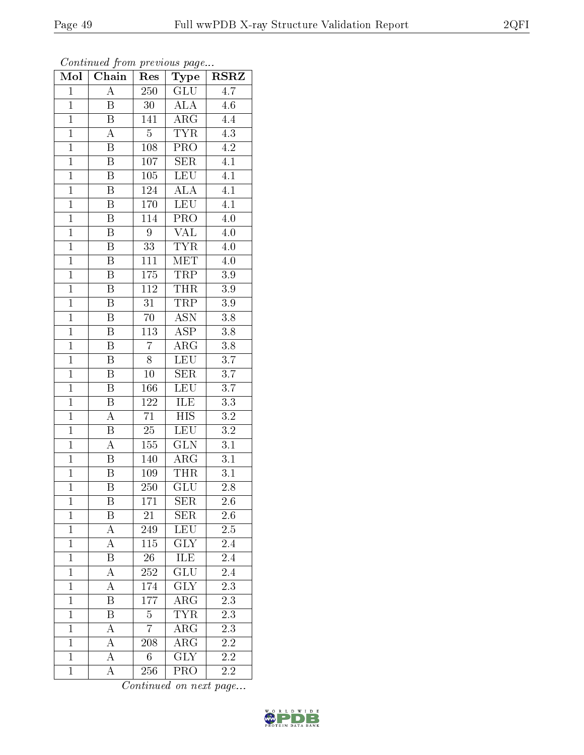*Continued from previous page...*

| Mol | Chain | Res | Type | RSRZ |
|---|---|---|---|---|
| 1 | A | 250 | GLU | 4.7 |
| 1 | B | 30 | ALA | 4.6 |
| 1 | B | 141 | ARG | 4.4 |
| 1 | A | 5 | TYR | 4.3 |
| 1 | B | 108 | PRO | 4.2 |
| 1 | B | 107 | SER | 4.1 |
| 1 | B | 105 | LEU | 4.1 |
| 1 | B | 124 | ALA | 4.1 |
| 1 | B | 170 | LEU | 4.1 |
| 1 | B | 114 | PRO | 4.0 |
| 1 | B | 9 | VAL | 4.0 |
| 1 | B | 33 | TYR | 4.0 |
| 1 | B | 111 | MET | 4.0 |
| 1 | B | 175 | TRP | 3.9 |
| 1 | B | 112 | THR | 3.9 |
| 1 | B | 31 | TRP | 3.9 |
| 1 | B | 70 | ASN | 3.8 |
| 1 | B | 113 | ASP | 3.8 |
| 1 | B | 7 | ARG | 3.8 |
| 1 | B | 8 | LEU | 3.7 |
| 1 | B | 10 | SER | 3.7 |
| 1 | B | 166 | LEU | 3.7 |
| 1 | B | 122 | ILE | 3.3 |
| 1 | A | 71 | HIS | 3.2 |
| 1 | B | 25 | LEU | 3.2 |
| 1 | A | 155 | GLN | 3.1 |
| 1 | B | 140 | ARG | 3.1 |
| 1 | B | 109 | THR | 3.1 |
| 1 | B | 250 | GLU | 2.8 |
| 1 | B | 171 | SER | 2.6 |
| 1 | B | 21 | SER | 2.6 |
| 1 | A | 249 | LEU | 2.5 |
| 1 | A | 115 | GLY | 2.4 |
| 1 | B | 26 | ILE | 2.4 |
| 1 | A | 252 | GLU | 2.4 |
| 1 | A | 174 | GLY | 2.3 |
| 1 | B | 177 | ARG | 2.3 |
| 1 | B | 5 | TYR | 2.3 |
| 1 | A | 7 | ARG | 2.3 |
| 1 | A | 208 | ARG | 2.2 |
| 1 | A | 6 | GLY | 2.2 |
| 1 | A | 256 | PRO | 2.2 |

*Continued on next page...*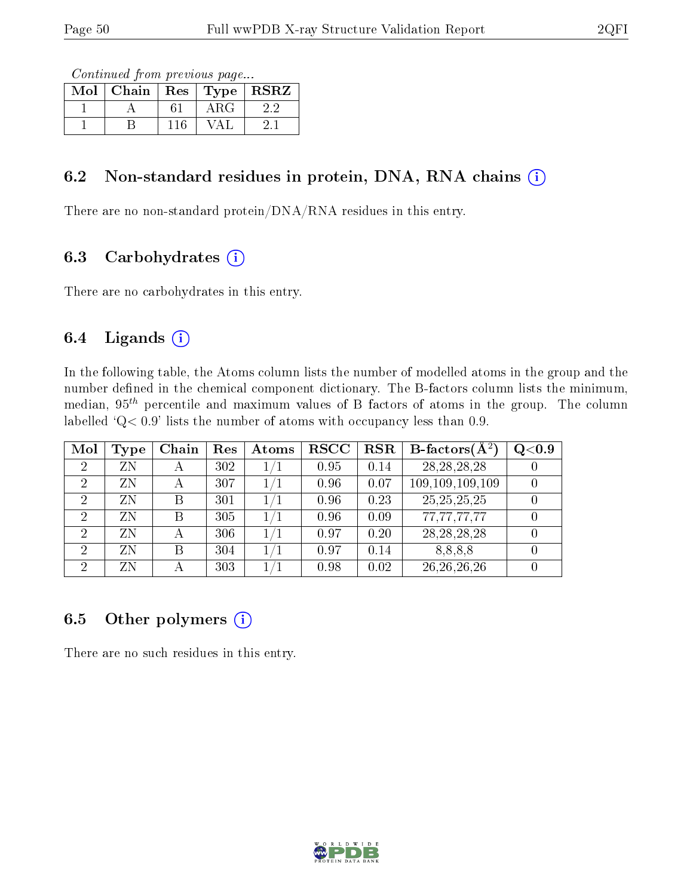*Continued from previous page...*

| Mol | Chain | Res | Type | RSRZ |
|---|---|---|---|---|
| 1 | A | 61 | ARG | 2.2 |
| 1 | B | 116 | VAL | 2.1 |

### 6.2 Non-standard residues in protein, DNA, RNA chains (i)

There are no non-standard protein/DNA/RNA residues in this entry.

### 6.3 Carbohydrates (i)

There are no carbohydrates in this entry.

### 6.4 Ligands (i)

In the following table, the Atoms column lists the number of modelled atoms in the group and the number defined in the chemical component dictionary. The B-factors column lists the minimum, median, $95^{th}$ percentile and maximum values of B factors of atoms in the group. The column labelled 'Q< 0.9' lists the number of atoms with occupancy less than 0.9.

| Mol | Type | Chain | Res | Atoms | RSCC | RSR | B-factors(Å$^2$) | Q<0.9 |
|---|---|---|---|---|---|---|---|---|
| 2 | ZN | A | 302 | 1/1 | 0.95 | 0.14 | 28,28,28,28 | 0 |
| 2 | ZN | A | 307 | 1/1 | 0.96 | 0.07 | 109,109,109,109 | 0 |
| 2 | ZN | B | 301 | 1/1 | 0.96 | 0.23 | 25,25,25,25 | 0 |
| 2 | ZN | B | 305 | 1/1 | 0.96 | 0.09 | 77,77,77,77 | 0 |
| 2 | ZN | A | 306 | 1/1 | 0.97 | 0.20 | 28,28,28,28 | 0 |
| 2 | ZN | B | 304 | 1/1 | 0.97 | 0.14 | 8,8,8,8 | 0 |
| 2 | ZN | A | 303 | 1/1 | 0.98 | 0.02 | 26,26,26,26 | 0 |

### 6.5 Other polymers (i)

There are no such residues in this entry.